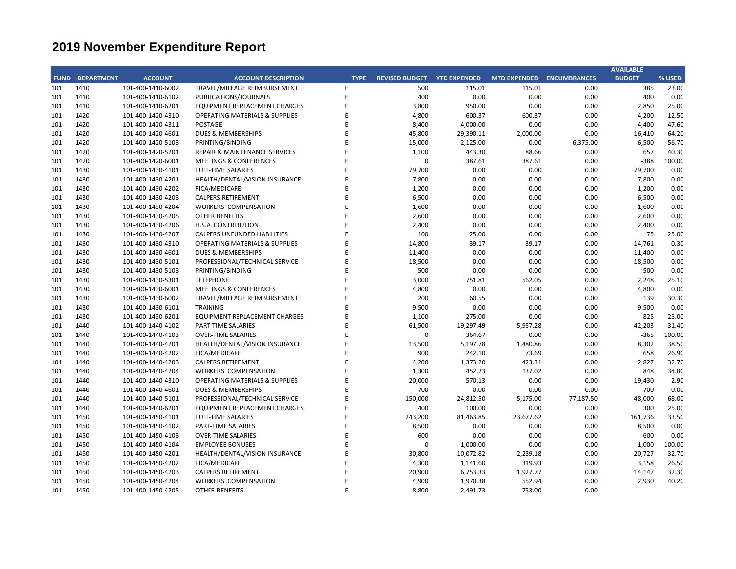# 2019 November Expenditure Report

| FUND | DEPARTMENT | ACCOUNT | ACCOUNT DESCRIPTION | TYPE | REVISED BUDGET | YTD EXPENDED | MTD EXPENDED | ENCUMBRANCES | AVAILABLE BUDGET | % USED |
|---|---|---|---|---|---|---|---|---|---|---|
| 101 | 1410 | 101-400-1410-6002 | TRAVEL/MILEAGE REIMBURSEMENT | E | 500 | 115.01 | 115.01 | 0.00 | 385 | 23.00 |
| 101 | 1410 | 101-400-1410-6102 | PUBLICATIONS/JOURNALS | E | 400 | 0.00 | 0.00 | 0.00 | 400 | 0.00 |
| 101 | 1410 | 101-400-1410-6201 | EQUIPMENT REPLACEMENT CHARGES | E | 3,800 | 950.00 | 0.00 | 0.00 | 2,850 | 25.00 |
| 101 | 1420 | 101-400-1420-4310 | OPERATING MATERIALS & SUPPLIES | E | 4,800 | 600.37 | 600.37 | 0.00 | 4,200 | 12.50 |
| 101 | 1420 | 101-400-1420-4311 | POSTAGE | E | 8,400 | 4,000.00 | 0.00 | 0.00 | 4,400 | 47.60 |
| 101 | 1420 | 101-400-1420-4601 | DUES & MEMBERSHIPS | E | 45,800 | 29,390.11 | 2,000.00 | 0.00 | 16,410 | 64.20 |
| 101 | 1420 | 101-400-1420-5103 | PRINTING/BINDING | E | 15,000 | 2,125.00 | 0.00 | 6,375.00 | 6,500 | 56.70 |
| 101 | 1420 | 101-400-1420-5201 | REPAIR & MAINTENANCE SERVICES | E | 1,100 | 443.30 | 88.66 | 0.00 | 657 | 40.30 |
| 101 | 1420 | 101-400-1420-6001 | MEETINGS & CONFERENCES | E | 0 | 387.61 | 387.61 | 0.00 | -388 | 100.00 |
| 101 | 1430 | 101-400-1430-4101 | FULL-TIME SALARIES | E | 79,700 | 0.00 | 0.00 | 0.00 | 79,700 | 0.00 |
| 101 | 1430 | 101-400-1430-4201 | HEALTH/DENTAL/VISION INSURANCE | E | 7,800 | 0.00 | 0.00 | 0.00 | 7,800 | 0.00 |
| 101 | 1430 | 101-400-1430-4202 | FICA/MEDICARE | E | 1,200 | 0.00 | 0.00 | 0.00 | 1,200 | 0.00 |
| 101 | 1430 | 101-400-1430-4203 | CALPERS RETIREMENT | E | 6,500 | 0.00 | 0.00 | 0.00 | 6,500 | 0.00 |
| 101 | 1430 | 101-400-1430-4204 | WORKERS' COMPENSATION | E | 1,600 | 0.00 | 0.00 | 0.00 | 1,600 | 0.00 |
| 101 | 1430 | 101-400-1430-4205 | OTHER BENEFITS | E | 2,600 | 0.00 | 0.00 | 0.00 | 2,600 | 0.00 |
| 101 | 1430 | 101-400-1430-4206 | H.S.A. CONTRIBUTION | E | 2,400 | 0.00 | 0.00 | 0.00 | 2,400 | 0.00 |
| 101 | 1430 | 101-400-1430-4207 | CALPERS UNFUNDED LIABILITIES | E | 100 | 25.00 | 0.00 | 0.00 | 75 | 25.00 |
| 101 | 1430 | 101-400-1430-4310 | OPERATING MATERIALS & SUPPLIES | E | 14,800 | 39.17 | 39.17 | 0.00 | 14,761 | 0.30 |
| 101 | 1430 | 101-400-1430-4601 | DUES & MEMBERSHIPS | E | 11,400 | 0.00 | 0.00 | 0.00 | 11,400 | 0.00 |
| 101 | 1430 | 101-400-1430-5101 | PROFESSIONAL/TECHNICAL SERVICE | E | 18,500 | 0.00 | 0.00 | 0.00 | 18,500 | 0.00 |
| 101 | 1430 | 101-400-1430-5103 | PRINTING/BINDING | E | 500 | 0.00 | 0.00 | 0.00 | 500 | 0.00 |
| 101 | 1430 | 101-400-1430-5301 | TELEPHONE | E | 3,000 | 751.81 | 562.05 | 0.00 | 2,248 | 25.10 |
| 101 | 1430 | 101-400-1430-6001 | MEETINGS & CONFERENCES | E | 4,800 | 0.00 | 0.00 | 0.00 | 4,800 | 0.00 |
| 101 | 1430 | 101-400-1430-6002 | TRAVEL/MILEAGE REIMBURSEMENT | E | 200 | 60.55 | 0.00 | 0.00 | 139 | 30.30 |
| 101 | 1430 | 101-400-1430-6101 | TRAINING | E | 9,500 | 0.00 | 0.00 | 0.00 | 9,500 | 0.00 |
| 101 | 1430 | 101-400-1430-6201 | EQUIPMENT REPLACEMENT CHARGES | E | 1,100 | 275.00 | 0.00 | 0.00 | 825 | 25.00 |
| 101 | 1440 | 101-400-1440-4102 | PART-TIME SALARIES | E | 61,500 | 19,297.49 | 5,957.28 | 0.00 | 42,203 | 31.40 |
| 101 | 1440 | 101-400-1440-4103 | OVER-TIME SALARIES | E | 0 | 364.67 | 0.00 | 0.00 | -365 | 100.00 |
| 101 | 1440 | 101-400-1440-4201 | HEALTH/DENTAL/VISION INSURANCE | E | 13,500 | 5,197.78 | 1,480.86 | 0.00 | 8,302 | 38.50 |
| 101 | 1440 | 101-400-1440-4202 | FICA/MEDICARE | E | 900 | 242.10 | 73.69 | 0.00 | 658 | 26.90 |
| 101 | 1440 | 101-400-1440-4203 | CALPERS RETIREMENT | E | 4,200 | 1,373.20 | 423.31 | 0.00 | 2,827 | 32.70 |
| 101 | 1440 | 101-400-1440-4204 | WORKERS' COMPENSATION | E | 1,300 | 452.23 | 137.02 | 0.00 | 848 | 34.80 |
| 101 | 1440 | 101-400-1440-4310 | OPERATING MATERIALS & SUPPLIES | E | 20,000 | 570.13 | 0.00 | 0.00 | 19,430 | 2.90 |
| 101 | 1440 | 101-400-1440-4601 | DUES & MEMBERSHIPS | E | 700 | 0.00 | 0.00 | 0.00 | 700 | 0.00 |
| 101 | 1440 | 101-400-1440-5101 | PROFESSIONAL/TECHNICAL SERVICE | E | 150,000 | 24,812.50 | 5,175.00 | 77,187.50 | 48,000 | 68.00 |
| 101 | 1440 | 101-400-1440-6201 | EQUIPMENT REPLACEMENT CHARGES | E | 400 | 100.00 | 0.00 | 0.00 | 300 | 25.00 |
| 101 | 1450 | 101-400-1450-4101 | FULL-TIME SALARIES | E | 243,200 | 81,463.85 | 23,677.62 | 0.00 | 161,736 | 33.50 |
| 101 | 1450 | 101-400-1450-4102 | PART-TIME SALARIES | E | 8,500 | 0.00 | 0.00 | 0.00 | 8,500 | 0.00 |
| 101 | 1450 | 101-400-1450-4103 | OVER-TIME SALARIES | E | 600 | 0.00 | 0.00 | 0.00 | 600 | 0.00 |
| 101 | 1450 | 101-400-1450-4104 | EMPLOYEE BONUSES | E | 0 | 1,000.00 | 0.00 | 0.00 | -1,000 | 100.00 |
| 101 | 1450 | 101-400-1450-4201 | HEALTH/DENTAL/VISION INSURANCE | E | 30,800 | 10,072.82 | 2,239.18 | 0.00 | 20,727 | 32.70 |
| 101 | 1450 | 101-400-1450-4202 | FICA/MEDICARE | E | 4,300 | 1,141.60 | 319.93 | 0.00 | 3,158 | 26.50 |
| 101 | 1450 | 101-400-1450-4203 | CALPERS RETIREMENT | E | 20,900 | 6,753.33 | 1,927.77 | 0.00 | 14,147 | 32.30 |
| 101 | 1450 | 101-400-1450-4204 | WORKERS' COMPENSATION | E | 4,900 | 1,970.38 | 552.94 | 0.00 | 2,930 | 40.20 |
| 101 | 1450 | 101-400-1450-4205 | OTHER BENEFITS | E | 8,800 | 2,491.73 | 753.00 | 0.00 | | |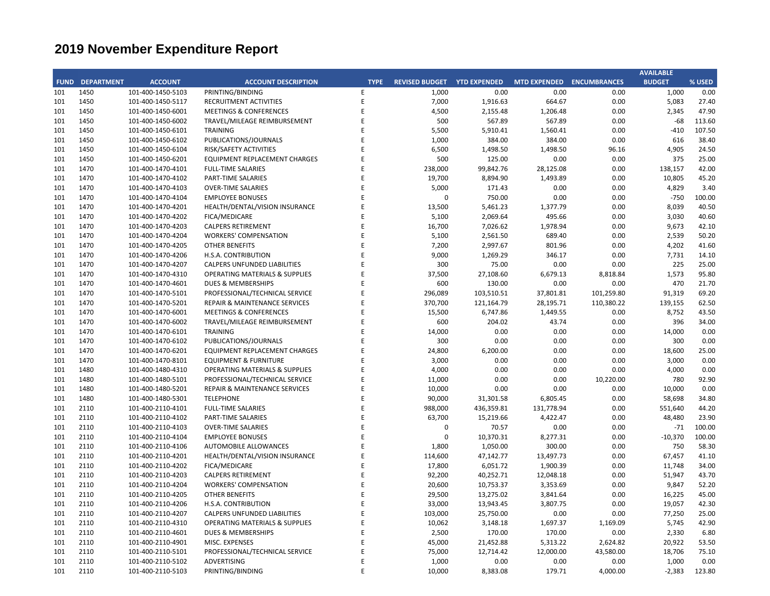# 2019 November Expenditure Report

| FUND | DEPARTMENT | ACCOUNT | ACCOUNT DESCRIPTION | TYPE | REVISED BUDGET | YTD EXPENDED | MTD EXPENDED | ENCUMBRANCES | AVAILABLE BUDGET | % USED |
|---|---|---|---|---|---|---|---|---|---|---|
| 101 | 1450 | 101-400-1450-5103 | PRINTING/BINDING | E | 1,000 | 0.00 | 0.00 | 0.00 | 1,000 | 0.00 |
| 101 | 1450 | 101-400-1450-5117 | RECRUITMENT ACTIVITIES | E | 7,000 | 1,916.63 | 664.67 | 0.00 | 5,083 | 27.40 |
| 101 | 1450 | 101-400-1450-6001 | MEETINGS & CONFERENCES | E | 4,500 | 2,155.48 | 1,206.48 | 0.00 | 2,345 | 47.90 |
| 101 | 1450 | 101-400-1450-6002 | TRAVEL/MILEAGE REIMBURSEMENT | E | 500 | 567.89 | 567.89 | 0.00 | -68 | 113.60 |
| 101 | 1450 | 101-400-1450-6101 | TRAINING | E | 5,500 | 5,910.41 | 1,560.41 | 0.00 | -410 | 107.50 |
| 101 | 1450 | 101-400-1450-6102 | PUBLICATIONS/JOURNALS | E | 1,000 | 384.00 | 384.00 | 0.00 | 616 | 38.40 |
| 101 | 1450 | 101-400-1450-6104 | RISK/SAFETY ACTIVITIES | E | 6,500 | 1,498.50 | 1,498.50 | 96.16 | 4,905 | 24.50 |
| 101 | 1450 | 101-400-1450-6201 | EQUIPMENT REPLACEMENT CHARGES | E | 500 | 125.00 | 0.00 | 0.00 | 375 | 25.00 |
| 101 | 1470 | 101-400-1470-4101 | FULL-TIME SALARIES | E | 238,000 | 99,842.76 | 28,125.08 | 0.00 | 138,157 | 42.00 |
| 101 | 1470 | 101-400-1470-4102 | PART-TIME SALARIES | E | 19,700 | 8,894.90 | 1,493.89 | 0.00 | 10,805 | 45.20 |
| 101 | 1470 | 101-400-1470-4103 | OVER-TIME SALARIES | E | 5,000 | 171.43 | 0.00 | 0.00 | 4,829 | 3.40 |
| 101 | 1470 | 101-400-1470-4104 | EMPLOYEE BONUSES | E | 0 | 750.00 | 0.00 | 0.00 | -750 | 100.00 |
| 101 | 1470 | 101-400-1470-4201 | HEALTH/DENTAL/VISION INSURANCE | E | 13,500 | 5,461.23 | 1,377.79 | 0.00 | 8,039 | 40.50 |
| 101 | 1470 | 101-400-1470-4202 | FICA/MEDICARE | E | 5,100 | 2,069.64 | 495.66 | 0.00 | 3,030 | 40.60 |
| 101 | 1470 | 101-400-1470-4203 | CALPERS RETIREMENT | E | 16,700 | 7,026.62 | 1,978.94 | 0.00 | 9,673 | 42.10 |
| 101 | 1470 | 101-400-1470-4204 | WORKERS' COMPENSATION | E | 5,100 | 2,561.50 | 689.40 | 0.00 | 2,539 | 50.20 |
| 101 | 1470 | 101-400-1470-4205 | OTHER BENEFITS | E | 7,200 | 2,997.67 | 801.96 | 0.00 | 4,202 | 41.60 |
| 101 | 1470 | 101-400-1470-4206 | H.S.A. CONTRIBUTION | E | 9,000 | 1,269.29 | 346.17 | 0.00 | 7,731 | 14.10 |
| 101 | 1470 | 101-400-1470-4207 | CALPERS UNFUNDED LIABILITIES | E | 300 | 75.00 | 0.00 | 0.00 | 225 | 25.00 |
| 101 | 1470 | 101-400-1470-4310 | OPERATING MATERIALS & SUPPLIES | E | 37,500 | 27,108.60 | 6,679.13 | 8,818.84 | 1,573 | 95.80 |
| 101 | 1470 | 101-400-1470-4601 | DUES & MEMBERSHIPS | E | 600 | 130.00 | 0.00 | 0.00 | 470 | 21.70 |
| 101 | 1470 | 101-400-1470-5101 | PROFESSIONAL/TECHNICAL SERVICE | E | 296,089 | 103,510.51 | 37,801.81 | 101,259.80 | 91,319 | 69.20 |
| 101 | 1470 | 101-400-1470-5201 | REPAIR & MAINTENANCE SERVICES | E | 370,700 | 121,164.79 | 28,195.71 | 110,380.22 | 139,155 | 62.50 |
| 101 | 1470 | 101-400-1470-6001 | MEETINGS & CONFERENCES | E | 15,500 | 6,747.86 | 1,449.55 | 0.00 | 8,752 | 43.50 |
| 101 | 1470 | 101-400-1470-6002 | TRAVEL/MILEAGE REIMBURSEMENT | E | 600 | 204.02 | 43.74 | 0.00 | 396 | 34.00 |
| 101 | 1470 | 101-400-1470-6101 | TRAINING | E | 14,000 | 0.00 | 0.00 | 0.00 | 14,000 | 0.00 |
| 101 | 1470 | 101-400-1470-6102 | PUBLICATIONS/JOURNALS | E | 300 | 0.00 | 0.00 | 0.00 | 300 | 0.00 |
| 101 | 1470 | 101-400-1470-6201 | EQUIPMENT REPLACEMENT CHARGES | E | 24,800 | 6,200.00 | 0.00 | 0.00 | 18,600 | 25.00 |
| 101 | 1470 | 101-400-1470-8101 | EQUIPMENT & FURNITURE | E | 3,000 | 0.00 | 0.00 | 0.00 | 3,000 | 0.00 |
| 101 | 1480 | 101-400-1480-4310 | OPERATING MATERIALS & SUPPLIES | E | 4,000 | 0.00 | 0.00 | 0.00 | 4,000 | 0.00 |
| 101 | 1480 | 101-400-1480-5101 | PROFESSIONAL/TECHNICAL SERVICE | E | 11,000 | 0.00 | 0.00 | 10,220.00 | 780 | 92.90 |
| 101 | 1480 | 101-400-1480-5201 | REPAIR & MAINTENANCE SERVICES | E | 10,000 | 0.00 | 0.00 | 0.00 | 10,000 | 0.00 |
| 101 | 1480 | 101-400-1480-5301 | TELEPHONE | E | 90,000 | 31,301.58 | 6,805.45 | 0.00 | 58,698 | 34.80 |
| 101 | 2110 | 101-400-2110-4101 | FULL-TIME SALARIES | E | 988,000 | 436,359.81 | 131,778.94 | 0.00 | 551,640 | 44.20 |
| 101 | 2110 | 101-400-2110-4102 | PART-TIME SALARIES | E | 63,700 | 15,219.66 | 4,422.47 | 0.00 | 48,480 | 23.90 |
| 101 | 2110 | 101-400-2110-4103 | OVER-TIME SALARIES | E | 0 | 70.57 | 0.00 | 0.00 | -71 | 100.00 |
| 101 | 2110 | 101-400-2110-4104 | EMPLOYEE BONUSES | E | 0 | 10,370.31 | 8,277.31 | 0.00 | -10,370 | 100.00 |
| 101 | 2110 | 101-400-2110-4106 | AUTOMOBILE ALLOWANCES | E | 1,800 | 1,050.00 | 300.00 | 0.00 | 750 | 58.30 |
| 101 | 2110 | 101-400-2110-4201 | HEALTH/DENTAL/VISION INSURANCE | E | 114,600 | 47,142.77 | 13,497.73 | 0.00 | 67,457 | 41.10 |
| 101 | 2110 | 101-400-2110-4202 | FICA/MEDICARE | E | 17,800 | 6,051.72 | 1,900.39 | 0.00 | 11,748 | 34.00 |
| 101 | 2110 | 101-400-2110-4203 | CALPERS RETIREMENT | E | 92,200 | 40,252.71 | 12,048.18 | 0.00 | 51,947 | 43.70 |
| 101 | 2110 | 101-400-2110-4204 | WORKERS' COMPENSATION | E | 20,600 | 10,753.37 | 3,353.69 | 0.00 | 9,847 | 52.20 |
| 101 | 2110 | 101-400-2110-4205 | OTHER BENEFITS | E | 29,500 | 13,275.02 | 3,841.64 | 0.00 | 16,225 | 45.00 |
| 101 | 2110 | 101-400-2110-4206 | H.S.A. CONTRIBUTION | E | 33,000 | 13,943.45 | 3,807.75 | 0.00 | 19,057 | 42.30 |
| 101 | 2110 | 101-400-2110-4207 | CALPERS UNFUNDED LIABILITIES | E | 103,000 | 25,750.00 | 0.00 | 0.00 | 77,250 | 25.00 |
| 101 | 2110 | 101-400-2110-4310 | OPERATING MATERIALS & SUPPLIES | E | 10,062 | 3,148.18 | 1,697.37 | 1,169.09 | 5,745 | 42.90 |
| 101 | 2110 | 101-400-2110-4601 | DUES & MEMBERSHIPS | E | 2,500 | 170.00 | 170.00 | 0.00 | 2,330 | 6.80 |
| 101 | 2110 | 101-400-2110-4901 | MISC. EXPENSES | E | 45,000 | 21,452.88 | 5,313.22 | 2,624.82 | 20,922 | 53.50 |
| 101 | 2110 | 101-400-2110-5101 | PROFESSIONAL/TECHNICAL SERVICE | E | 75,000 | 12,714.42 | 12,000.00 | 43,580.00 | 18,706 | 75.10 |
| 101 | 2110 | 101-400-2110-5102 | ADVERTISING | E | 1,000 | 0.00 | 0.00 | 0.00 | 1,000 | 0.00 |
| 101 | 2110 | 101-400-2110-5103 | PRINTING/BINDING | E | 10,000 | 8,383.08 | 179.71 | 4,000.00 | -2,383 | 123.80 |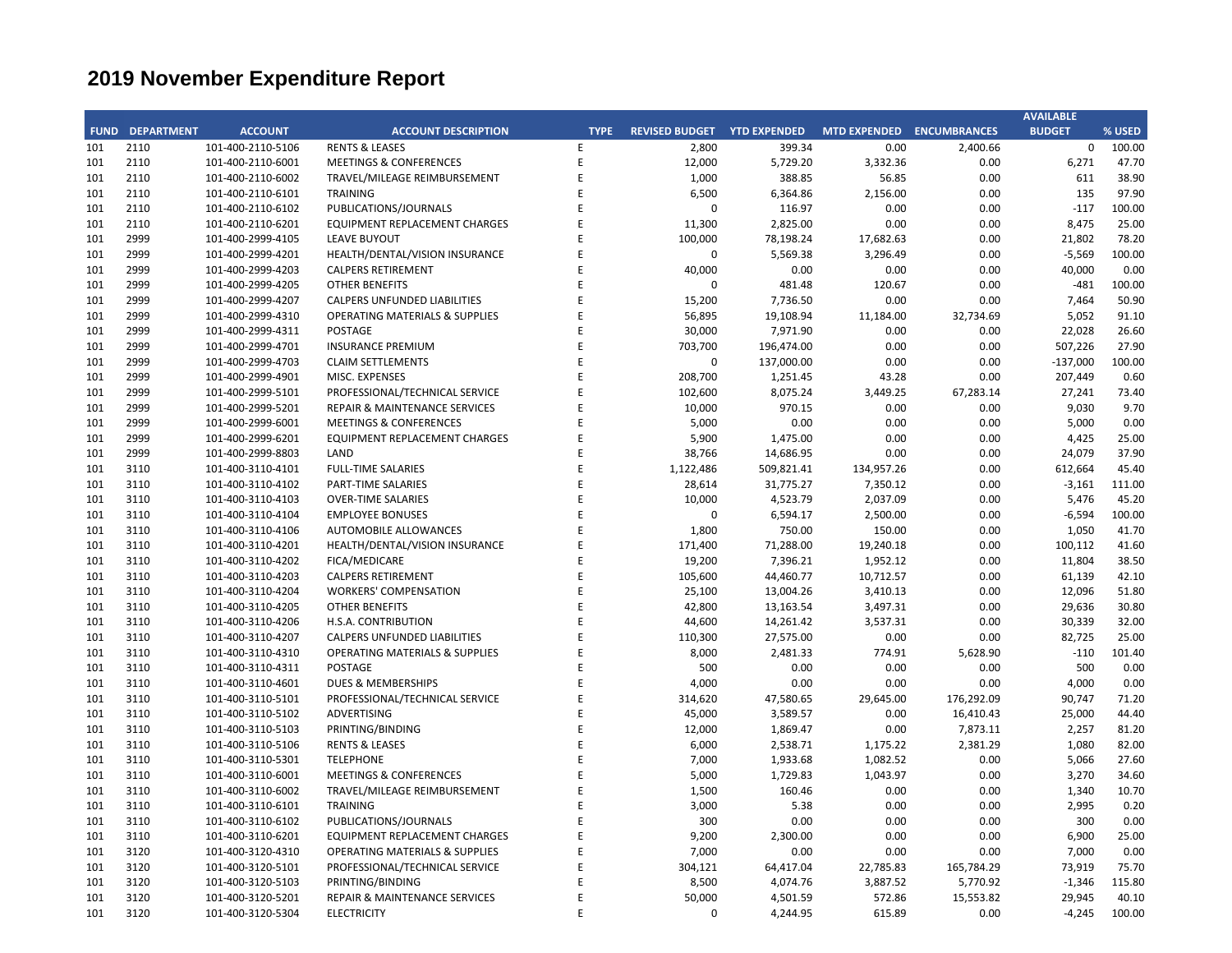# 2019 November Expenditure Report

| FUND | DEPARTMENT | ACCOUNT | ACCOUNT DESCRIPTION | TYPE | REVISED BUDGET | YTD EXPENDED | MTD EXPENDED | ENCUMBRANCES | AVAILABLE BUDGET | % USED |
|---|---|---|---|---|---|---|---|---|---|---|
| 101 | 2110 | 101-400-2110-5106 | RENTS & LEASES | E | 2,800 | 399.34 | 0.00 | 2,400.66 | 0 | 100.00 |
| 101 | 2110 | 101-400-2110-6001 | MEETINGS & CONFERENCES | E | 12,000 | 5,729.20 | 3,332.36 | 0.00 | 6,271 | 47.70 |
| 101 | 2110 | 101-400-2110-6002 | TRAVEL/MILEAGE REIMBURSEMENT | E | 1,000 | 388.85 | 56.85 | 0.00 | 611 | 38.90 |
| 101 | 2110 | 101-400-2110-6101 | TRAINING | E | 6,500 | 6,364.86 | 2,156.00 | 0.00 | 135 | 97.90 |
| 101 | 2110 | 101-400-2110-6102 | PUBLICATIONS/JOURNALS | E | 0 | 116.97 | 0.00 | 0.00 | -117 | 100.00 |
| 101 | 2110 | 101-400-2110-6201 | EQUIPMENT REPLACEMENT CHARGES | E | 11,300 | 2,825.00 | 0.00 | 0.00 | 8,475 | 25.00 |
| 101 | 2999 | 101-400-2999-4105 | LEAVE BUYOUT | E | 100,000 | 78,198.24 | 17,682.63 | 0.00 | 21,802 | 78.20 |
| 101 | 2999 | 101-400-2999-4201 | HEALTH/DENTAL/VISION INSURANCE | E | 0 | 5,569.38 | 3,296.49 | 0.00 | -5,569 | 100.00 |
| 101 | 2999 | 101-400-2999-4203 | CALPERS RETIREMENT | E | 40,000 | 0.00 | 0.00 | 0.00 | 40,000 | 0.00 |
| 101 | 2999 | 101-400-2999-4205 | OTHER BENEFITS | E | 0 | 481.48 | 120.67 | 0.00 | -481 | 100.00 |
| 101 | 2999 | 101-400-2999-4207 | CALPERS UNFUNDED LIABILITIES | E | 15,200 | 7,736.50 | 0.00 | 0.00 | 7,464 | 50.90 |
| 101 | 2999 | 101-400-2999-4310 | OPERATING MATERIALS & SUPPLIES | E | 56,895 | 19,108.94 | 11,184.00 | 32,734.69 | 5,052 | 91.10 |
| 101 | 2999 | 101-400-2999-4311 | POSTAGE | E | 30,000 | 7,971.90 | 0.00 | 0.00 | 22,028 | 26.60 |
| 101 | 2999 | 101-400-2999-4701 | INSURANCE PREMIUM | E | 703,700 | 196,474.00 | 0.00 | 0.00 | 507,226 | 27.90 |
| 101 | 2999 | 101-400-2999-4703 | CLAIM SETTLEMENTS | E | 0 | 137,000.00 | 0.00 | 0.00 | -137,000 | 100.00 |
| 101 | 2999 | 101-400-2999-4901 | MISC. EXPENSES | E | 208,700 | 1,251.45 | 43.28 | 0.00 | 207,449 | 0.60 |
| 101 | 2999 | 101-400-2999-5101 | PROFESSIONAL/TECHNICAL SERVICE | E | 102,600 | 8,075.24 | 3,449.25 | 67,283.14 | 27,241 | 73.40 |
| 101 | 2999 | 101-400-2999-5201 | REPAIR & MAINTENANCE SERVICES | E | 10,000 | 970.15 | 0.00 | 0.00 | 9,030 | 9.70 |
| 101 | 2999 | 101-400-2999-6001 | MEETINGS & CONFERENCES | E | 5,000 | 0.00 | 0.00 | 0.00 | 5,000 | 0.00 |
| 101 | 2999 | 101-400-2999-6201 | EQUIPMENT REPLACEMENT CHARGES | E | 5,900 | 1,475.00 | 0.00 | 0.00 | 4,425 | 25.00 |
| 101 | 2999 | 101-400-2999-8803 | LAND | E | 38,766 | 14,686.95 | 0.00 | 0.00 | 24,079 | 37.90 |
| 101 | 3110 | 101-400-3110-4101 | FULL-TIME SALARIES | E | 1,122,486 | 509,821.41 | 134,957.26 | 0.00 | 612,664 | 45.40 |
| 101 | 3110 | 101-400-3110-4102 | PART-TIME SALARIES | E | 28,614 | 31,775.27 | 7,350.12 | 0.00 | -3,161 | 111.00 |
| 101 | 3110 | 101-400-3110-4103 | OVER-TIME SALARIES | E | 10,000 | 4,523.79 | 2,037.09 | 0.00 | 5,476 | 45.20 |
| 101 | 3110 | 101-400-3110-4104 | EMPLOYEE BONUSES | E | 0 | 6,594.17 | 2,500.00 | 0.00 | -6,594 | 100.00 |
| 101 | 3110 | 101-400-3110-4106 | AUTOMOBILE ALLOWANCES | E | 1,800 | 750.00 | 150.00 | 0.00 | 1,050 | 41.70 |
| 101 | 3110 | 101-400-3110-4201 | HEALTH/DENTAL/VISION INSURANCE | E | 171,400 | 71,288.00 | 19,240.18 | 0.00 | 100,112 | 41.60 |
| 101 | 3110 | 101-400-3110-4202 | FICA/MEDICARE | E | 19,200 | 7,396.21 | 1,952.12 | 0.00 | 11,804 | 38.50 |
| 101 | 3110 | 101-400-3110-4203 | CALPERS RETIREMENT | E | 105,600 | 44,460.77 | 10,712.57 | 0.00 | 61,139 | 42.10 |
| 101 | 3110 | 101-400-3110-4204 | WORKERS' COMPENSATION | E | 25,100 | 13,004.26 | 3,410.13 | 0.00 | 12,096 | 51.80 |
| 101 | 3110 | 101-400-3110-4205 | OTHER BENEFITS | E | 42,800 | 13,163.54 | 3,497.31 | 0.00 | 29,636 | 30.80 |
| 101 | 3110 | 101-400-3110-4206 | H.S.A. CONTRIBUTION | E | 44,600 | 14,261.42 | 3,537.31 | 0.00 | 30,339 | 32.00 |
| 101 | 3110 | 101-400-3110-4207 | CALPERS UNFUNDED LIABILITIES | E | 110,300 | 27,575.00 | 0.00 | 0.00 | 82,725 | 25.00 |
| 101 | 3110 | 101-400-3110-4310 | OPERATING MATERIALS & SUPPLIES | E | 8,000 | 2,481.33 | 774.91 | 5,628.90 | -110 | 101.40 |
| 101 | 3110 | 101-400-3110-4311 | POSTAGE | E | 500 | 0.00 | 0.00 | 0.00 | 500 | 0.00 |
| 101 | 3110 | 101-400-3110-4601 | DUES & MEMBERSHIPS | E | 4,000 | 0.00 | 0.00 | 0.00 | 4,000 | 0.00 |
| 101 | 3110 | 101-400-3110-5101 | PROFESSIONAL/TECHNICAL SERVICE | E | 314,620 | 47,580.65 | 29,645.00 | 176,292.09 | 90,747 | 71.20 |
| 101 | 3110 | 101-400-3110-5102 | ADVERTISING | E | 45,000 | 3,589.57 | 0.00 | 16,410.43 | 25,000 | 44.40 |
| 101 | 3110 | 101-400-3110-5103 | PRINTING/BINDING | E | 12,000 | 1,869.47 | 0.00 | 7,873.11 | 2,257 | 81.20 |
| 101 | 3110 | 101-400-3110-5106 | RENTS & LEASES | E | 6,000 | 2,538.71 | 1,175.22 | 2,381.29 | 1,080 | 82.00 |
| 101 | 3110 | 101-400-3110-5301 | TELEPHONE | E | 7,000 | 1,933.68 | 1,082.52 | 0.00 | 5,066 | 27.60 |
| 101 | 3110 | 101-400-3110-6001 | MEETINGS & CONFERENCES | E | 5,000 | 1,729.83 | 1,043.97 | 0.00 | 3,270 | 34.60 |
| 101 | 3110 | 101-400-3110-6002 | TRAVEL/MILEAGE REIMBURSEMENT | E | 1,500 | 160.46 | 0.00 | 0.00 | 1,340 | 10.70 |
| 101 | 3110 | 101-400-3110-6101 | TRAINING | E | 3,000 | 5.38 | 0.00 | 0.00 | 2,995 | 0.20 |
| 101 | 3110 | 101-400-3110-6102 | PUBLICATIONS/JOURNALS | E | 300 | 0.00 | 0.00 | 0.00 | 300 | 0.00 |
| 101 | 3110 | 101-400-3110-6201 | EQUIPMENT REPLACEMENT CHARGES | E | 9,200 | 2,300.00 | 0.00 | 0.00 | 6,900 | 25.00 |
| 101 | 3120 | 101-400-3120-4310 | OPERATING MATERIALS & SUPPLIES | E | 7,000 | 0.00 | 0.00 | 0.00 | 7,000 | 0.00 |
| 101 | 3120 | 101-400-3120-5101 | PROFESSIONAL/TECHNICAL SERVICE | E | 304,121 | 64,417.04 | 22,785.83 | 165,784.29 | 73,919 | 75.70 |
| 101 | 3120 | 101-400-3120-5103 | PRINTING/BINDING | E | 8,500 | 4,074.76 | 3,887.52 | 5,770.92 | -1,346 | 115.80 |
| 101 | 3120 | 101-400-3120-5201 | REPAIR & MAINTENANCE SERVICES | E | 50,000 | 4,501.59 | 572.86 | 15,553.82 | 29,945 | 40.10 |
| 101 | 3120 | 101-400-3120-5304 | ELECTRICITY | E | 0 | 4,244.95 | 615.89 | 0.00 | -4,245 | 100.00 |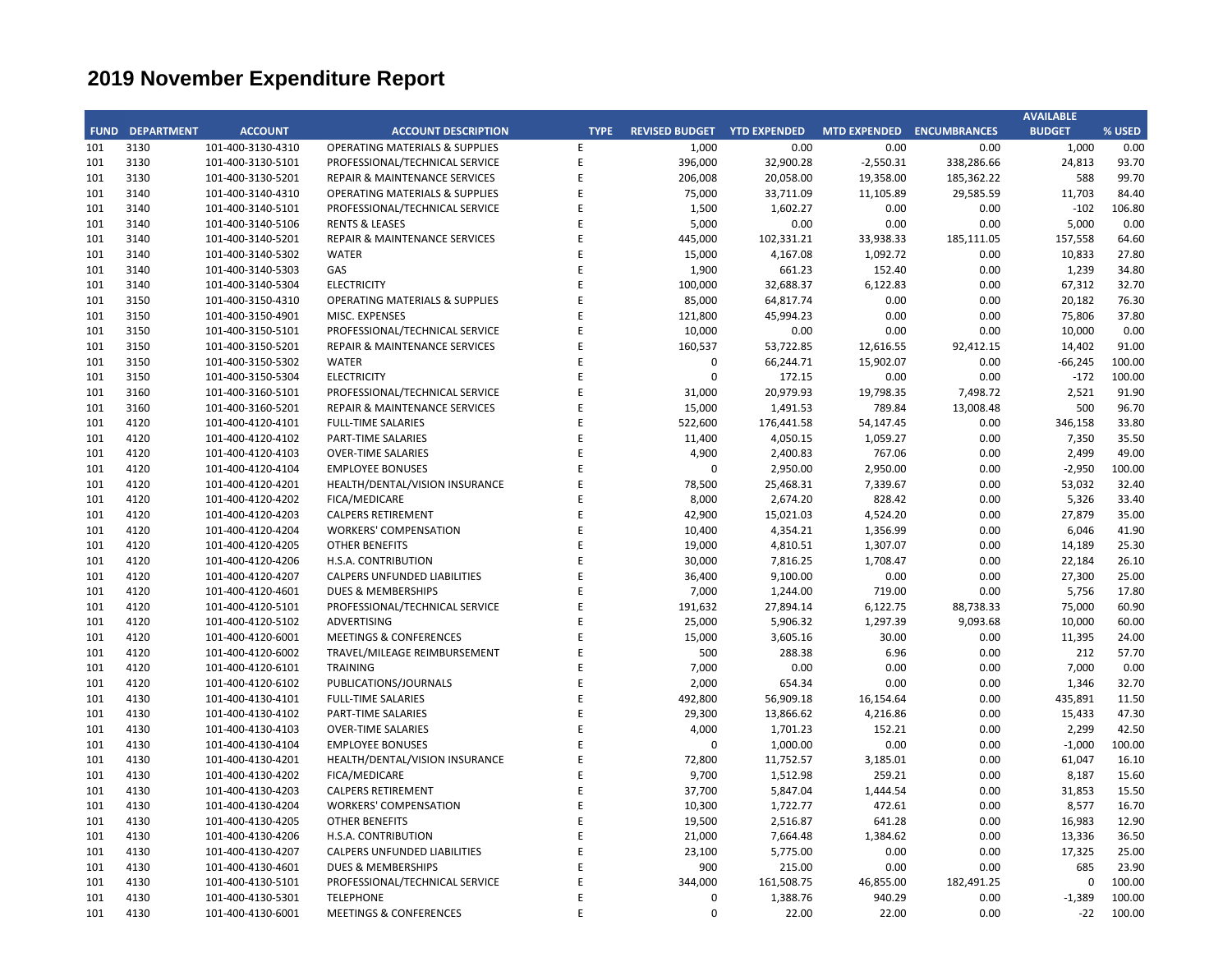# 2019 November Expenditure Report

| FUND | DEPARTMENT | ACCOUNT | ACCOUNT DESCRIPTION | TYPE | REVISED BUDGET | YTD EXPENDED | MTD EXPENDED | ENCUMBRANCES | AVAILABLE BUDGET | % USED |
|---|---|---|---|---|---|---|---|---|---|---|
| 101 | 3130 | 101-400-3130-4310 | OPERATING MATERIALS & SUPPLIES | E | 1,000 | 0.00 | 0.00 | 0.00 | 1,000 | 0.00 |
| 101 | 3130 | 101-400-3130-5101 | PROFESSIONAL/TECHNICAL SERVICE | E | 396,000 | 32,900.28 | -2,550.31 | 338,286.66 | 24,813 | 93.70 |
| 101 | 3130 | 101-400-3130-5201 | REPAIR & MAINTENANCE SERVICES | E | 206,008 | 20,058.00 | 19,358.00 | 185,362.22 | 588 | 99.70 |
| 101 | 3140 | 101-400-3140-4310 | OPERATING MATERIALS & SUPPLIES | E | 75,000 | 33,711.09 | 11,105.89 | 29,585.59 | 11,703 | 84.40 |
| 101 | 3140 | 101-400-3140-5101 | PROFESSIONAL/TECHNICAL SERVICE | E | 1,500 | 1,602.27 | 0.00 | 0.00 | -102 | 106.80 |
| 101 | 3140 | 101-400-3140-5106 | RENTS & LEASES | E | 5,000 | 0.00 | 0.00 | 0.00 | 5,000 | 0.00 |
| 101 | 3140 | 101-400-3140-5201 | REPAIR & MAINTENANCE SERVICES | E | 445,000 | 102,331.21 | 33,938.33 | 185,111.05 | 157,558 | 64.60 |
| 101 | 3140 | 101-400-3140-5302 | WATER | E | 15,000 | 4,167.08 | 1,092.72 | 0.00 | 10,833 | 27.80 |
| 101 | 3140 | 101-400-3140-5303 | GAS | E | 1,900 | 661.23 | 152.40 | 0.00 | 1,239 | 34.80 |
| 101 | 3140 | 101-400-3140-5304 | ELECTRICITY | E | 100,000 | 32,688.37 | 6,122.83 | 0.00 | 67,312 | 32.70 |
| 101 | 3150 | 101-400-3150-4310 | OPERATING MATERIALS & SUPPLIES | E | 85,000 | 64,817.74 | 0.00 | 0.00 | 20,182 | 76.30 |
| 101 | 3150 | 101-400-3150-4901 | MISC. EXPENSES | E | 121,800 | 45,994.23 | 0.00 | 0.00 | 75,806 | 37.80 |
| 101 | 3150 | 101-400-3150-5101 | PROFESSIONAL/TECHNICAL SERVICE | E | 10,000 | 0.00 | 0.00 | 0.00 | 10,000 | 0.00 |
| 101 | 3150 | 101-400-3150-5201 | REPAIR & MAINTENANCE SERVICES | E | 160,537 | 53,722.85 | 12,616.55 | 92,412.15 | 14,402 | 91.00 |
| 101 | 3150 | 101-400-3150-5302 | WATER | E | 0 | 66,244.71 | 15,902.07 | 0.00 | -66,245 | 100.00 |
| 101 | 3150 | 101-400-3150-5304 | ELECTRICITY | E | 0 | 172.15 | 0.00 | 0.00 | -172 | 100.00 |
| 101 | 3160 | 101-400-3160-5101 | PROFESSIONAL/TECHNICAL SERVICE | E | 31,000 | 20,979.93 | 19,798.35 | 7,498.72 | 2,521 | 91.90 |
| 101 | 3160 | 101-400-3160-5201 | REPAIR & MAINTENANCE SERVICES | E | 15,000 | 1,491.53 | 789.84 | 13,008.48 | 500 | 96.70 |
| 101 | 4120 | 101-400-4120-4101 | FULL-TIME SALARIES | E | 522,600 | 176,441.58 | 54,147.45 | 0.00 | 346,158 | 33.80 |
| 101 | 4120 | 101-400-4120-4102 | PART-TIME SALARIES | E | 11,400 | 4,050.15 | 1,059.27 | 0.00 | 7,350 | 35.50 |
| 101 | 4120 | 101-400-4120-4103 | OVER-TIME SALARIES | E | 4,900 | 2,400.83 | 767.06 | 0.00 | 2,499 | 49.00 |
| 101 | 4120 | 101-400-4120-4104 | EMPLOYEE BONUSES | E | 0 | 2,950.00 | 2,950.00 | 0.00 | -2,950 | 100.00 |
| 101 | 4120 | 101-400-4120-4201 | HEALTH/DENTAL/VISION INSURANCE | E | 78,500 | 25,468.31 | 7,339.67 | 0.00 | 53,032 | 32.40 |
| 101 | 4120 | 101-400-4120-4202 | FICA/MEDICARE | E | 8,000 | 2,674.20 | 828.42 | 0.00 | 5,326 | 33.40 |
| 101 | 4120 | 101-400-4120-4203 | CALPERS RETIREMENT | E | 42,900 | 15,021.03 | 4,524.20 | 0.00 | 27,879 | 35.00 |
| 101 | 4120 | 101-400-4120-4204 | WORKERS' COMPENSATION | E | 10,400 | 4,354.21 | 1,356.99 | 0.00 | 6,046 | 41.90 |
| 101 | 4120 | 101-400-4120-4205 | OTHER BENEFITS | E | 19,000 | 4,810.51 | 1,307.07 | 0.00 | 14,189 | 25.30 |
| 101 | 4120 | 101-400-4120-4206 | H.S.A. CONTRIBUTION | E | 30,000 | 7,816.25 | 1,708.47 | 0.00 | 22,184 | 26.10 |
| 101 | 4120 | 101-400-4120-4207 | CALPERS UNFUNDED LIABILITIES | E | 36,400 | 9,100.00 | 0.00 | 0.00 | 27,300 | 25.00 |
| 101 | 4120 | 101-400-4120-4601 | DUES & MEMBERSHIPS | E | 7,000 | 1,244.00 | 719.00 | 0.00 | 5,756 | 17.80 |
| 101 | 4120 | 101-400-4120-5101 | PROFESSIONAL/TECHNICAL SERVICE | E | 191,632 | 27,894.14 | 6,122.75 | 88,738.33 | 75,000 | 60.90 |
| 101 | 4120 | 101-400-4120-5102 | ADVERTISING | E | 25,000 | 5,906.32 | 1,297.39 | 9,093.68 | 10,000 | 60.00 |
| 101 | 4120 | 101-400-4120-6001 | MEETINGS & CONFERENCES | E | 15,000 | 3,605.16 | 30.00 | 0.00 | 11,395 | 24.00 |
| 101 | 4120 | 101-400-4120-6002 | TRAVEL/MILEAGE REIMBURSEMENT | E | 500 | 288.38 | 6.96 | 0.00 | 212 | 57.70 |
| 101 | 4120 | 101-400-4120-6101 | TRAINING | E | 7,000 | 0.00 | 0.00 | 0.00 | 7,000 | 0.00 |
| 101 | 4120 | 101-400-4120-6102 | PUBLICATIONS/JOURNALS | E | 2,000 | 654.34 | 0.00 | 0.00 | 1,346 | 32.70 |
| 101 | 4130 | 101-400-4130-4101 | FULL-TIME SALARIES | E | 492,800 | 56,909.18 | 16,154.64 | 0.00 | 435,891 | 11.50 |
| 101 | 4130 | 101-400-4130-4102 | PART-TIME SALARIES | E | 29,300 | 13,866.62 | 4,216.86 | 0.00 | 15,433 | 47.30 |
| 101 | 4130 | 101-400-4130-4103 | OVER-TIME SALARIES | E | 4,000 | 1,701.23 | 152.21 | 0.00 | 2,299 | 42.50 |
| 101 | 4130 | 101-400-4130-4104 | EMPLOYEE BONUSES | E | 0 | 1,000.00 | 0.00 | 0.00 | -1,000 | 100.00 |
| 101 | 4130 | 101-400-4130-4201 | HEALTH/DENTAL/VISION INSURANCE | E | 72,800 | 11,752.57 | 3,185.01 | 0.00 | 61,047 | 16.10 |
| 101 | 4130 | 101-400-4130-4202 | FICA/MEDICARE | E | 9,700 | 1,512.98 | 259.21 | 0.00 | 8,187 | 15.60 |
| 101 | 4130 | 101-400-4130-4203 | CALPERS RETIREMENT | E | 37,700 | 5,847.04 | 1,444.54 | 0.00 | 31,853 | 15.50 |
| 101 | 4130 | 101-400-4130-4204 | WORKERS' COMPENSATION | E | 10,300 | 1,722.77 | 472.61 | 0.00 | 8,577 | 16.70 |
| 101 | 4130 | 101-400-4130-4205 | OTHER BENEFITS | E | 19,500 | 2,516.87 | 641.28 | 0.00 | 16,983 | 12.90 |
| 101 | 4130 | 101-400-4130-4206 | H.S.A. CONTRIBUTION | E | 21,000 | 7,664.48 | 1,384.62 | 0.00 | 13,336 | 36.50 |
| 101 | 4130 | 101-400-4130-4207 | CALPERS UNFUNDED LIABILITIES | E | 23,100 | 5,775.00 | 0.00 | 0.00 | 17,325 | 25.00 |
| 101 | 4130 | 101-400-4130-4601 | DUES & MEMBERSHIPS | E | 900 | 215.00 | 0.00 | 0.00 | 685 | 23.90 |
| 101 | 4130 | 101-400-4130-5101 | PROFESSIONAL/TECHNICAL SERVICE | E | 344,000 | 161,508.75 | 46,855.00 | 182,491.25 | 0 | 100.00 |
| 101 | 4130 | 101-400-4130-5301 | TELEPHONE | E | 0 | 1,388.76 | 940.29 | 0.00 | -1,389 | 100.00 |
| 101 | 4130 | 101-400-4130-6001 | MEETINGS & CONFERENCES | E | 0 | 22.00 | 22.00 | 0.00 | -22 | 100.00 |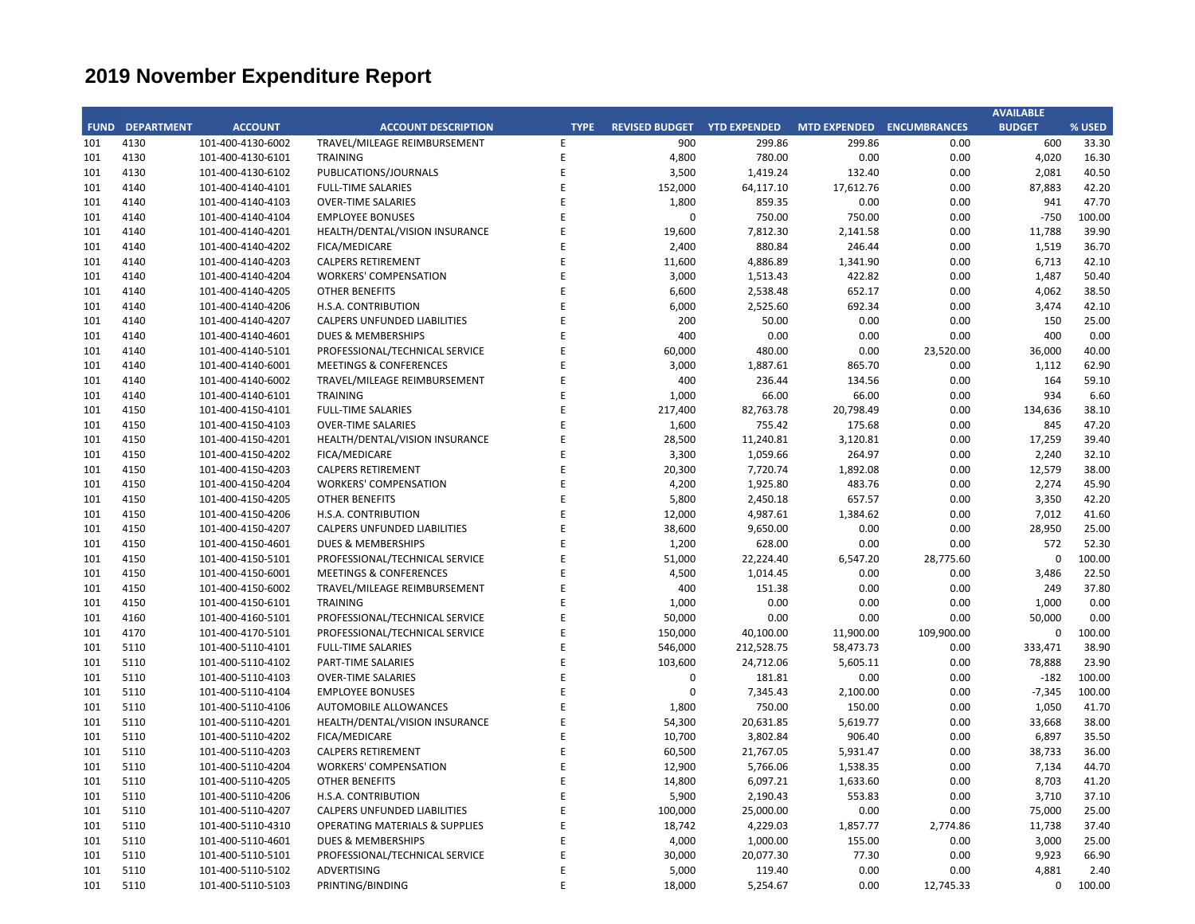# 2019 November Expenditure Report

| FUND | DEPARTMENT | ACCOUNT | ACCOUNT DESCRIPTION | TYPE | REVISED BUDGET | YTD EXPENDED | MTD EXPENDED | ENCUMBRANCES | AVAILABLE BUDGET | % USED |
|---|---|---|---|---|---|---|---|---|---|---|
| 101 | 4130 | 101-400-4130-6002 | TRAVEL/MILEAGE REIMBURSEMENT | E | 900 | 299.86 | 299.86 | 0.00 | 600 | 33.30 |
| 101 | 4130 | 101-400-4130-6101 | TRAINING | E | 4,800 | 780.00 | 0.00 | 0.00 | 4,020 | 16.30 |
| 101 | 4130 | 101-400-4130-6102 | PUBLICATIONS/JOURNALS | E | 3,500 | 1,419.24 | 132.40 | 0.00 | 2,081 | 40.50 |
| 101 | 4140 | 101-400-4140-4101 | FULL-TIME SALARIES | E | 152,000 | 64,117.10 | 17,612.76 | 0.00 | 87,883 | 42.20 |
| 101 | 4140 | 101-400-4140-4103 | OVER-TIME SALARIES | E | 1,800 | 859.35 | 0.00 | 0.00 | 941 | 47.70 |
| 101 | 4140 | 101-400-4140-4104 | EMPLOYEE BONUSES | E | 0 | 750.00 | 750.00 | 0.00 | -750 | 100.00 |
| 101 | 4140 | 101-400-4140-4201 | HEALTH/DENTAL/VISION INSURANCE | E | 19,600 | 7,812.30 | 2,141.58 | 0.00 | 11,788 | 39.90 |
| 101 | 4140 | 101-400-4140-4202 | FICA/MEDICARE | E | 2,400 | 880.84 | 246.44 | 0.00 | 1,519 | 36.70 |
| 101 | 4140 | 101-400-4140-4203 | CALPERS RETIREMENT | E | 11,600 | 4,886.89 | 1,341.90 | 0.00 | 6,713 | 42.10 |
| 101 | 4140 | 101-400-4140-4204 | WORKERS' COMPENSATION | E | 3,000 | 1,513.43 | 422.82 | 0.00 | 1,487 | 50.40 |
| 101 | 4140 | 101-400-4140-4205 | OTHER BENEFITS | E | 6,600 | 2,538.48 | 652.17 | 0.00 | 4,062 | 38.50 |
| 101 | 4140 | 101-400-4140-4206 | H.S.A. CONTRIBUTION | E | 6,000 | 2,525.60 | 692.34 | 0.00 | 3,474 | 42.10 |
| 101 | 4140 | 101-400-4140-4207 | CALPERS UNFUNDED LIABILITIES | E | 200 | 50.00 | 0.00 | 0.00 | 150 | 25.00 |
| 101 | 4140 | 101-400-4140-4601 | DUES & MEMBERSHIPS | E | 400 | 0.00 | 0.00 | 0.00 | 400 | 0.00 |
| 101 | 4140 | 101-400-4140-5101 | PROFESSIONAL/TECHNICAL SERVICE | E | 60,000 | 480.00 | 0.00 | 23,520.00 | 36,000 | 40.00 |
| 101 | 4140 | 101-400-4140-6001 | MEETINGS & CONFERENCES | E | 3,000 | 1,887.61 | 865.70 | 0.00 | 1,112 | 62.90 |
| 101 | 4140 | 101-400-4140-6002 | TRAVEL/MILEAGE REIMBURSEMENT | E | 400 | 236.44 | 134.56 | 0.00 | 164 | 59.10 |
| 101 | 4140 | 101-400-4140-6101 | TRAINING | E | 1,000 | 66.00 | 66.00 | 0.00 | 934 | 6.60 |
| 101 | 4150 | 101-400-4150-4101 | FULL-TIME SALARIES | E | 217,400 | 82,763.78 | 20,798.49 | 0.00 | 134,636 | 38.10 |
| 101 | 4150 | 101-400-4150-4103 | OVER-TIME SALARIES | E | 1,600 | 755.42 | 175.68 | 0.00 | 845 | 47.20 |
| 101 | 4150 | 101-400-4150-4201 | HEALTH/DENTAL/VISION INSURANCE | E | 28,500 | 11,240.81 | 3,120.81 | 0.00 | 17,259 | 39.40 |
| 101 | 4150 | 101-400-4150-4202 | FICA/MEDICARE | E | 3,300 | 1,059.66 | 264.97 | 0.00 | 2,240 | 32.10 |
| 101 | 4150 | 101-400-4150-4203 | CALPERS RETIREMENT | E | 20,300 | 7,720.74 | 1,892.08 | 0.00 | 12,579 | 38.00 |
| 101 | 4150 | 101-400-4150-4204 | WORKERS' COMPENSATION | E | 4,200 | 1,925.80 | 483.76 | 0.00 | 2,274 | 45.90 |
| 101 | 4150 | 101-400-4150-4205 | OTHER BENEFITS | E | 5,800 | 2,450.18 | 657.57 | 0.00 | 3,350 | 42.20 |
| 101 | 4150 | 101-400-4150-4206 | H.S.A. CONTRIBUTION | E | 12,000 | 4,987.61 | 1,384.62 | 0.00 | 7,012 | 41.60 |
| 101 | 4150 | 101-400-4150-4207 | CALPERS UNFUNDED LIABILITIES | E | 38,600 | 9,650.00 | 0.00 | 0.00 | 28,950 | 25.00 |
| 101 | 4150 | 101-400-4150-4601 | DUES & MEMBERSHIPS | E | 1,200 | 628.00 | 0.00 | 0.00 | 572 | 52.30 |
| 101 | 4150 | 101-400-4150-5101 | PROFESSIONAL/TECHNICAL SERVICE | E | 51,000 | 22,224.40 | 6,547.20 | 28,775.60 | 0 | 100.00 |
| 101 | 4150 | 101-400-4150-6001 | MEETINGS & CONFERENCES | E | 4,500 | 1,014.45 | 0.00 | 0.00 | 3,486 | 22.50 |
| 101 | 4150 | 101-400-4150-6002 | TRAVEL/MILEAGE REIMBURSEMENT | E | 400 | 151.38 | 0.00 | 0.00 | 249 | 37.80 |
| 101 | 4150 | 101-400-4150-6101 | TRAINING | E | 1,000 | 0.00 | 0.00 | 0.00 | 1,000 | 0.00 |
| 101 | 4160 | 101-400-4160-5101 | PROFESSIONAL/TECHNICAL SERVICE | E | 50,000 | 0.00 | 0.00 | 0.00 | 50,000 | 0.00 |
| 101 | 4170 | 101-400-4170-5101 | PROFESSIONAL/TECHNICAL SERVICE | E | 150,000 | 40,100.00 | 11,900.00 | 109,900.00 | 0 | 100.00 |
| 101 | 5110 | 101-400-5110-4101 | FULL-TIME SALARIES | E | 546,000 | 212,528.75 | 58,473.73 | 0.00 | 333,471 | 38.90 |
| 101 | 5110 | 101-400-5110-4102 | PART-TIME SALARIES | E | 103,600 | 24,712.06 | 5,605.11 | 0.00 | 78,888 | 23.90 |
| 101 | 5110 | 101-400-5110-4103 | OVER-TIME SALARIES | E | 0 | 181.81 | 0.00 | 0.00 | -182 | 100.00 |
| 101 | 5110 | 101-400-5110-4104 | EMPLOYEE BONUSES | E | 0 | 7,345.43 | 2,100.00 | 0.00 | -7,345 | 100.00 |
| 101 | 5110 | 101-400-5110-4106 | AUTOMOBILE ALLOWANCES | E | 1,800 | 750.00 | 150.00 | 0.00 | 1,050 | 41.70 |
| 101 | 5110 | 101-400-5110-4201 | HEALTH/DENTAL/VISION INSURANCE | E | 54,300 | 20,631.85 | 5,619.77 | 0.00 | 33,668 | 38.00 |
| 101 | 5110 | 101-400-5110-4202 | FICA/MEDICARE | E | 10,700 | 3,802.84 | 906.40 | 0.00 | 6,897 | 35.50 |
| 101 | 5110 | 101-400-5110-4203 | CALPERS RETIREMENT | E | 60,500 | 21,767.05 | 5,931.47 | 0.00 | 38,733 | 36.00 |
| 101 | 5110 | 101-400-5110-4204 | WORKERS' COMPENSATION | E | 12,900 | 5,766.06 | 1,538.35 | 0.00 | 7,134 | 44.70 |
| 101 | 5110 | 101-400-5110-4205 | OTHER BENEFITS | E | 14,800 | 6,097.21 | 1,633.60 | 0.00 | 8,703 | 41.20 |
| 101 | 5110 | 101-400-5110-4206 | H.S.A. CONTRIBUTION | E | 5,900 | 2,190.43 | 553.83 | 0.00 | 3,710 | 37.10 |
| 101 | 5110 | 101-400-5110-4207 | CALPERS UNFUNDED LIABILITIES | E | 100,000 | 25,000.00 | 0.00 | 0.00 | 75,000 | 25.00 |
| 101 | 5110 | 101-400-5110-4310 | OPERATING MATERIALS & SUPPLIES | E | 18,742 | 4,229.03 | 1,857.77 | 2,774.86 | 11,738 | 37.40 |
| 101 | 5110 | 101-400-5110-4601 | DUES & MEMBERSHIPS | E | 4,000 | 1,000.00 | 155.00 | 0.00 | 3,000 | 25.00 |
| 101 | 5110 | 101-400-5110-5101 | PROFESSIONAL/TECHNICAL SERVICE | E | 30,000 | 20,077.30 | 77.30 | 0.00 | 9,923 | 66.90 |
| 101 | 5110 | 101-400-5110-5102 | ADVERTISING | E | 5,000 | 119.40 | 0.00 | 0.00 | 4,881 | 2.40 |
| 101 | 5110 | 101-400-5110-5103 | PRINTING/BINDING | E | 18,000 | 5,254.67 | 0.00 | 12,745.33 | 0 | 100.00 |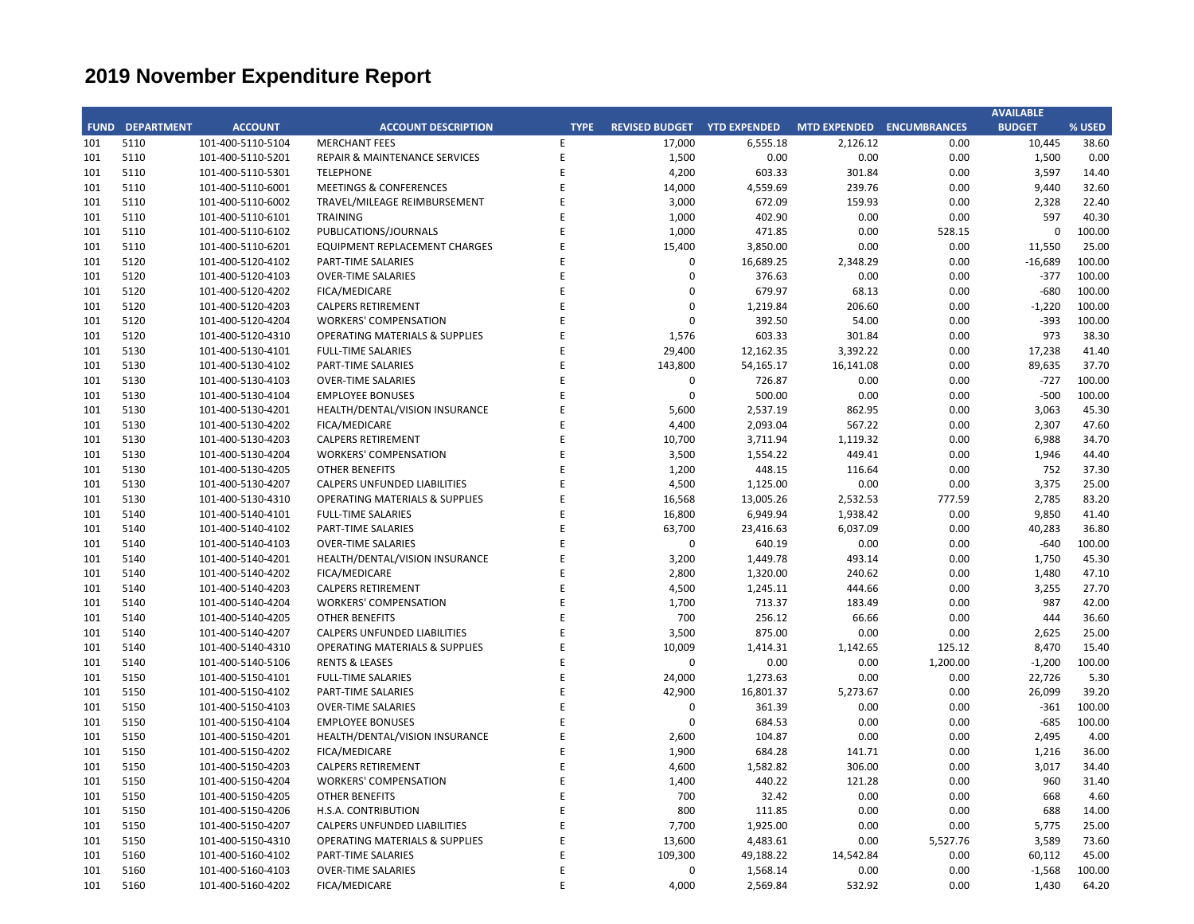# 2019 November Expenditure Report

| FUND | DEPARTMENT | ACCOUNT | ACCOUNT DESCRIPTION | TYPE | REVISED BUDGET | YTD EXPENDED | MTD EXPENDED | ENCUMBRANCES | AVAILABLE BUDGET | % USED |
|---|---|---|---|---|---|---|---|---|---|---|
| 101 | 5110 | 101-400-5110-5104 | MERCHANT FEES | E | 17,000 | 6,555.18 | 2,126.12 | 0.00 | 10,445 | 38.60 |
| 101 | 5110 | 101-400-5110-5201 | REPAIR & MAINTENANCE SERVICES | E | 1,500 | 0.00 | 0.00 | 0.00 | 1,500 | 0.00 |
| 101 | 5110 | 101-400-5110-5301 | TELEPHONE | E | 4,200 | 603.33 | 301.84 | 0.00 | 3,597 | 14.40 |
| 101 | 5110 | 101-400-5110-6001 | MEETINGS & CONFERENCES | E | 14,000 | 4,559.69 | 239.76 | 0.00 | 9,440 | 32.60 |
| 101 | 5110 | 101-400-5110-6002 | TRAVEL/MILEAGE REIMBURSEMENT | E | 3,000 | 672.09 | 159.93 | 0.00 | 2,328 | 22.40 |
| 101 | 5110 | 101-400-5110-6101 | TRAINING | E | 1,000 | 402.90 | 0.00 | 0.00 | 597 | 40.30 |
| 101 | 5110 | 101-400-5110-6102 | PUBLICATIONS/JOURNALS | E | 1,000 | 471.85 | 0.00 | 528.15 | 0 | 100.00 |
| 101 | 5110 | 101-400-5110-6201 | EQUIPMENT REPLACEMENT CHARGES | E | 15,400 | 3,850.00 | 0.00 | 0.00 | 11,550 | 25.00 |
| 101 | 5120 | 101-400-5120-4102 | PART-TIME SALARIES | E | 0 | 16,689.25 | 2,348.29 | 0.00 | -16,689 | 100.00 |
| 101 | 5120 | 101-400-5120-4103 | OVER-TIME SALARIES | E | 0 | 376.63 | 0.00 | 0.00 | -377 | 100.00 |
| 101 | 5120 | 101-400-5120-4202 | FICA/MEDICARE | E | 0 | 679.97 | 68.13 | 0.00 | -680 | 100.00 |
| 101 | 5120 | 101-400-5120-4203 | CALPERS RETIREMENT | E | 0 | 1,219.84 | 206.60 | 0.00 | -1,220 | 100.00 |
| 101 | 5120 | 101-400-5120-4204 | WORKERS' COMPENSATION | E | 0 | 392.50 | 54.00 | 0.00 | -393 | 100.00 |
| 101 | 5120 | 101-400-5120-4310 | OPERATING MATERIALS & SUPPLIES | E | 1,576 | 603.33 | 301.84 | 0.00 | 973 | 38.30 |
| 101 | 5130 | 101-400-5130-4101 | FULL-TIME SALARIES | E | 29,400 | 12,162.35 | 3,392.22 | 0.00 | 17,238 | 41.40 |
| 101 | 5130 | 101-400-5130-4102 | PART-TIME SALARIES | E | 143,800 | 54,165.17 | 16,141.08 | 0.00 | 89,635 | 37.70 |
| 101 | 5130 | 101-400-5130-4103 | OVER-TIME SALARIES | E | 0 | 726.87 | 0.00 | 0.00 | -727 | 100.00 |
| 101 | 5130 | 101-400-5130-4104 | EMPLOYEE BONUSES | E | 0 | 500.00 | 0.00 | 0.00 | -500 | 100.00 |
| 101 | 5130 | 101-400-5130-4201 | HEALTH/DENTAL/VISION INSURANCE | E | 5,600 | 2,537.19 | 862.95 | 0.00 | 3,063 | 45.30 |
| 101 | 5130 | 101-400-5130-4202 | FICA/MEDICARE | E | 4,400 | 2,093.04 | 567.22 | 0.00 | 2,307 | 47.60 |
| 101 | 5130 | 101-400-5130-4203 | CALPERS RETIREMENT | E | 10,700 | 3,711.94 | 1,119.32 | 0.00 | 6,988 | 34.70 |
| 101 | 5130 | 101-400-5130-4204 | WORKERS' COMPENSATION | E | 3,500 | 1,554.22 | 449.41 | 0.00 | 1,946 | 44.40 |
| 101 | 5130 | 101-400-5130-4205 | OTHER BENEFITS | E | 1,200 | 448.15 | 116.64 | 0.00 | 752 | 37.30 |
| 101 | 5130 | 101-400-5130-4207 | CALPERS UNFUNDED LIABILITIES | E | 4,500 | 1,125.00 | 0.00 | 0.00 | 3,375 | 25.00 |
| 101 | 5130 | 101-400-5130-4310 | OPERATING MATERIALS & SUPPLIES | E | 16,568 | 13,005.26 | 2,532.53 | 777.59 | 2,785 | 83.20 |
| 101 | 5140 | 101-400-5140-4101 | FULL-TIME SALARIES | E | 16,800 | 6,949.94 | 1,938.42 | 0.00 | 9,850 | 41.40 |
| 101 | 5140 | 101-400-5140-4102 | PART-TIME SALARIES | E | 63,700 | 23,416.63 | 6,037.09 | 0.00 | 40,283 | 36.80 |
| 101 | 5140 | 101-400-5140-4103 | OVER-TIME SALARIES | E | 0 | 640.19 | 0.00 | 0.00 | -640 | 100.00 |
| 101 | 5140 | 101-400-5140-4201 | HEALTH/DENTAL/VISION INSURANCE | E | 3,200 | 1,449.78 | 493.14 | 0.00 | 1,750 | 45.30 |
| 101 | 5140 | 101-400-5140-4202 | FICA/MEDICARE | E | 2,800 | 1,320.00 | 240.62 | 0.00 | 1,480 | 47.10 |
| 101 | 5140 | 101-400-5140-4203 | CALPERS RETIREMENT | E | 4,500 | 1,245.11 | 444.66 | 0.00 | 3,255 | 27.70 |
| 101 | 5140 | 101-400-5140-4204 | WORKERS' COMPENSATION | E | 1,700 | 713.37 | 183.49 | 0.00 | 987 | 42.00 |
| 101 | 5140 | 101-400-5140-4205 | OTHER BENEFITS | E | 700 | 256.12 | 66.66 | 0.00 | 444 | 36.60 |
| 101 | 5140 | 101-400-5140-4207 | CALPERS UNFUNDED LIABILITIES | E | 3,500 | 875.00 | 0.00 | 0.00 | 2,625 | 25.00 |
| 101 | 5140 | 101-400-5140-4310 | OPERATING MATERIALS & SUPPLIES | E | 10,009 | 1,414.31 | 1,142.65 | 125.12 | 8,470 | 15.40 |
| 101 | 5140 | 101-400-5140-5106 | RENTS & LEASES | E | 0 | 0.00 | 0.00 | 1,200.00 | -1,200 | 100.00 |
| 101 | 5150 | 101-400-5150-4101 | FULL-TIME SALARIES | E | 24,000 | 1,273.63 | 0.00 | 0.00 | 22,726 | 5.30 |
| 101 | 5150 | 101-400-5150-4102 | PART-TIME SALARIES | E | 42,900 | 16,801.37 | 5,273.67 | 0.00 | 26,099 | 39.20 |
| 101 | 5150 | 101-400-5150-4103 | OVER-TIME SALARIES | E | 0 | 361.39 | 0.00 | 0.00 | -361 | 100.00 |
| 101 | 5150 | 101-400-5150-4104 | EMPLOYEE BONUSES | E | 0 | 684.53 | 0.00 | 0.00 | -685 | 100.00 |
| 101 | 5150 | 101-400-5150-4201 | HEALTH/DENTAL/VISION INSURANCE | E | 2,600 | 104.87 | 0.00 | 0.00 | 2,495 | 4.00 |
| 101 | 5150 | 101-400-5150-4202 | FICA/MEDICARE | E | 1,900 | 684.28 | 141.71 | 0.00 | 1,216 | 36.00 |
| 101 | 5150 | 101-400-5150-4203 | CALPERS RETIREMENT | E | 4,600 | 1,582.82 | 306.00 | 0.00 | 3,017 | 34.40 |
| 101 | 5150 | 101-400-5150-4204 | WORKERS' COMPENSATION | E | 1,400 | 440.22 | 121.28 | 0.00 | 960 | 31.40 |
| 101 | 5150 | 101-400-5150-4205 | OTHER BENEFITS | E | 700 | 32.42 | 0.00 | 0.00 | 668 | 4.60 |
| 101 | 5150 | 101-400-5150-4206 | H.S.A. CONTRIBUTION | E | 800 | 111.85 | 0.00 | 0.00 | 688 | 14.00 |
| 101 | 5150 | 101-400-5150-4207 | CALPERS UNFUNDED LIABILITIES | E | 7,700 | 1,925.00 | 0.00 | 0.00 | 5,775 | 25.00 |
| 101 | 5150 | 101-400-5150-4310 | OPERATING MATERIALS & SUPPLIES | E | 13,600 | 4,483.61 | 0.00 | 5,527.76 | 3,589 | 73.60 |
| 101 | 5160 | 101-400-5160-4102 | PART-TIME SALARIES | E | 109,300 | 49,188.22 | 14,542.84 | 0.00 | 60,112 | 45.00 |
| 101 | 5160 | 101-400-5160-4103 | OVER-TIME SALARIES | E | 0 | 1,568.14 | 0.00 | 0.00 | -1,568 | 100.00 |
| 101 | 5160 | 101-400-5160-4202 | FICA/MEDICARE | E | 4,000 | 2,569.84 | 532.92 | 0.00 | 1,430 | 64.20 |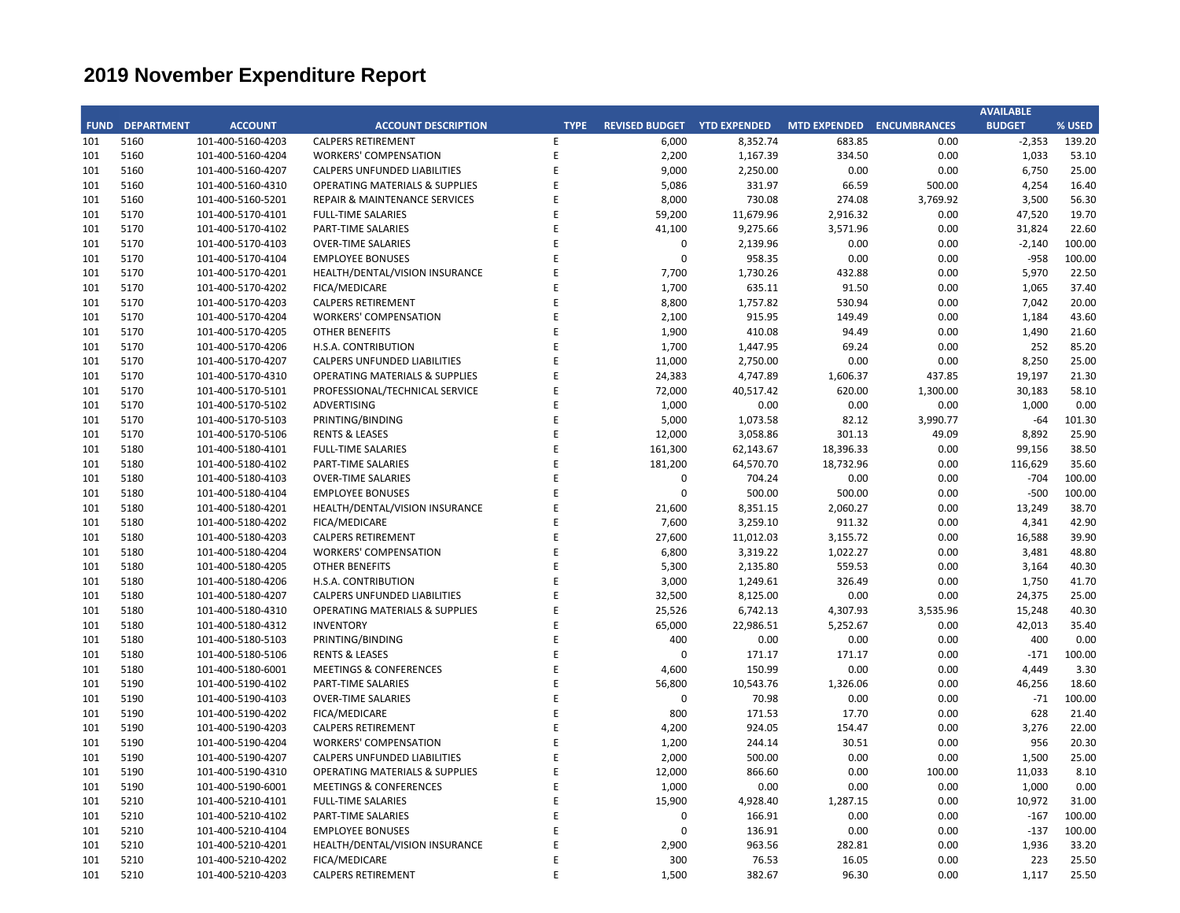# 2019 November Expenditure Report

| FUND | DEPARTMENT | ACCOUNT | ACCOUNT DESCRIPTION | TYPE | REVISED BUDGET | YTD EXPENDED | MTD EXPENDED | ENCUMBRANCES | AVAILABLE BUDGET | % USED |
|---|---|---|---|---|---|---|---|---|---|---|
| 101 | 5160 | 101-400-5160-4203 | CALPERS RETIREMENT | E | 6,000 | 8,352.74 | 683.85 | 0.00 | -2,353 | 139.20 |
| 101 | 5160 | 101-400-5160-4204 | WORKERS' COMPENSATION | E | 2,200 | 1,167.39 | 334.50 | 0.00 | 1,033 | 53.10 |
| 101 | 5160 | 101-400-5160-4207 | CALPERS UNFUNDED LIABILITIES | E | 9,000 | 2,250.00 | 0.00 | 0.00 | 6,750 | 25.00 |
| 101 | 5160 | 101-400-5160-4310 | OPERATING MATERIALS & SUPPLIES | E | 5,086 | 331.97 | 66.59 | 500.00 | 4,254 | 16.40 |
| 101 | 5160 | 101-400-5160-5201 | REPAIR & MAINTENANCE SERVICES | E | 8,000 | 730.08 | 274.08 | 3,769.92 | 3,500 | 56.30 |
| 101 | 5170 | 101-400-5170-4101 | FULL-TIME SALARIES | E | 59,200 | 11,679.96 | 2,916.32 | 0.00 | 47,520 | 19.70 |
| 101 | 5170 | 101-400-5170-4102 | PART-TIME SALARIES | E | 41,100 | 9,275.66 | 3,571.96 | 0.00 | 31,824 | 22.60 |
| 101 | 5170 | 101-400-5170-4103 | OVER-TIME SALARIES | E | 0 | 2,139.96 | 0.00 | 0.00 | -2,140 | 100.00 |
| 101 | 5170 | 101-400-5170-4104 | EMPLOYEE BONUSES | E | 0 | 958.35 | 0.00 | 0.00 | -958 | 100.00 |
| 101 | 5170 | 101-400-5170-4201 | HEALTH/DENTAL/VISION INSURANCE | E | 7,700 | 1,730.26 | 432.88 | 0.00 | 5,970 | 22.50 |
| 101 | 5170 | 101-400-5170-4202 | FICA/MEDICARE | E | 1,700 | 635.11 | 91.50 | 0.00 | 1,065 | 37.40 |
| 101 | 5170 | 101-400-5170-4203 | CALPERS RETIREMENT | E | 8,800 | 1,757.82 | 530.94 | 0.00 | 7,042 | 20.00 |
| 101 | 5170 | 101-400-5170-4204 | WORKERS' COMPENSATION | E | 2,100 | 915.95 | 149.49 | 0.00 | 1,184 | 43.60 |
| 101 | 5170 | 101-400-5170-4205 | OTHER BENEFITS | E | 1,900 | 410.08 | 94.49 | 0.00 | 1,490 | 21.60 |
| 101 | 5170 | 101-400-5170-4206 | H.S.A. CONTRIBUTION | E | 1,700 | 1,447.95 | 69.24 | 0.00 | 252 | 85.20 |
| 101 | 5170 | 101-400-5170-4207 | CALPERS UNFUNDED LIABILITIES | E | 11,000 | 2,750.00 | 0.00 | 0.00 | 8,250 | 25.00 |
| 101 | 5170 | 101-400-5170-4310 | OPERATING MATERIALS & SUPPLIES | E | 24,383 | 4,747.89 | 1,606.37 | 437.85 | 19,197 | 21.30 |
| 101 | 5170 | 101-400-5170-5101 | PROFESSIONAL/TECHNICAL SERVICE | E | 72,000 | 40,517.42 | 620.00 | 1,300.00 | 30,183 | 58.10 |
| 101 | 5170 | 101-400-5170-5102 | ADVERTISING | E | 1,000 | 0.00 | 0.00 | 0.00 | 1,000 | 0.00 |
| 101 | 5170 | 101-400-5170-5103 | PRINTING/BINDING | E | 5,000 | 1,073.58 | 82.12 | 3,990.77 | -64 | 101.30 |
| 101 | 5170 | 101-400-5170-5106 | RENTS & LEASES | E | 12,000 | 3,058.86 | 301.13 | 49.09 | 8,892 | 25.90 |
| 101 | 5180 | 101-400-5180-4101 | FULL-TIME SALARIES | E | 161,300 | 62,143.67 | 18,396.33 | 0.00 | 99,156 | 38.50 |
| 101 | 5180 | 101-400-5180-4102 | PART-TIME SALARIES | E | 181,200 | 64,570.70 | 18,732.96 | 0.00 | 116,629 | 35.60 |
| 101 | 5180 | 101-400-5180-4103 | OVER-TIME SALARIES | E | 0 | 704.24 | 0.00 | 0.00 | -704 | 100.00 |
| 101 | 5180 | 101-400-5180-4104 | EMPLOYEE BONUSES | E | 0 | 500.00 | 500.00 | 0.00 | -500 | 100.00 |
| 101 | 5180 | 101-400-5180-4201 | HEALTH/DENTAL/VISION INSURANCE | E | 21,600 | 8,351.15 | 2,060.27 | 0.00 | 13,249 | 38.70 |
| 101 | 5180 | 101-400-5180-4202 | FICA/MEDICARE | E | 7,600 | 3,259.10 | 911.32 | 0.00 | 4,341 | 42.90 |
| 101 | 5180 | 101-400-5180-4203 | CALPERS RETIREMENT | E | 27,600 | 11,012.03 | 3,155.72 | 0.00 | 16,588 | 39.90 |
| 101 | 5180 | 101-400-5180-4204 | WORKERS' COMPENSATION | E | 6,800 | 3,319.22 | 1,022.27 | 0.00 | 3,481 | 48.80 |
| 101 | 5180 | 101-400-5180-4205 | OTHER BENEFITS | E | 5,300 | 2,135.80 | 559.53 | 0.00 | 3,164 | 40.30 |
| 101 | 5180 | 101-400-5180-4206 | H.S.A. CONTRIBUTION | E | 3,000 | 1,249.61 | 326.49 | 0.00 | 1,750 | 41.70 |
| 101 | 5180 | 101-400-5180-4207 | CALPERS UNFUNDED LIABILITIES | E | 32,500 | 8,125.00 | 0.00 | 0.00 | 24,375 | 25.00 |
| 101 | 5180 | 101-400-5180-4310 | OPERATING MATERIALS & SUPPLIES | E | 25,526 | 6,742.13 | 4,307.93 | 3,535.96 | 15,248 | 40.30 |
| 101 | 5180 | 101-400-5180-4312 | INVENTORY | E | 65,000 | 22,986.51 | 5,252.67 | 0.00 | 42,013 | 35.40 |
| 101 | 5180 | 101-400-5180-5103 | PRINTING/BINDING | E | 400 | 0.00 | 0.00 | 0.00 | 400 | 0.00 |
| 101 | 5180 | 101-400-5180-5106 | RENTS & LEASES | E | 0 | 171.17 | 171.17 | 0.00 | -171 | 100.00 |
| 101 | 5180 | 101-400-5180-6001 | MEETINGS & CONFERENCES | E | 4,600 | 150.99 | 0.00 | 0.00 | 4,449 | 3.30 |
| 101 | 5190 | 101-400-5190-4102 | PART-TIME SALARIES | E | 56,800 | 10,543.76 | 1,326.06 | 0.00 | 46,256 | 18.60 |
| 101 | 5190 | 101-400-5190-4103 | OVER-TIME SALARIES | E | 0 | 70.98 | 0.00 | 0.00 | -71 | 100.00 |
| 101 | 5190 | 101-400-5190-4202 | FICA/MEDICARE | E | 800 | 171.53 | 17.70 | 0.00 | 628 | 21.40 |
| 101 | 5190 | 101-400-5190-4203 | CALPERS RETIREMENT | E | 4,200 | 924.05 | 154.47 | 0.00 | 3,276 | 22.00 |
| 101 | 5190 | 101-400-5190-4204 | WORKERS' COMPENSATION | E | 1,200 | 244.14 | 30.51 | 0.00 | 956 | 20.30 |
| 101 | 5190 | 101-400-5190-4207 | CALPERS UNFUNDED LIABILITIES | E | 2,000 | 500.00 | 0.00 | 0.00 | 1,500 | 25.00 |
| 101 | 5190 | 101-400-5190-4310 | OPERATING MATERIALS & SUPPLIES | E | 12,000 | 866.60 | 0.00 | 100.00 | 11,033 | 8.10 |
| 101 | 5190 | 101-400-5190-6001 | MEETINGS & CONFERENCES | E | 1,000 | 0.00 | 0.00 | 0.00 | 1,000 | 0.00 |
| 101 | 5210 | 101-400-5210-4101 | FULL-TIME SALARIES | E | 15,900 | 4,928.40 | 1,287.15 | 0.00 | 10,972 | 31.00 |
| 101 | 5210 | 101-400-5210-4102 | PART-TIME SALARIES | E | 0 | 166.91 | 0.00 | 0.00 | -167 | 100.00 |
| 101 | 5210 | 101-400-5210-4104 | EMPLOYEE BONUSES | E | 0 | 136.91 | 0.00 | 0.00 | -137 | 100.00 |
| 101 | 5210 | 101-400-5210-4201 | HEALTH/DENTAL/VISION INSURANCE | E | 2,900 | 963.56 | 282.81 | 0.00 | 1,936 | 33.20 |
| 101 | 5210 | 101-400-5210-4202 | FICA/MEDICARE | E | 300 | 76.53 | 16.05 | 0.00 | 223 | 25.50 |
| 101 | 5210 | 101-400-5210-4203 | CALPERS RETIREMENT | E | 1,500 | 382.67 | 96.30 | 0.00 | 1,117 | 25.50 |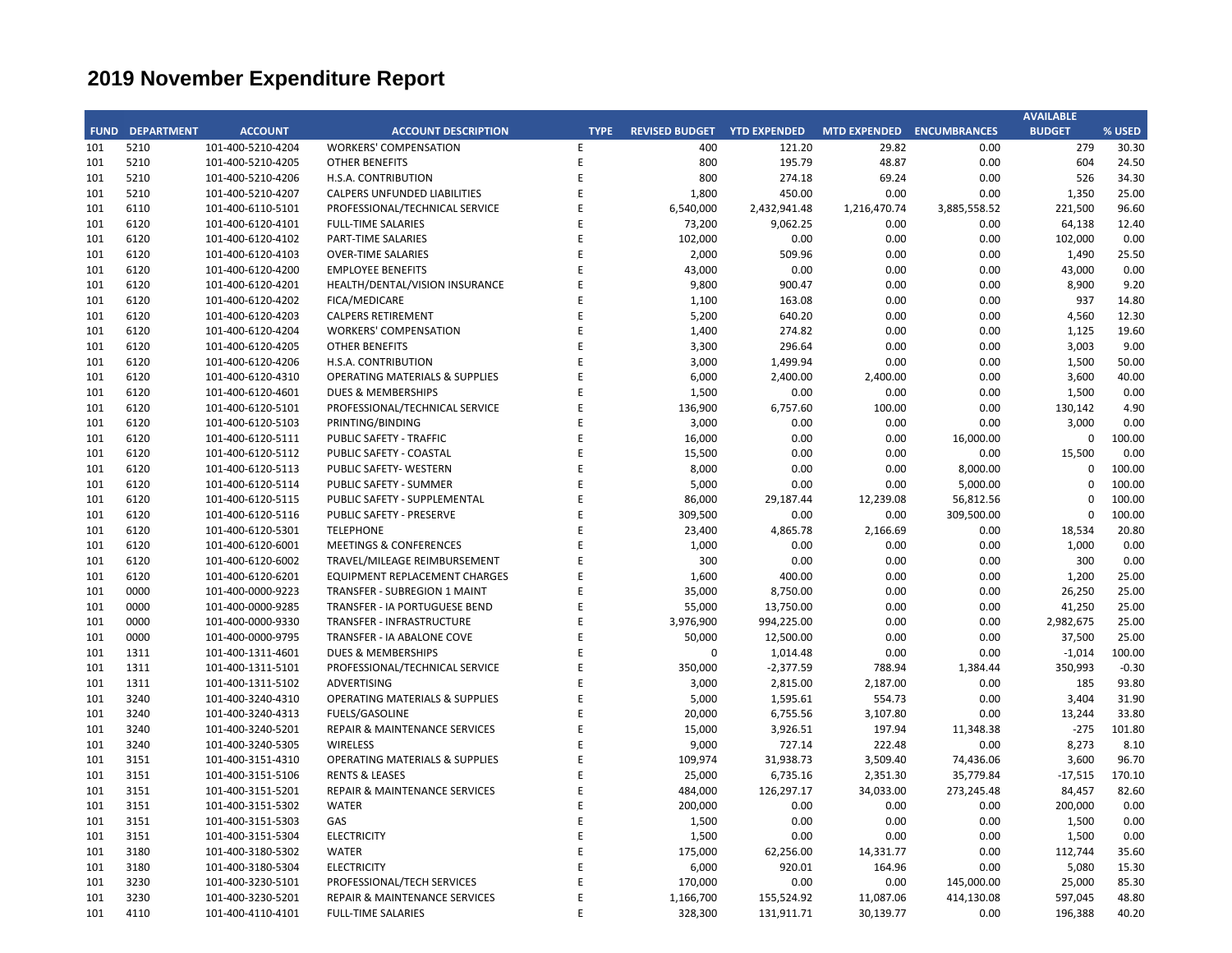# 2019 November Expenditure Report

| FUND | DEPARTMENT | ACCOUNT | ACCOUNT DESCRIPTION | TYPE | REVISED BUDGET | YTD EXPENDED | MTD EXPENDED | ENCUMBRANCES | AVAILABLE BUDGET | % USED |
|---|---|---|---|---|---|---|---|---|---|---|
| 101 | 5210 | 101-400-5210-4204 | WORKERS' COMPENSATION | E | 400 | 121.20 | 29.82 | 0.00 | 279 | 30.30 |
| 101 | 5210 | 101-400-5210-4205 | OTHER BENEFITS | E | 800 | 195.79 | 48.87 | 0.00 | 604 | 24.50 |
| 101 | 5210 | 101-400-5210-4206 | H.S.A. CONTRIBUTION | E | 800 | 274.18 | 69.24 | 0.00 | 526 | 34.30 |
| 101 | 5210 | 101-400-5210-4207 | CALPERS UNFUNDED LIABILITIES | E | 1,800 | 450.00 | 0.00 | 0.00 | 1,350 | 25.00 |
| 101 | 6110 | 101-400-6110-5101 | PROFESSIONAL/TECHNICAL SERVICE | E | 6,540,000 | 2,432,941.48 | 1,216,470.74 | 3,885,558.52 | 221,500 | 96.60 |
| 101 | 6120 | 101-400-6120-4101 | FULL-TIME SALARIES | E | 73,200 | 9,062.25 | 0.00 | 0.00 | 64,138 | 12.40 |
| 101 | 6120 | 101-400-6120-4102 | PART-TIME SALARIES | E | 102,000 | 0.00 | 0.00 | 0.00 | 102,000 | 0.00 |
| 101 | 6120 | 101-400-6120-4103 | OVER-TIME SALARIES | E | 2,000 | 509.96 | 0.00 | 0.00 | 1,490 | 25.50 |
| 101 | 6120 | 101-400-6120-4200 | EMPLOYEE BENEFITS | E | 43,000 | 0.00 | 0.00 | 0.00 | 43,000 | 0.00 |
| 101 | 6120 | 101-400-6120-4201 | HEALTH/DENTAL/VISION INSURANCE | E | 9,800 | 900.47 | 0.00 | 0.00 | 8,900 | 9.20 |
| 101 | 6120 | 101-400-6120-4202 | FICA/MEDICARE | E | 1,100 | 163.08 | 0.00 | 0.00 | 937 | 14.80 |
| 101 | 6120 | 101-400-6120-4203 | CALPERS RETIREMENT | E | 5,200 | 640.20 | 0.00 | 0.00 | 4,560 | 12.30 |
| 101 | 6120 | 101-400-6120-4204 | WORKERS' COMPENSATION | E | 1,400 | 274.82 | 0.00 | 0.00 | 1,125 | 19.60 |
| 101 | 6120 | 101-400-6120-4205 | OTHER BENEFITS | E | 3,300 | 296.64 | 0.00 | 0.00 | 3,003 | 9.00 |
| 101 | 6120 | 101-400-6120-4206 | H.S.A. CONTRIBUTION | E | 3,000 | 1,499.94 | 0.00 | 0.00 | 1,500 | 50.00 |
| 101 | 6120 | 101-400-6120-4310 | OPERATING MATERIALS & SUPPLIES | E | 6,000 | 2,400.00 | 2,400.00 | 0.00 | 3,600 | 40.00 |
| 101 | 6120 | 101-400-6120-4601 | DUES & MEMBERSHIPS | E | 1,500 | 0.00 | 0.00 | 0.00 | 1,500 | 0.00 |
| 101 | 6120 | 101-400-6120-5101 | PROFESSIONAL/TECHNICAL SERVICE | E | 136,900 | 6,757.60 | 100.00 | 0.00 | 130,142 | 4.90 |
| 101 | 6120 | 101-400-6120-5103 | PRINTING/BINDING | E | 3,000 | 0.00 | 0.00 | 0.00 | 3,000 | 0.00 |
| 101 | 6120 | 101-400-6120-5111 | PUBLIC SAFETY - TRAFFIC | E | 16,000 | 0.00 | 0.00 | 16,000.00 | 0 | 100.00 |
| 101 | 6120 | 101-400-6120-5112 | PUBLIC SAFETY - COASTAL | E | 15,500 | 0.00 | 0.00 | 0.00 | 15,500 | 0.00 |
| 101 | 6120 | 101-400-6120-5113 | PUBLIC SAFETY- WESTERN | E | 8,000 | 0.00 | 0.00 | 8,000.00 | 0 | 100.00 |
| 101 | 6120 | 101-400-6120-5114 | PUBLIC SAFETY - SUMMER | E | 5,000 | 0.00 | 0.00 | 5,000.00 | 0 | 100.00 |
| 101 | 6120 | 101-400-6120-5115 | PUBLIC SAFETY - SUPPLEMENTAL | E | 86,000 | 29,187.44 | 12,239.08 | 56,812.56 | 0 | 100.00 |
| 101 | 6120 | 101-400-6120-5116 | PUBLIC SAFETY - PRESERVE | E | 309,500 | 0.00 | 0.00 | 309,500.00 | 0 | 100.00 |
| 101 | 6120 | 101-400-6120-5301 | TELEPHONE | E | 23,400 | 4,865.78 | 2,166.69 | 0.00 | 18,534 | 20.80 |
| 101 | 6120 | 101-400-6120-6001 | MEETINGS & CONFERENCES | E | 1,000 | 0.00 | 0.00 | 0.00 | 1,000 | 0.00 |
| 101 | 6120 | 101-400-6120-6002 | TRAVEL/MILEAGE REIMBURSEMENT | E | 300 | 0.00 | 0.00 | 0.00 | 300 | 0.00 |
| 101 | 6120 | 101-400-6120-6201 | EQUIPMENT REPLACEMENT CHARGES | E | 1,600 | 400.00 | 0.00 | 0.00 | 1,200 | 25.00 |
| 101 | 0000 | 101-400-0000-9223 | TRANSFER - SUBREGION 1 MAINT | E | 35,000 | 8,750.00 | 0.00 | 0.00 | 26,250 | 25.00 |
| 101 | 0000 | 101-400-0000-9285 | TRANSFER - IA PORTUGUESE BEND | E | 55,000 | 13,750.00 | 0.00 | 0.00 | 41,250 | 25.00 |
| 101 | 0000 | 101-400-0000-9330 | TRANSFER - INFRASTRUCTURE | E | 3,976,900 | 994,225.00 | 0.00 | 0.00 | 2,982,675 | 25.00 |
| 101 | 0000 | 101-400-0000-9795 | TRANSFER - IA ABALONE COVE | E | 50,000 | 12,500.00 | 0.00 | 0.00 | 37,500 | 25.00 |
| 101 | 1311 | 101-400-1311-4601 | DUES & MEMBERSHIPS | E | 0 | 1,014.48 | 0.00 | 0.00 | -1,014 | 100.00 |
| 101 | 1311 | 101-400-1311-5101 | PROFESSIONAL/TECHNICAL SERVICE | E | 350,000 | -2,377.59 | 788.94 | 1,384.44 | 350,993 | -0.30 |
| 101 | 1311 | 101-400-1311-5102 | ADVERTISING | E | 3,000 | 2,815.00 | 2,187.00 | 0.00 | 185 | 93.80 |
| 101 | 3240 | 101-400-3240-4310 | OPERATING MATERIALS & SUPPLIES | E | 5,000 | 1,595.61 | 554.73 | 0.00 | 3,404 | 31.90 |
| 101 | 3240 | 101-400-3240-4313 | FUELS/GASOLINE | E | 20,000 | 6,755.56 | 3,107.80 | 0.00 | 13,244 | 33.80 |
| 101 | 3240 | 101-400-3240-5201 | REPAIR & MAINTENANCE SERVICES | E | 15,000 | 3,926.51 | 197.94 | 11,348.38 | -275 | 101.80 |
| 101 | 3240 | 101-400-3240-5305 | WIRELESS | E | 9,000 | 727.14 | 222.48 | 0.00 | 8,273 | 8.10 |
| 101 | 3151 | 101-400-3151-4310 | OPERATING MATERIALS & SUPPLIES | E | 109,974 | 31,938.73 | 3,509.40 | 74,436.06 | 3,600 | 96.70 |
| 101 | 3151 | 101-400-3151-5106 | RENTS & LEASES | E | 25,000 | 6,735.16 | 2,351.30 | 35,779.84 | -17,515 | 170.10 |
| 101 | 3151 | 101-400-3151-5201 | REPAIR & MAINTENANCE SERVICES | E | 484,000 | 126,297.17 | 34,033.00 | 273,245.48 | 84,457 | 82.60 |
| 101 | 3151 | 101-400-3151-5302 | WATER | E | 200,000 | 0.00 | 0.00 | 0.00 | 200,000 | 0.00 |
| 101 | 3151 | 101-400-3151-5303 | GAS | E | 1,500 | 0.00 | 0.00 | 0.00 | 1,500 | 0.00 |
| 101 | 3151 | 101-400-3151-5304 | ELECTRICITY | E | 1,500 | 0.00 | 0.00 | 0.00 | 1,500 | 0.00 |
| 101 | 3180 | 101-400-3180-5302 | WATER | E | 175,000 | 62,256.00 | 14,331.77 | 0.00 | 112,744 | 35.60 |
| 101 | 3180 | 101-400-3180-5304 | ELECTRICITY | E | 6,000 | 920.01 | 164.96 | 0.00 | 5,080 | 15.30 |
| 101 | 3230 | 101-400-3230-5101 | PROFESSIONAL/TECH SERVICES | E | 170,000 | 0.00 | 0.00 | 145,000.00 | 25,000 | 85.30 |
| 101 | 3230 | 101-400-3230-5201 | REPAIR & MAINTENANCE SERVICES | E | 1,166,700 | 155,524.92 | 11,087.06 | 414,130.08 | 597,045 | 48.80 |
| 101 | 4110 | 101-400-4110-4101 | FULL-TIME SALARIES | E | 328,300 | 131,911.71 | 30,139.77 | 0.00 | 196,388 | 40.20 |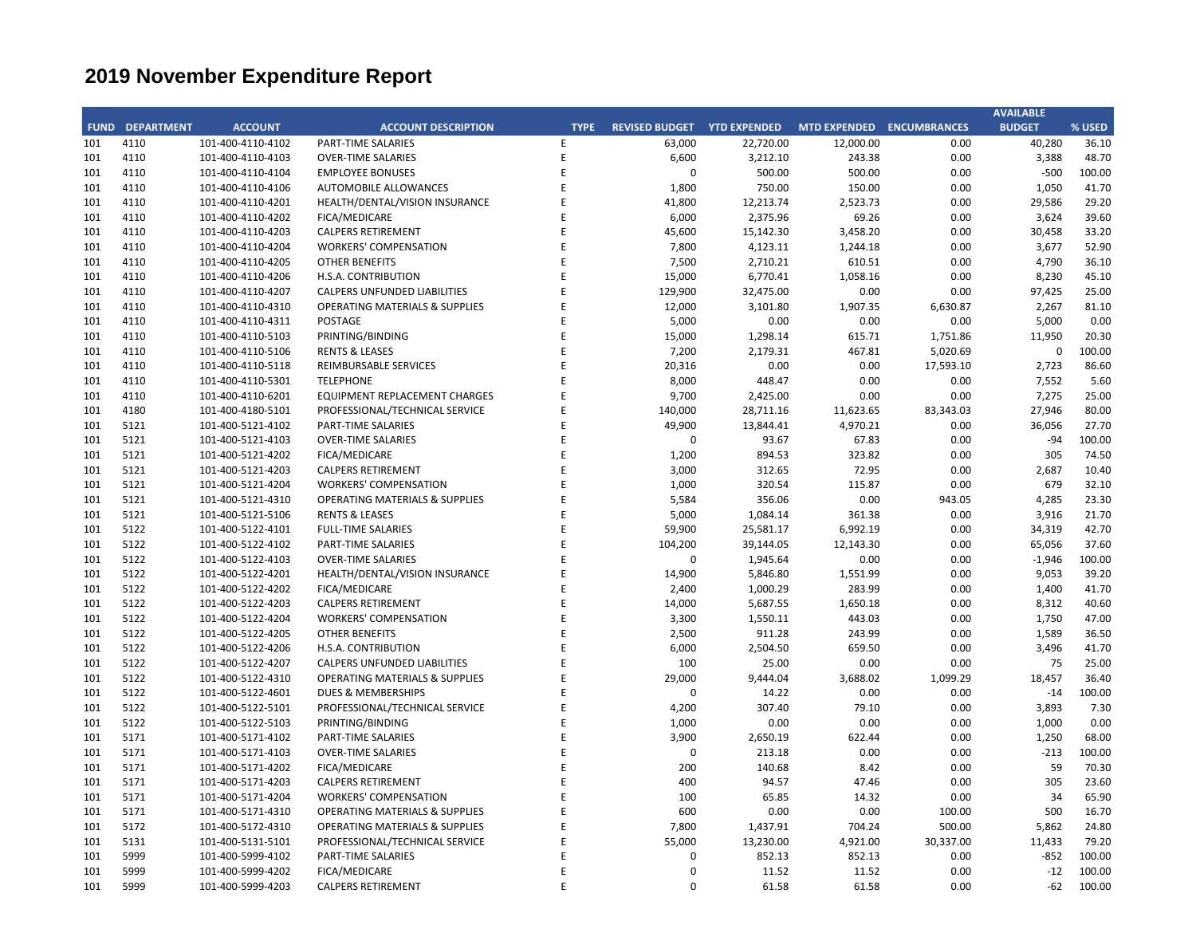# 2019 November Expenditure Report

| FUND | DEPARTMENT | ACCOUNT | ACCOUNT DESCRIPTION | TYPE | REVISED BUDGET | YTD EXPENDED | MTD EXPENDED | ENCUMBRANCES | AVAILABLE BUDGET | % USED |
|---|---|---|---|---|---|---|---|---|---|---|
| 101 | 4110 | 101-400-4110-4102 | PART-TIME SALARIES | E | 63,000 | 22,720.00 | 12,000.00 | 0.00 | 40,280 | 36.10 |
| 101 | 4110 | 101-400-4110-4103 | OVER-TIME SALARIES | E | 6,600 | 3,212.10 | 243.38 | 0.00 | 3,388 | 48.70 |
| 101 | 4110 | 101-400-4110-4104 | EMPLOYEE BONUSES | E | 0 | 500.00 | 500.00 | 0.00 | -500 | 100.00 |
| 101 | 4110 | 101-400-4110-4106 | AUTOMOBILE ALLOWANCES | E | 1,800 | 750.00 | 150.00 | 0.00 | 1,050 | 41.70 |
| 101 | 4110 | 101-400-4110-4201 | HEALTH/DENTAL/VISION INSURANCE | E | 41,800 | 12,213.74 | 2,523.73 | 0.00 | 29,586 | 29.20 |
| 101 | 4110 | 101-400-4110-4202 | FICA/MEDICARE | E | 6,000 | 2,375.96 | 69.26 | 0.00 | 3,624 | 39.60 |
| 101 | 4110 | 101-400-4110-4203 | CALPERS RETIREMENT | E | 45,600 | 15,142.30 | 3,458.20 | 0.00 | 30,458 | 33.20 |
| 101 | 4110 | 101-400-4110-4204 | WORKERS' COMPENSATION | E | 7,800 | 4,123.11 | 1,244.18 | 0.00 | 3,677 | 52.90 |
| 101 | 4110 | 101-400-4110-4205 | OTHER BENEFITS | E | 7,500 | 2,710.21 | 610.51 | 0.00 | 4,790 | 36.10 |
| 101 | 4110 | 101-400-4110-4206 | H.S.A. CONTRIBUTION | E | 15,000 | 6,770.41 | 1,058.16 | 0.00 | 8,230 | 45.10 |
| 101 | 4110 | 101-400-4110-4207 | CALPERS UNFUNDED LIABILITIES | E | 129,900 | 32,475.00 | 0.00 | 0.00 | 97,425 | 25.00 |
| 101 | 4110 | 101-400-4110-4310 | OPERATING MATERIALS & SUPPLIES | E | 12,000 | 3,101.80 | 1,907.35 | 6,630.87 | 2,267 | 81.10 |
| 101 | 4110 | 101-400-4110-4311 | POSTAGE | E | 5,000 | 0.00 | 0.00 | 0.00 | 5,000 | 0.00 |
| 101 | 4110 | 101-400-4110-5103 | PRINTING/BINDING | E | 15,000 | 1,298.14 | 615.71 | 1,751.86 | 11,950 | 20.30 |
| 101 | 4110 | 101-400-4110-5106 | RENTS & LEASES | E | 7,200 | 2,179.31 | 467.81 | 5,020.69 | 0 | 100.00 |
| 101 | 4110 | 101-400-4110-5118 | REIMBURSABLE SERVICES | E | 20,316 | 0.00 | 0.00 | 17,593.10 | 2,723 | 86.60 |
| 101 | 4110 | 101-400-4110-5301 | TELEPHONE | E | 8,000 | 448.47 | 0.00 | 0.00 | 7,552 | 5.60 |
| 101 | 4110 | 101-400-4110-6201 | EQUIPMENT REPLACEMENT CHARGES | E | 9,700 | 2,425.00 | 0.00 | 0.00 | 7,275 | 25.00 |
| 101 | 4180 | 101-400-4180-5101 | PROFESSIONAL/TECHNICAL SERVICE | E | 140,000 | 28,711.16 | 11,623.65 | 83,343.03 | 27,946 | 80.00 |
| 101 | 5121 | 101-400-5121-4102 | PART-TIME SALARIES | E | 49,900 | 13,844.41 | 4,970.21 | 0.00 | 36,056 | 27.70 |
| 101 | 5121 | 101-400-5121-4103 | OVER-TIME SALARIES | E | 0 | 93.67 | 67.83 | 0.00 | -94 | 100.00 |
| 101 | 5121 | 101-400-5121-4202 | FICA/MEDICARE | E | 1,200 | 894.53 | 323.82 | 0.00 | 305 | 74.50 |
| 101 | 5121 | 101-400-5121-4203 | CALPERS RETIREMENT | E | 3,000 | 312.65 | 72.95 | 0.00 | 2,687 | 10.40 |
| 101 | 5121 | 101-400-5121-4204 | WORKERS' COMPENSATION | E | 1,000 | 320.54 | 115.87 | 0.00 | 679 | 32.10 |
| 101 | 5121 | 101-400-5121-4310 | OPERATING MATERIALS & SUPPLIES | E | 5,584 | 356.06 | 0.00 | 943.05 | 4,285 | 23.30 |
| 101 | 5121 | 101-400-5121-5106 | RENTS & LEASES | E | 5,000 | 1,084.14 | 361.38 | 0.00 | 3,916 | 21.70 |
| 101 | 5122 | 101-400-5122-4101 | FULL-TIME SALARIES | E | 59,900 | 25,581.17 | 6,992.19 | 0.00 | 34,319 | 42.70 |
| 101 | 5122 | 101-400-5122-4102 | PART-TIME SALARIES | E | 104,200 | 39,144.05 | 12,143.30 | 0.00 | 65,056 | 37.60 |
| 101 | 5122 | 101-400-5122-4103 | OVER-TIME SALARIES | E | 0 | 1,945.64 | 0.00 | 0.00 | -1,946 | 100.00 |
| 101 | 5122 | 101-400-5122-4201 | HEALTH/DENTAL/VISION INSURANCE | E | 14,900 | 5,846.80 | 1,551.99 | 0.00 | 9,053 | 39.20 |
| 101 | 5122 | 101-400-5122-4202 | FICA/MEDICARE | E | 2,400 | 1,000.29 | 283.99 | 0.00 | 1,400 | 41.70 |
| 101 | 5122 | 101-400-5122-4203 | CALPERS RETIREMENT | E | 14,000 | 5,687.55 | 1,650.18 | 0.00 | 8,312 | 40.60 |
| 101 | 5122 | 101-400-5122-4204 | WORKERS' COMPENSATION | E | 3,300 | 1,550.11 | 443.03 | 0.00 | 1,750 | 47.00 |
| 101 | 5122 | 101-400-5122-4205 | OTHER BENEFITS | E | 2,500 | 911.28 | 243.99 | 0.00 | 1,589 | 36.50 |
| 101 | 5122 | 101-400-5122-4206 | H.S.A. CONTRIBUTION | E | 6,000 | 2,504.50 | 659.50 | 0.00 | 3,496 | 41.70 |
| 101 | 5122 | 101-400-5122-4207 | CALPERS UNFUNDED LIABILITIES | E | 100 | 25.00 | 0.00 | 0.00 | 75 | 25.00 |
| 101 | 5122 | 101-400-5122-4310 | OPERATING MATERIALS & SUPPLIES | E | 29,000 | 9,444.04 | 3,688.02 | 1,099.29 | 18,457 | 36.40 |
| 101 | 5122 | 101-400-5122-4601 | DUES & MEMBERSHIPS | E | 0 | 14.22 | 0.00 | 0.00 | -14 | 100.00 |
| 101 | 5122 | 101-400-5122-5101 | PROFESSIONAL/TECHNICAL SERVICE | E | 4,200 | 307.40 | 79.10 | 0.00 | 3,893 | 7.30 |
| 101 | 5122 | 101-400-5122-5103 | PRINTING/BINDING | E | 1,000 | 0.00 | 0.00 | 0.00 | 1,000 | 0.00 |
| 101 | 5171 | 101-400-5171-4102 | PART-TIME SALARIES | E | 3,900 | 2,650.19 | 622.44 | 0.00 | 1,250 | 68.00 |
| 101 | 5171 | 101-400-5171-4103 | OVER-TIME SALARIES | E | 0 | 213.18 | 0.00 | 0.00 | -213 | 100.00 |
| 101 | 5171 | 101-400-5171-4202 | FICA/MEDICARE | E | 200 | 140.68 | 8.42 | 0.00 | 59 | 70.30 |
| 101 | 5171 | 101-400-5171-4203 | CALPERS RETIREMENT | E | 400 | 94.57 | 47.46 | 0.00 | 305 | 23.60 |
| 101 | 5171 | 101-400-5171-4204 | WORKERS' COMPENSATION | E | 100 | 65.85 | 14.32 | 0.00 | 34 | 65.90 |
| 101 | 5171 | 101-400-5171-4310 | OPERATING MATERIALS & SUPPLIES | E | 600 | 0.00 | 0.00 | 100.00 | 500 | 16.70 |
| 101 | 5172 | 101-400-5172-4310 | OPERATING MATERIALS & SUPPLIES | E | 7,800 | 1,437.91 | 704.24 | 500.00 | 5,862 | 24.80 |
| 101 | 5131 | 101-400-5131-5101 | PROFESSIONAL/TECHNICAL SERVICE | E | 55,000 | 13,230.00 | 4,921.00 | 30,337.00 | 11,433 | 79.20 |
| 101 | 5999 | 101-400-5999-4102 | PART-TIME SALARIES | E | 0 | 852.13 | 852.13 | 0.00 | -852 | 100.00 |
| 101 | 5999 | 101-400-5999-4202 | FICA/MEDICARE | E | 0 | 11.52 | 11.52 | 0.00 | -12 | 100.00 |
| 101 | 5999 | 101-400-5999-4203 | CALPERS RETIREMENT | E | 0 | 61.58 | 61.58 | 0.00 | -62 | 100.00 |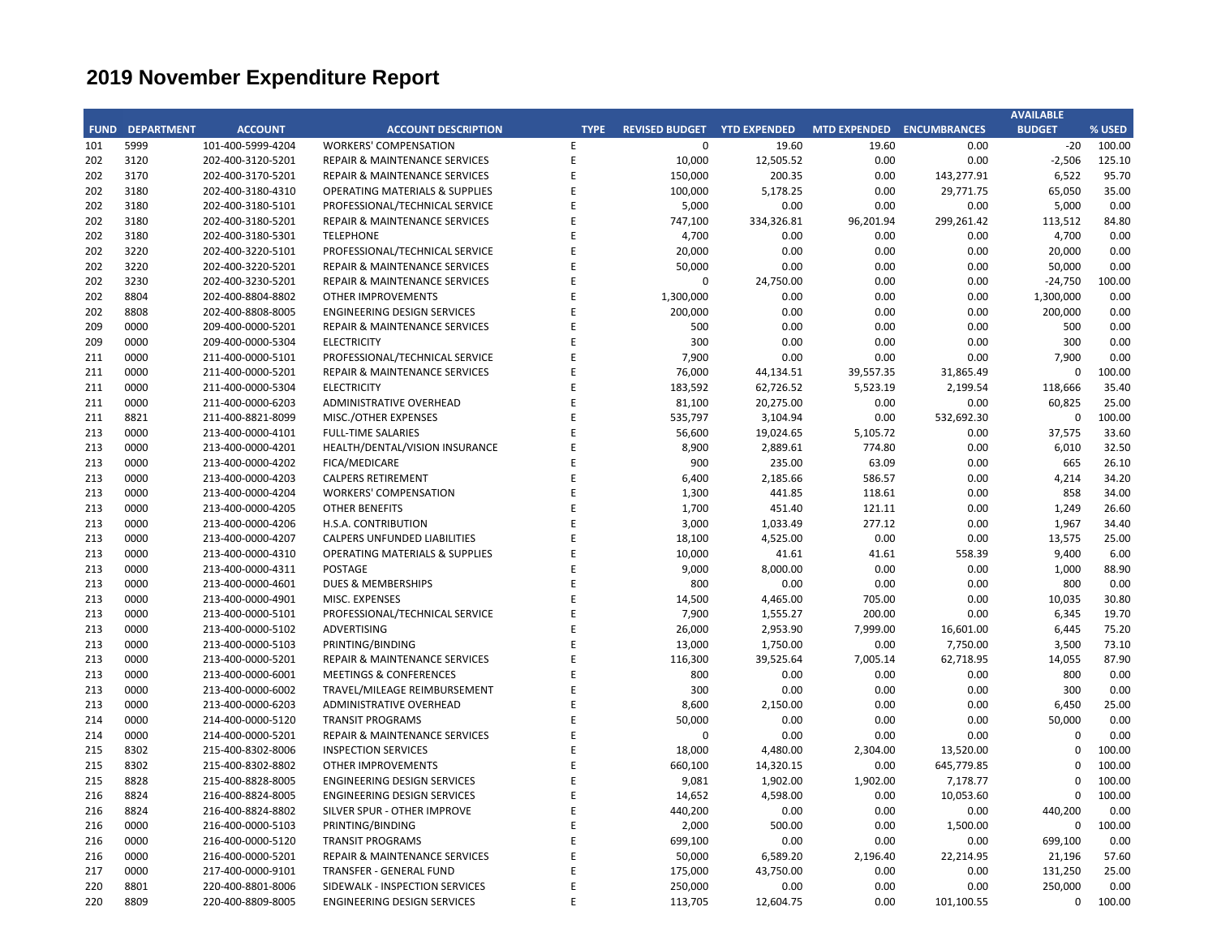# 2019 November Expenditure Report

| FUND | DEPARTMENT | ACCOUNT | ACCOUNT DESCRIPTION | TYPE | REVISED BUDGET | YTD EXPENDED | MTD EXPENDED | ENCUMBRANCES | AVAILABLE BUDGET | % USED |
|---|---|---|---|---|---|---|---|---|---|---|
| 101 | 5999 | 101-400-5999-4204 | WORKERS' COMPENSATION | E | 0 | 19.60 | 19.60 | 0.00 | -20 | 100.00 |
| 202 | 3120 | 202-400-3120-5201 | REPAIR & MAINTENANCE SERVICES | E | 10,000 | 12,505.52 | 0.00 | 0.00 | -2,506 | 125.10 |
| 202 | 3170 | 202-400-3170-5201 | REPAIR & MAINTENANCE SERVICES | E | 150,000 | 200.35 | 0.00 | 143,277.91 | 6,522 | 95.70 |
| 202 | 3180 | 202-400-3180-4310 | OPERATING MATERIALS & SUPPLIES | E | 100,000 | 5,178.25 | 0.00 | 29,771.75 | 65,050 | 35.00 |
| 202 | 3180 | 202-400-3180-5101 | PROFESSIONAL/TECHNICAL SERVICE | E | 5,000 | 0.00 | 0.00 | 0.00 | 5,000 | 0.00 |
| 202 | 3180 | 202-400-3180-5201 | REPAIR & MAINTENANCE SERVICES | E | 747,100 | 334,326.81 | 96,201.94 | 299,261.42 | 113,512 | 84.80 |
| 202 | 3180 | 202-400-3180-5301 | TELEPHONE | E | 4,700 | 0.00 | 0.00 | 0.00 | 4,700 | 0.00 |
| 202 | 3220 | 202-400-3220-5101 | PROFESSIONAL/TECHNICAL SERVICE | E | 20,000 | 0.00 | 0.00 | 0.00 | 20,000 | 0.00 |
| 202 | 3220 | 202-400-3220-5201 | REPAIR & MAINTENANCE SERVICES | E | 50,000 | 0.00 | 0.00 | 0.00 | 50,000 | 0.00 |
| 202 | 3230 | 202-400-3230-5201 | REPAIR & MAINTENANCE SERVICES | E | 0 | 24,750.00 | 0.00 | 0.00 | -24,750 | 100.00 |
| 202 | 8804 | 202-400-8804-8802 | OTHER IMPROVEMENTS | E | 1,300,000 | 0.00 | 0.00 | 0.00 | 1,300,000 | 0.00 |
| 202 | 8808 | 202-400-8808-8005 | ENGINEERING DESIGN SERVICES | E | 200,000 | 0.00 | 0.00 | 0.00 | 200,000 | 0.00 |
| 209 | 0000 | 209-400-0000-5201 | REPAIR & MAINTENANCE SERVICES | E | 500 | 0.00 | 0.00 | 0.00 | 500 | 0.00 |
| 209 | 0000 | 209-400-0000-5304 | ELECTRICITY | E | 300 | 0.00 | 0.00 | 0.00 | 300 | 0.00 |
| 211 | 0000 | 211-400-0000-5101 | PROFESSIONAL/TECHNICAL SERVICE | E | 7,900 | 0.00 | 0.00 | 0.00 | 7,900 | 0.00 |
| 211 | 0000 | 211-400-0000-5201 | REPAIR & MAINTENANCE SERVICES | E | 76,000 | 44,134.51 | 39,557.35 | 31,865.49 | 0 | 100.00 |
| 211 | 0000 | 211-400-0000-5304 | ELECTRICITY | E | 183,592 | 62,726.52 | 5,523.19 | 2,199.54 | 118,666 | 35.40 |
| 211 | 0000 | 211-400-0000-6203 | ADMINISTRATIVE OVERHEAD | E | 81,100 | 20,275.00 | 0.00 | 0.00 | 60,825 | 25.00 |
| 211 | 8821 | 211-400-8821-8099 | MISC./OTHER EXPENSES | E | 535,797 | 3,104.94 | 0.00 | 532,692.30 | 0 | 100.00 |
| 213 | 0000 | 213-400-0000-4101 | FULL-TIME SALARIES | E | 56,600 | 19,024.65 | 5,105.72 | 0.00 | 37,575 | 33.60 |
| 213 | 0000 | 213-400-0000-4201 | HEALTH/DENTAL/VISION INSURANCE | E | 8,900 | 2,889.61 | 774.80 | 0.00 | 6,010 | 32.50 |
| 213 | 0000 | 213-400-0000-4202 | FICA/MEDICARE | E | 900 | 235.00 | 63.09 | 0.00 | 665 | 26.10 |
| 213 | 0000 | 213-400-0000-4203 | CALPERS RETIREMENT | E | 6,400 | 2,185.66 | 586.57 | 0.00 | 4,214 | 34.20 |
| 213 | 0000 | 213-400-0000-4204 | WORKERS' COMPENSATION | E | 1,300 | 441.85 | 118.61 | 0.00 | 858 | 34.00 |
| 213 | 0000 | 213-400-0000-4205 | OTHER BENEFITS | E | 1,700 | 451.40 | 121.11 | 0.00 | 1,249 | 26.60 |
| 213 | 0000 | 213-400-0000-4206 | H.S.A. CONTRIBUTION | E | 3,000 | 1,033.49 | 277.12 | 0.00 | 1,967 | 34.40 |
| 213 | 0000 | 213-400-0000-4207 | CALPERS UNFUNDED LIABILITIES | E | 18,100 | 4,525.00 | 0.00 | 0.00 | 13,575 | 25.00 |
| 213 | 0000 | 213-400-0000-4310 | OPERATING MATERIALS & SUPPLIES | E | 10,000 | 41.61 | 41.61 | 558.39 | 9,400 | 6.00 |
| 213 | 0000 | 213-400-0000-4311 | POSTAGE | E | 9,000 | 8,000.00 | 0.00 | 0.00 | 1,000 | 88.90 |
| 213 | 0000 | 213-400-0000-4601 | DUES & MEMBERSHIPS | E | 800 | 0.00 | 0.00 | 0.00 | 800 | 0.00 |
| 213 | 0000 | 213-400-0000-4901 | MISC. EXPENSES | E | 14,500 | 4,465.00 | 705.00 | 0.00 | 10,035 | 30.80 |
| 213 | 0000 | 213-400-0000-5101 | PROFESSIONAL/TECHNICAL SERVICE | E | 7,900 | 1,555.27 | 200.00 | 0.00 | 6,345 | 19.70 |
| 213 | 0000 | 213-400-0000-5102 | ADVERTISING | E | 26,000 | 2,953.90 | 7,999.00 | 16,601.00 | 6,445 | 75.20 |
| 213 | 0000 | 213-400-0000-5103 | PRINTING/BINDING | E | 13,000 | 1,750.00 | 0.00 | 7,750.00 | 3,500 | 73.10 |
| 213 | 0000 | 213-400-0000-5201 | REPAIR & MAINTENANCE SERVICES | E | 116,300 | 39,525.64 | 7,005.14 | 62,718.95 | 14,055 | 87.90 |
| 213 | 0000 | 213-400-0000-6001 | MEETINGS & CONFERENCES | E | 800 | 0.00 | 0.00 | 0.00 | 800 | 0.00 |
| 213 | 0000 | 213-400-0000-6002 | TRAVEL/MILEAGE REIMBURSEMENT | E | 300 | 0.00 | 0.00 | 0.00 | 300 | 0.00 |
| 213 | 0000 | 213-400-0000-6203 | ADMINISTRATIVE OVERHEAD | E | 8,600 | 2,150.00 | 0.00 | 0.00 | 6,450 | 25.00 |
| 214 | 0000 | 214-400-0000-5120 | TRANSIT PROGRAMS | E | 50,000 | 0.00 | 0.00 | 0.00 | 50,000 | 0.00 |
| 214 | 0000 | 214-400-0000-5201 | REPAIR & MAINTENANCE SERVICES | E | 0 | 0.00 | 0.00 | 0.00 | 0 | 0.00 |
| 215 | 8302 | 215-400-8302-8006 | INSPECTION SERVICES | E | 18,000 | 4,480.00 | 2,304.00 | 13,520.00 | 0 | 100.00 |
| 215 | 8302 | 215-400-8302-8802 | OTHER IMPROVEMENTS | E | 660,100 | 14,320.15 | 0.00 | 645,779.85 | 0 | 100.00 |
| 215 | 8828 | 215-400-8828-8005 | ENGINEERING DESIGN SERVICES | E | 9,081 | 1,902.00 | 1,902.00 | 7,178.77 | 0 | 100.00 |
| 216 | 8824 | 216-400-8824-8005 | ENGINEERING DESIGN SERVICES | E | 14,652 | 4,598.00 | 0.00 | 10,053.60 | 0 | 100.00 |
| 216 | 8824 | 216-400-8824-8802 | SILVER SPUR - OTHER IMPROVE | E | 440,200 | 0.00 | 0.00 | 0.00 | 440,200 | 0.00 |
| 216 | 0000 | 216-400-0000-5103 | PRINTING/BINDING | E | 2,000 | 500.00 | 0.00 | 1,500.00 | 0 | 100.00 |
| 216 | 0000 | 216-400-0000-5120 | TRANSIT PROGRAMS | E | 699,100 | 0.00 | 0.00 | 0.00 | 699,100 | 0.00 |
| 216 | 0000 | 216-400-0000-5201 | REPAIR & MAINTENANCE SERVICES | E | 50,000 | 6,589.20 | 2,196.40 | 22,214.95 | 21,196 | 57.60 |
| 217 | 0000 | 217-400-0000-9101 | TRANSFER - GENERAL FUND | E | 175,000 | 43,750.00 | 0.00 | 0.00 | 131,250 | 25.00 |
| 220 | 8801 | 220-400-8801-8006 | SIDEWALK - INSPECTION SERVICES | E | 250,000 | 0.00 | 0.00 | 0.00 | 250,000 | 0.00 |
| 220 | 8809 | 220-400-8809-8005 | ENGINEERING DESIGN SERVICES | E | 113,705 | 12,604.75 | 0.00 | 101,100.55 | 0 | 100.00 |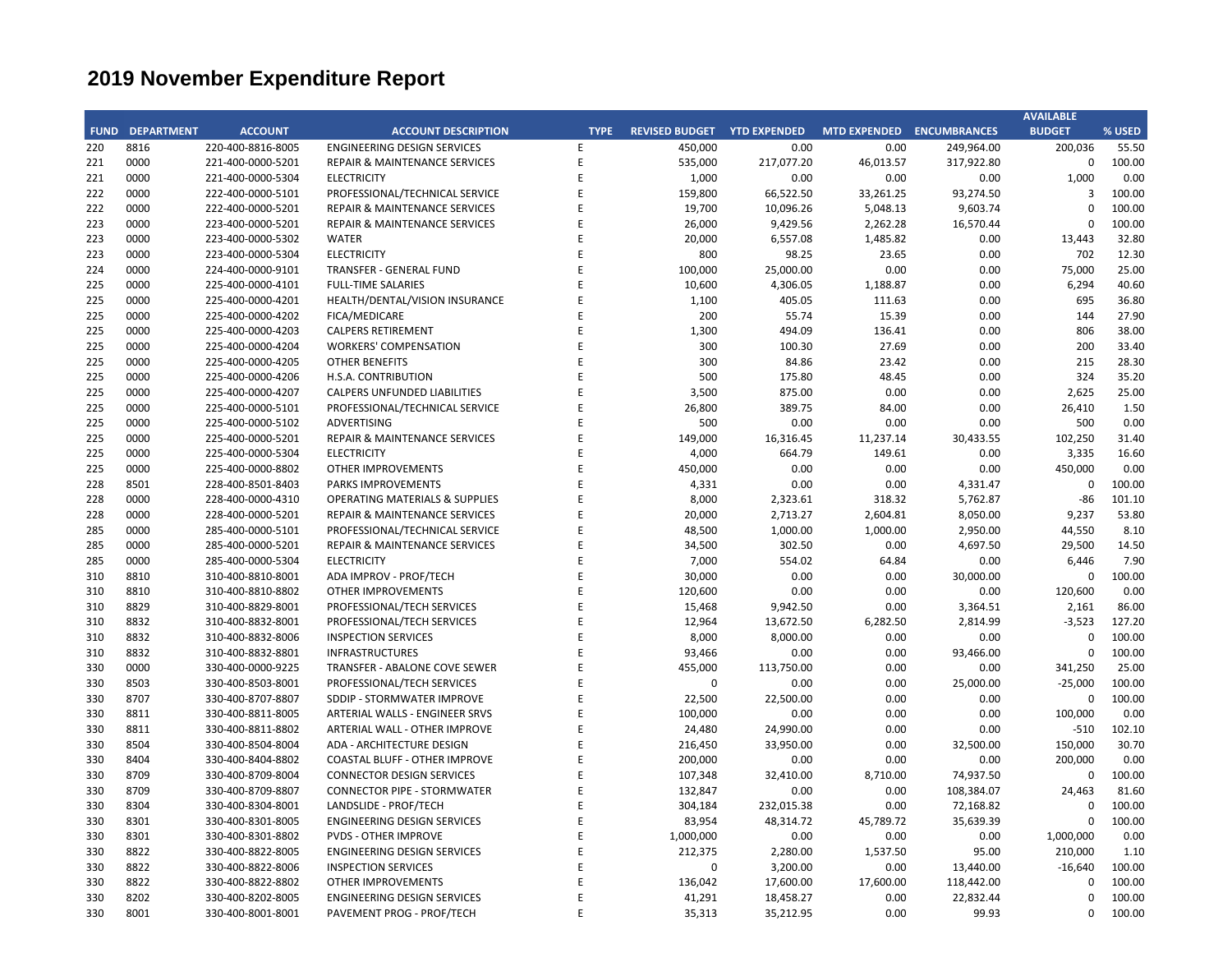# 2019 November Expenditure Report

| FUND | DEPARTMENT | ACCOUNT | ACCOUNT DESCRIPTION | TYPE | REVISED BUDGET | YTD EXPENDED | MTD EXPENDED | ENCUMBRANCES | AVAILABLE BUDGET | % USED |
|---|---|---|---|---|---|---|---|---|---|---|
| 220 | 8816 | 220-400-8816-8005 | ENGINEERING DESIGN SERVICES | E | 450,000 | 0.00 | 0.00 | 249,964.00 | 200,036 | 55.50 |
| 221 | 0000 | 221-400-0000-5201 | REPAIR & MAINTENANCE SERVICES | E | 535,000 | 217,077.20 | 46,013.57 | 317,922.80 | 0 | 100.00 |
| 221 | 0000 | 221-400-0000-5304 | ELECTRICITY | E | 1,000 | 0.00 | 0.00 | 0.00 | 1,000 | 0.00 |
| 222 | 0000 | 222-400-0000-5101 | PROFESSIONAL/TECHNICAL SERVICE | E | 159,800 | 66,522.50 | 33,261.25 | 93,274.50 | 3 | 100.00 |
| 222 | 0000 | 222-400-0000-5201 | REPAIR & MAINTENANCE SERVICES | E | 19,700 | 10,096.26 | 5,048.13 | 9,603.74 | 0 | 100.00 |
| 223 | 0000 | 223-400-0000-5201 | REPAIR & MAINTENANCE SERVICES | E | 26,000 | 9,429.56 | 2,262.28 | 16,570.44 | 0 | 100.00 |
| 223 | 0000 | 223-400-0000-5302 | WATER | E | 20,000 | 6,557.08 | 1,485.82 | 0.00 | 13,443 | 32.80 |
| 223 | 0000 | 223-400-0000-5304 | ELECTRICITY | E | 800 | 98.25 | 23.65 | 0.00 | 702 | 12.30 |
| 224 | 0000 | 224-400-0000-9101 | TRANSFER - GENERAL FUND | E | 100,000 | 25,000.00 | 0.00 | 0.00 | 75,000 | 25.00 |
| 225 | 0000 | 225-400-0000-4101 | FULL-TIME SALARIES | E | 10,600 | 4,306.05 | 1,188.87 | 0.00 | 6,294 | 40.60 |
| 225 | 0000 | 225-400-0000-4201 | HEALTH/DENTAL/VISION INSURANCE | E | 1,100 | 405.05 | 111.63 | 0.00 | 695 | 36.80 |
| 225 | 0000 | 225-400-0000-4202 | FICA/MEDICARE | E | 200 | 55.74 | 15.39 | 0.00 | 144 | 27.90 |
| 225 | 0000 | 225-400-0000-4203 | CALPERS RETIREMENT | E | 1,300 | 494.09 | 136.41 | 0.00 | 806 | 38.00 |
| 225 | 0000 | 225-400-0000-4204 | WORKERS' COMPENSATION | E | 300 | 100.30 | 27.69 | 0.00 | 200 | 33.40 |
| 225 | 0000 | 225-400-0000-4205 | OTHER BENEFITS | E | 300 | 84.86 | 23.42 | 0.00 | 215 | 28.30 |
| 225 | 0000 | 225-400-0000-4206 | H.S.A. CONTRIBUTION | E | 500 | 175.80 | 48.45 | 0.00 | 324 | 35.20 |
| 225 | 0000 | 225-400-0000-4207 | CALPERS UNFUNDED LIABILITIES | E | 3,500 | 875.00 | 0.00 | 0.00 | 2,625 | 25.00 |
| 225 | 0000 | 225-400-0000-5101 | PROFESSIONAL/TECHNICAL SERVICE | E | 26,800 | 389.75 | 84.00 | 0.00 | 26,410 | 1.50 |
| 225 | 0000 | 225-400-0000-5102 | ADVERTISING | E | 500 | 0.00 | 0.00 | 0.00 | 500 | 0.00 |
| 225 | 0000 | 225-400-0000-5201 | REPAIR & MAINTENANCE SERVICES | E | 149,000 | 16,316.45 | 11,237.14 | 30,433.55 | 102,250 | 31.40 |
| 225 | 0000 | 225-400-0000-5304 | ELECTRICITY | E | 4,000 | 664.79 | 149.61 | 0.00 | 3,335 | 16.60 |
| 225 | 0000 | 225-400-0000-8802 | OTHER IMPROVEMENTS | E | 450,000 | 0.00 | 0.00 | 0.00 | 450,000 | 0.00 |
| 228 | 8501 | 228-400-8501-8403 | PARKS IMPROVEMENTS | E | 4,331 | 0.00 | 0.00 | 4,331.47 | 0 | 100.00 |
| 228 | 0000 | 228-400-0000-4310 | OPERATING MATERIALS & SUPPLIES | E | 8,000 | 2,323.61 | 318.32 | 5,762.87 | -86 | 101.10 |
| 228 | 0000 | 228-400-0000-5201 | REPAIR & MAINTENANCE SERVICES | E | 20,000 | 2,713.27 | 2,604.81 | 8,050.00 | 9,237 | 53.80 |
| 285 | 0000 | 285-400-0000-5101 | PROFESSIONAL/TECHNICAL SERVICE | E | 48,500 | 1,000.00 | 1,000.00 | 2,950.00 | 44,550 | 8.10 |
| 285 | 0000 | 285-400-0000-5201 | REPAIR & MAINTENANCE SERVICES | E | 34,500 | 302.50 | 0.00 | 4,697.50 | 29,500 | 14.50 |
| 285 | 0000 | 285-400-0000-5304 | ELECTRICITY | E | 7,000 | 554.02 | 64.84 | 0.00 | 6,446 | 7.90 |
| 310 | 8810 | 310-400-8810-8001 | ADA IMPROV - PROF/TECH | E | 30,000 | 0.00 | 0.00 | 30,000.00 | 0 | 100.00 |
| 310 | 8810 | 310-400-8810-8802 | OTHER IMPROVEMENTS | E | 120,600 | 0.00 | 0.00 | 0.00 | 120,600 | 0.00 |
| 310 | 8829 | 310-400-8829-8001 | PROFESSIONAL/TECH SERVICES | E | 15,468 | 9,942.50 | 0.00 | 3,364.51 | 2,161 | 86.00 |
| 310 | 8832 | 310-400-8832-8001 | PROFESSIONAL/TECH SERVICES | E | 12,964 | 13,672.50 | 6,282.50 | 2,814.99 | -3,523 | 127.20 |
| 310 | 8832 | 310-400-8832-8006 | INSPECTION SERVICES | E | 8,000 | 8,000.00 | 0.00 | 0.00 | 0 | 100.00 |
| 310 | 8832 | 310-400-8832-8801 | INFRASTRUCTURES | E | 93,466 | 0.00 | 0.00 | 93,466.00 | 0 | 100.00 |
| 330 | 0000 | 330-400-0000-9225 | TRANSFER - ABALONE COVE SEWER | E | 455,000 | 113,750.00 | 0.00 | 0.00 | 341,250 | 25.00 |
| 330 | 8503 | 330-400-8503-8001 | PROFESSIONAL/TECH SERVICES | E | 0 | 0.00 | 0.00 | 25,000.00 | -25,000 | 100.00 |
| 330 | 8707 | 330-400-8707-8807 | SDDIP - STORMWATER IMPROVE | E | 22,500 | 22,500.00 | 0.00 | 0.00 | 0 | 100.00 |
| 330 | 8811 | 330-400-8811-8005 | ARTERIAL WALLS - ENGINEER SRVS | E | 100,000 | 0.00 | 0.00 | 0.00 | 100,000 | 0.00 |
| 330 | 8811 | 330-400-8811-8802 | ARTERIAL WALL - OTHER IMPROVE | E | 24,480 | 24,990.00 | 0.00 | 0.00 | -510 | 102.10 |
| 330 | 8504 | 330-400-8504-8004 | ADA - ARCHITECTURE DESIGN | E | 216,450 | 33,950.00 | 0.00 | 32,500.00 | 150,000 | 30.70 |
| 330 | 8404 | 330-400-8404-8802 | COASTAL BLUFF - OTHER IMPROVE | E | 200,000 | 0.00 | 0.00 | 0.00 | 200,000 | 0.00 |
| 330 | 8709 | 330-400-8709-8004 | CONNECTOR DESIGN SERVICES | E | 107,348 | 32,410.00 | 8,710.00 | 74,937.50 | 0 | 100.00 |
| 330 | 8709 | 330-400-8709-8807 | CONNECTOR PIPE - STORMWATER | E | 132,847 | 0.00 | 0.00 | 108,384.07 | 24,463 | 81.60 |
| 330 | 8304 | 330-400-8304-8001 | LANDSLIDE - PROF/TECH | E | 304,184 | 232,015.38 | 0.00 | 72,168.82 | 0 | 100.00 |
| 330 | 8301 | 330-400-8301-8005 | ENGINEERING DESIGN SERVICES | E | 83,954 | 48,314.72 | 45,789.72 | 35,639.39 | 0 | 100.00 |
| 330 | 8301 | 330-400-8301-8802 | PVDS - OTHER IMPROVE | E | 1,000,000 | 0.00 | 0.00 | 0.00 | 1,000,000 | 0.00 |
| 330 | 8822 | 330-400-8822-8005 | ENGINEERING DESIGN SERVICES | E | 212,375 | 2,280.00 | 1,537.50 | 95.00 | 210,000 | 1.10 |
| 330 | 8822 | 330-400-8822-8006 | INSPECTION SERVICES | E | 0 | 3,200.00 | 0.00 | 13,440.00 | -16,640 | 100.00 |
| 330 | 8822 | 330-400-8822-8802 | OTHER IMPROVEMENTS | E | 136,042 | 17,600.00 | 17,600.00 | 118,442.00 | 0 | 100.00 |
| 330 | 8202 | 330-400-8202-8005 | ENGINEERING DESIGN SERVICES | E | 41,291 | 18,458.27 | 0.00 | 22,832.44 | 0 | 100.00 |
| 330 | 8001 | 330-400-8001-8001 | PAVEMENT PROG - PROF/TECH | E | 35,313 | 35,212.95 | 0.00 | 99.93 | 0 | 100.00 |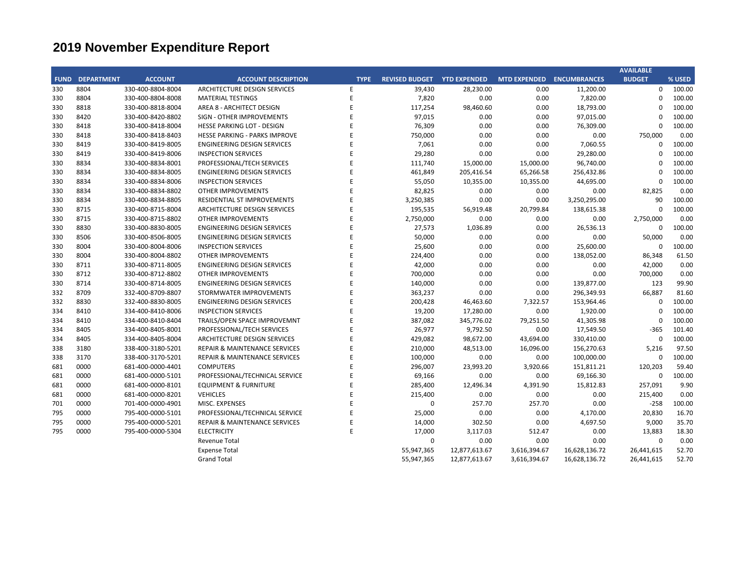# 2019 November Expenditure Report

| FUND | DEPARTMENT | ACCOUNT | ACCOUNT DESCRIPTION | TYPE | REVISED BUDGET | YTD EXPENDED | MTD EXPENDED | ENCUMBRANCES | AVAILABLE BUDGET | % USED |
|---|---|---|---|---|---|---|---|---|---|---|
| 330 | 8804 | 330-400-8804-8004 | ARCHITECTURE DESIGN SERVICES | E | 39,430 | 28,230.00 | 0.00 | 11,200.00 | 0 | 100.00 |
| 330 | 8804 | 330-400-8804-8008 | MATERIAL TESTINGS | E | 7,820 | 0.00 | 0.00 | 7,820.00 | 0 | 100.00 |
| 330 | 8818 | 330-400-8818-8004 | AREA 8 - ARCHITECT DESIGN | E | 117,254 | 98,460.60 | 0.00 | 18,793.00 | 0 | 100.00 |
| 330 | 8420 | 330-400-8420-8802 | SIGN - OTHER IMPROVEMENTS | E | 97,015 | 0.00 | 0.00 | 97,015.00 | 0 | 100.00 |
| 330 | 8418 | 330-400-8418-8004 | HESSE PARKING LOT - DESIGN | E | 76,309 | 0.00 | 0.00 | 76,309.00 | 0 | 100.00 |
| 330 | 8418 | 330-400-8418-8403 | HESSE PARKING - PARKS IMPROVE | E | 750,000 | 0.00 | 0.00 | 0.00 | 750,000 | 0.00 |
| 330 | 8419 | 330-400-8419-8005 | ENGINEERING DESIGN SERVICES | E | 7,061 | 0.00 | 0.00 | 7,060.55 | 0 | 100.00 |
| 330 | 8419 | 330-400-8419-8006 | INSPECTION SERVICES | E | 29,280 | 0.00 | 0.00 | 29,280.00 | 0 | 100.00 |
| 330 | 8834 | 330-400-8834-8001 | PROFESSIONAL/TECH SERVICES | E | 111,740 | 15,000.00 | 15,000.00 | 96,740.00 | 0 | 100.00 |
| 330 | 8834 | 330-400-8834-8005 | ENGINEERING DESIGN SERVICES | E | 461,849 | 205,416.54 | 65,266.58 | 256,432.86 | 0 | 100.00 |
| 330 | 8834 | 330-400-8834-8006 | INSPECTION SERVICES | E | 55,050 | 10,355.00 | 10,355.00 | 44,695.00 | 0 | 100.00 |
| 330 | 8834 | 330-400-8834-8802 | OTHER IMPROVEMENTS | E | 82,825 | 0.00 | 0.00 | 0.00 | 82,825 | 0.00 |
| 330 | 8834 | 330-400-8834-8805 | RESIDENTIAL ST IMPROVEMENTS | E | 3,250,385 | 0.00 | 0.00 | 3,250,295.00 | 90 | 100.00 |
| 330 | 8715 | 330-400-8715-8004 | ARCHITECTURE DESIGN SERVICES | E | 195,535 | 56,919.48 | 20,799.84 | 138,615.38 | 0 | 100.00 |
| 330 | 8715 | 330-400-8715-8802 | OTHER IMPROVEMENTS | E | 2,750,000 | 0.00 | 0.00 | 0.00 | 2,750,000 | 0.00 |
| 330 | 8830 | 330-400-8830-8005 | ENGINEERING DESIGN SERVICES | E | 27,573 | 1,036.89 | 0.00 | 26,536.13 | 0 | 100.00 |
| 330 | 8506 | 330-400-8506-8005 | ENGINEERING DESIGN SERVICES | E | 50,000 | 0.00 | 0.00 | 0.00 | 50,000 | 0.00 |
| 330 | 8004 | 330-400-8004-8006 | INSPECTION SERVICES | E | 25,600 | 0.00 | 0.00 | 25,600.00 | 0 | 100.00 |
| 330 | 8004 | 330-400-8004-8802 | OTHER IMPROVEMENTS | E | 224,400 | 0.00 | 0.00 | 138,052.00 | 86,348 | 61.50 |
| 330 | 8711 | 330-400-8711-8005 | ENGINEERING DESIGN SERVICES | E | 42,000 | 0.00 | 0.00 | 0.00 | 42,000 | 0.00 |
| 330 | 8712 | 330-400-8712-8802 | OTHER IMPROVEMENTS | E | 700,000 | 0.00 | 0.00 | 0.00 | 700,000 | 0.00 |
| 330 | 8714 | 330-400-8714-8005 | ENGINEERING DESIGN SERVICES | E | 140,000 | 0.00 | 0.00 | 139,877.00 | 123 | 99.90 |
| 332 | 8709 | 332-400-8709-8807 | STORMWATER IMPROVEMENTS | E | 363,237 | 0.00 | 0.00 | 296,349.93 | 66,887 | 81.60 |
| 332 | 8830 | 332-400-8830-8005 | ENGINEERING DESIGN SERVICES | E | 200,428 | 46,463.60 | 7,322.57 | 153,964.46 | 0 | 100.00 |
| 334 | 8410 | 334-400-8410-8006 | INSPECTION SERVICES | E | 19,200 | 17,280.00 | 0.00 | 1,920.00 | 0 | 100.00 |
| 334 | 8410 | 334-400-8410-8404 | TRAILS/OPEN SPACE IMPROVEMNT | E | 387,082 | 345,776.02 | 79,251.50 | 41,305.98 | 0 | 100.00 |
| 334 | 8405 | 334-400-8405-8001 | PROFESSIONAL/TECH SERVICES | E | 26,977 | 9,792.50 | 0.00 | 17,549.50 | -365 | 101.40 |
| 334 | 8405 | 334-400-8405-8004 | ARCHITECTURE DESIGN SERVICES | E | 429,082 | 98,672.00 | 43,694.00 | 330,410.00 | 0 | 100.00 |
| 338 | 3180 | 338-400-3180-5201 | REPAIR & MAINTENANCE SERVICES | E | 210,000 | 48,513.00 | 16,096.00 | 156,270.63 | 5,216 | 97.50 |
| 338 | 3170 | 338-400-3170-5201 | REPAIR & MAINTENANCE SERVICES | E | 100,000 | 0.00 | 0.00 | 100,000.00 | 0 | 100.00 |
| 681 | 0000 | 681-400-0000-4401 | COMPUTERS | E | 296,007 | 23,993.20 | 3,920.66 | 151,811.21 | 120,203 | 59.40 |
| 681 | 0000 | 681-400-0000-5101 | PROFESSIONAL/TECHNICAL SERVICE | E | 69,166 | 0.00 | 0.00 | 69,166.30 | 0 | 100.00 |
| 681 | 0000 | 681-400-0000-8101 | EQUIPMENT & FURNITURE | E | 285,400 | 12,496.34 | 4,391.90 | 15,812.83 | 257,091 | 9.90 |
| 681 | 0000 | 681-400-0000-8201 | VEHICLES | E | 215,400 | 0.00 | 0.00 | 0.00 | 215,400 | 0.00 |
| 701 | 0000 | 701-400-0000-4901 | MISC. EXPENSES | E | 0 | 257.70 | 257.70 | 0.00 | -258 | 100.00 |
| 795 | 0000 | 795-400-0000-5101 | PROFESSIONAL/TECHNICAL SERVICE | E | 25,000 | 0.00 | 0.00 | 4,170.00 | 20,830 | 16.70 |
| 795 | 0000 | 795-400-0000-5201 | REPAIR & MAINTENANCE SERVICES | E | 14,000 | 302.50 | 0.00 | 4,697.50 | 9,000 | 35.70 |
| 795 | 0000 | 795-400-0000-5304 | ELECTRICITY | E | 17,000 | 3,117.03 | 512.47 | 0.00 | 13,883 | 18.30 |
| | | | Revenue Total | | 0 | 0.00 | 0.00 | 0.00 | 0 | 0.00 |
| | | | Expense Total | | 55,947,365 | 12,877,613.67 | 3,616,394.67 | 16,628,136.72 | 26,441,615 | 52.70 |
| | | | Grand Total | | 55,947,365 | 12,877,613.67 | 3,616,394.67 | 16,628,136.72 | 26,441,615 | 52.70 |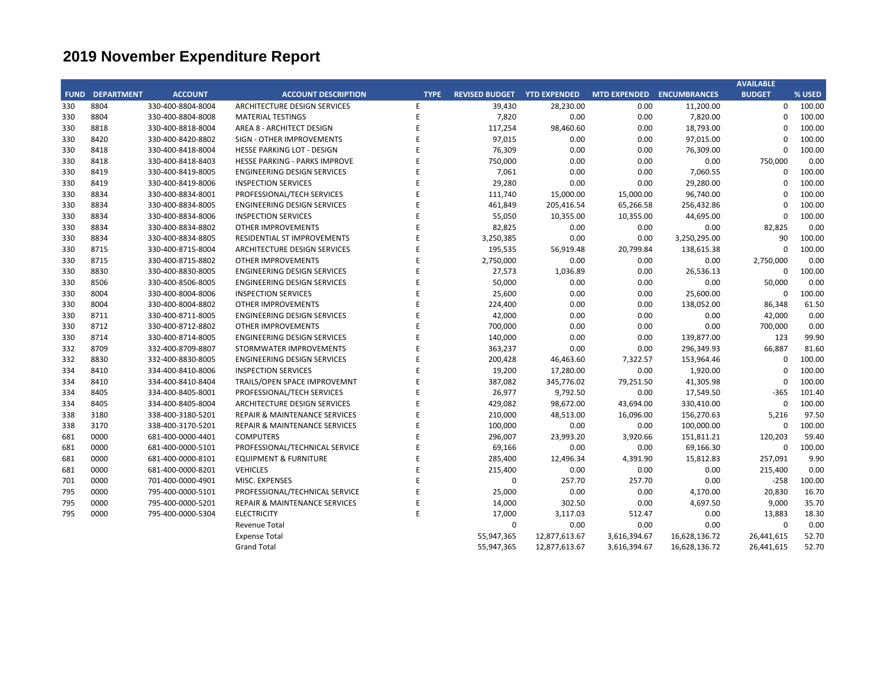# 2019 November Expenditure Report

| FUND | DEPARTMENT | ACCOUNT | ACCOUNT DESCRIPTION | TYPE | REVISED BUDGET | YTD EXPENDED | MTD EXPENDED | ENCUMBRANCES | AVAILABLE BUDGET | % USED |
|---|---|---|---|---|---|---|---|---|---|---|
| 330 | 8804 | 330-400-8804-8004 | ARCHITECTURE DESIGN SERVICES | E | 39,430 | 28,230.00 | 0.00 | 11,200.00 | 0 | 100.00 |
| 330 | 8804 | 330-400-8804-8008 | MATERIAL TESTINGS | E | 7,820 | 0.00 | 0.00 | 7,820.00 | 0 | 100.00 |
| 330 | 8818 | 330-400-8818-8004 | AREA 8 - ARCHITECT DESIGN | E | 117,254 | 98,460.60 | 0.00 | 18,793.00 | 0 | 100.00 |
| 330 | 8420 | 330-400-8420-8802 | SIGN - OTHER IMPROVEMENTS | E | 97,015 | 0.00 | 0.00 | 97,015.00 | 0 | 100.00 |
| 330 | 8418 | 330-400-8418-8004 | HESSE PARKING LOT - DESIGN | E | 76,309 | 0.00 | 0.00 | 76,309.00 | 0 | 100.00 |
| 330 | 8418 | 330-400-8418-8403 | HESSE PARKING - PARKS IMPROVE | E | 750,000 | 0.00 | 0.00 | 0.00 | 750,000 | 0.00 |
| 330 | 8419 | 330-400-8419-8005 | ENGINEERING DESIGN SERVICES | E | 7,061 | 0.00 | 0.00 | 7,060.55 | 0 | 100.00 |
| 330 | 8419 | 330-400-8419-8006 | INSPECTION SERVICES | E | 29,280 | 0.00 | 0.00 | 29,280.00 | 0 | 100.00 |
| 330 | 8834 | 330-400-8834-8001 | PROFESSIONAL/TECH SERVICES | E | 111,740 | 15,000.00 | 15,000.00 | 96,740.00 | 0 | 100.00 |
| 330 | 8834 | 330-400-8834-8005 | ENGINEERING DESIGN SERVICES | E | 461,849 | 205,416.54 | 65,266.58 | 256,432.86 | 0 | 100.00 |
| 330 | 8834 | 330-400-8834-8006 | INSPECTION SERVICES | E | 55,050 | 10,355.00 | 10,355.00 | 44,695.00 | 0 | 100.00 |
| 330 | 8834 | 330-400-8834-8802 | OTHER IMPROVEMENTS | E | 82,825 | 0.00 | 0.00 | 0.00 | 82,825 | 0.00 |
| 330 | 8834 | 330-400-8834-8805 | RESIDENTIAL ST IMPROVEMENTS | E | 3,250,385 | 0.00 | 0.00 | 3,250,295.00 | 90 | 100.00 |
| 330 | 8715 | 330-400-8715-8004 | ARCHITECTURE DESIGN SERVICES | E | 195,535 | 56,919.48 | 20,799.84 | 138,615.38 | 0 | 100.00 |
| 330 | 8715 | 330-400-8715-8802 | OTHER IMPROVEMENTS | E | 2,750,000 | 0.00 | 0.00 | 0.00 | 2,750,000 | 0.00 |
| 330 | 8830 | 330-400-8830-8005 | ENGINEERING DESIGN SERVICES | E | 27,573 | 1,036.89 | 0.00 | 26,536.13 | 0 | 100.00 |
| 330 | 8506 | 330-400-8506-8005 | ENGINEERING DESIGN SERVICES | E | 50,000 | 0.00 | 0.00 | 0.00 | 50,000 | 0.00 |
| 330 | 8004 | 330-400-8004-8006 | INSPECTION SERVICES | E | 25,600 | 0.00 | 0.00 | 25,600.00 | 0 | 100.00 |
| 330 | 8004 | 330-400-8004-8802 | OTHER IMPROVEMENTS | E | 224,400 | 0.00 | 0.00 | 138,052.00 | 86,348 | 61.50 |
| 330 | 8711 | 330-400-8711-8005 | ENGINEERING DESIGN SERVICES | E | 42,000 | 0.00 | 0.00 | 0.00 | 42,000 | 0.00 |
| 330 | 8712 | 330-400-8712-8802 | OTHER IMPROVEMENTS | E | 700,000 | 0.00 | 0.00 | 0.00 | 700,000 | 0.00 |
| 330 | 8714 | 330-400-8714-8005 | ENGINEERING DESIGN SERVICES | E | 140,000 | 0.00 | 0.00 | 139,877.00 | 123 | 99.90 |
| 332 | 8709 | 332-400-8709-8807 | STORMWATER IMPROVEMENTS | E | 363,237 | 0.00 | 0.00 | 296,349.93 | 66,887 | 81.60 |
| 332 | 8830 | 332-400-8830-8005 | ENGINEERING DESIGN SERVICES | E | 200,428 | 46,463.60 | 7,322.57 | 153,964.46 | 0 | 100.00 |
| 334 | 8410 | 334-400-8410-8006 | INSPECTION SERVICES | E | 19,200 | 17,280.00 | 0.00 | 1,920.00 | 0 | 100.00 |
| 334 | 8410 | 334-400-8410-8404 | TRAILS/OPEN SPACE IMPROVEMNT | E | 387,082 | 345,776.02 | 79,251.50 | 41,305.98 | 0 | 100.00 |
| 334 | 8405 | 334-400-8405-8001 | PROFESSIONAL/TECH SERVICES | E | 26,977 | 9,792.50 | 0.00 | 17,549.50 | -365 | 101.40 |
| 334 | 8405 | 334-400-8405-8004 | ARCHITECTURE DESIGN SERVICES | E | 429,082 | 98,672.00 | 43,694.00 | 330,410.00 | 0 | 100.00 |
| 338 | 3180 | 338-400-3180-5201 | REPAIR & MAINTENANCE SERVICES | E | 210,000 | 48,513.00 | 16,096.00 | 156,270.63 | 5,216 | 97.50 |
| 338 | 3170 | 338-400-3170-5201 | REPAIR & MAINTENANCE SERVICES | E | 100,000 | 0.00 | 0.00 | 100,000.00 | 0 | 100.00 |
| 681 | 0000 | 681-400-0000-4401 | COMPUTERS | E | 296,007 | 23,993.20 | 3,920.66 | 151,811.21 | 120,203 | 59.40 |
| 681 | 0000 | 681-400-0000-5101 | PROFESSIONAL/TECHNICAL SERVICE | E | 69,166 | 0.00 | 0.00 | 69,166.30 | 0 | 100.00 |
| 681 | 0000 | 681-400-0000-8101 | EQUIPMENT & FURNITURE | E | 285,400 | 12,496.34 | 4,391.90 | 15,812.83 | 257,091 | 9.90 |
| 681 | 0000 | 681-400-0000-8201 | VEHICLES | E | 215,400 | 0.00 | 0.00 | 0.00 | 215,400 | 0.00 |
| 701 | 0000 | 701-400-0000-4901 | MISC. EXPENSES | E | 0 | 257.70 | 257.70 | 0.00 | -258 | 100.00 |
| 795 | 0000 | 795-400-0000-5101 | PROFESSIONAL/TECHNICAL SERVICE | E | 25,000 | 0.00 | 0.00 | 4,170.00 | 20,830 | 16.70 |
| 795 | 0000 | 795-400-0000-5201 | REPAIR & MAINTENANCE SERVICES | E | 14,000 | 302.50 | 0.00 | 4,697.50 | 9,000 | 35.70 |
| 795 | 0000 | 795-400-0000-5304 | ELECTRICITY | E | 17,000 | 3,117.03 | 512.47 | 0.00 | 13,883 | 18.30 |
| | | | Revenue Total | | 0 | 0.00 | 0.00 | 0.00 | 0 | 0.00 |
| | | | Expense Total | | 55,947,365 | 12,877,613.67 | 3,616,394.67 | 16,628,136.72 | 26,441,615 | 52.70 |
| | | | Grand Total | | 55,947,365 | 12,877,613.67 | 3,616,394.67 | 16,628,136.72 | 26,441,615 | 52.70 |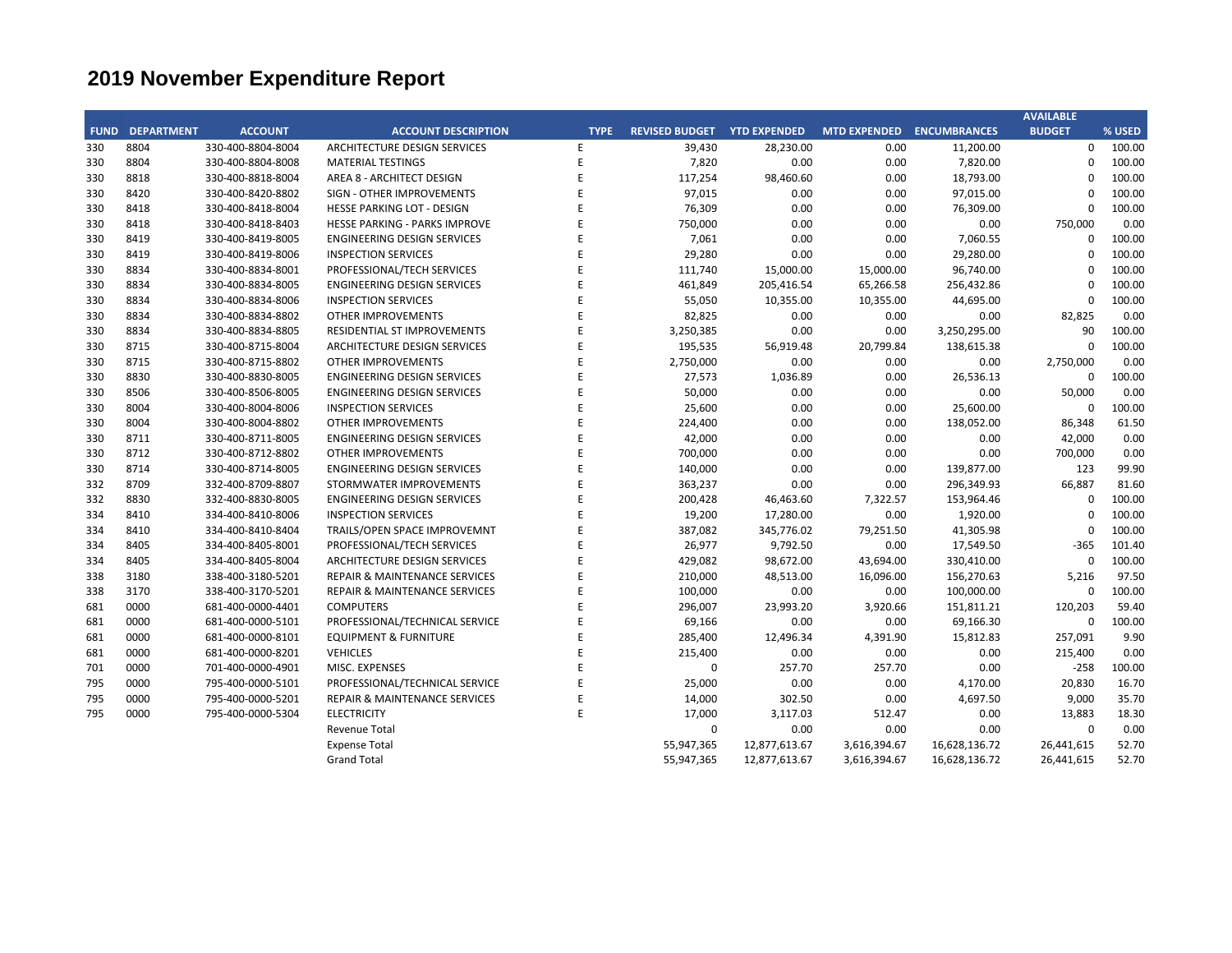# 2019 November Expenditure Report

| FUND | DEPARTMENT | ACCOUNT | ACCOUNT DESCRIPTION | TYPE | REVISED BUDGET | YTD EXPENDED | MTD EXPENDED | ENCUMBRANCES | AVAILABLE BUDGET | % USED |
|---|---|---|---|---|---|---|---|---|---|---|
| 330 | 8804 | 330-400-8804-8004 | ARCHITECTURE DESIGN SERVICES | E | 39,430 | 28,230.00 | 0.00 | 11,200.00 | 0 | 100.00 |
| 330 | 8804 | 330-400-8804-8008 | MATERIAL TESTINGS | E | 7,820 | 0.00 | 0.00 | 7,820.00 | 0 | 100.00 |
| 330 | 8818 | 330-400-8818-8004 | AREA 8 - ARCHITECT DESIGN | E | 117,254 | 98,460.60 | 0.00 | 18,793.00 | 0 | 100.00 |
| 330 | 8420 | 330-400-8420-8802 | SIGN - OTHER IMPROVEMENTS | E | 97,015 | 0.00 | 0.00 | 97,015.00 | 0 | 100.00 |
| 330 | 8418 | 330-400-8418-8004 | HESSE PARKING LOT - DESIGN | E | 76,309 | 0.00 | 0.00 | 76,309.00 | 0 | 100.00 |
| 330 | 8418 | 330-400-8418-8403 | HESSE PARKING - PARKS IMPROVE | E | 750,000 | 0.00 | 0.00 | 0.00 | 750,000 | 0.00 |
| 330 | 8419 | 330-400-8419-8005 | ENGINEERING DESIGN SERVICES | E | 7,061 | 0.00 | 0.00 | 7,060.55 | 0 | 100.00 |
| 330 | 8419 | 330-400-8419-8006 | INSPECTION SERVICES | E | 29,280 | 0.00 | 0.00 | 29,280.00 | 0 | 100.00 |
| 330 | 8834 | 330-400-8834-8001 | PROFESSIONAL/TECH SERVICES | E | 111,740 | 15,000.00 | 15,000.00 | 96,740.00 | 0 | 100.00 |
| 330 | 8834 | 330-400-8834-8005 | ENGINEERING DESIGN SERVICES | E | 461,849 | 205,416.54 | 65,266.58 | 256,432.86 | 0 | 100.00 |
| 330 | 8834 | 330-400-8834-8006 | INSPECTION SERVICES | E | 55,050 | 10,355.00 | 10,355.00 | 44,695.00 | 0 | 100.00 |
| 330 | 8834 | 330-400-8834-8802 | OTHER IMPROVEMENTS | E | 82,825 | 0.00 | 0.00 | 0.00 | 82,825 | 0.00 |
| 330 | 8834 | 330-400-8834-8805 | RESIDENTIAL ST IMPROVEMENTS | E | 3,250,385 | 0.00 | 0.00 | 3,250,295.00 | 90 | 100.00 |
| 330 | 8715 | 330-400-8715-8004 | ARCHITECTURE DESIGN SERVICES | E | 195,535 | 56,919.48 | 20,799.84 | 138,615.38 | 0 | 100.00 |
| 330 | 8715 | 330-400-8715-8802 | OTHER IMPROVEMENTS | E | 2,750,000 | 0.00 | 0.00 | 0.00 | 2,750,000 | 0.00 |
| 330 | 8830 | 330-400-8830-8005 | ENGINEERING DESIGN SERVICES | E | 27,573 | 1,036.89 | 0.00 | 26,536.13 | 0 | 100.00 |
| 330 | 8506 | 330-400-8506-8005 | ENGINEERING DESIGN SERVICES | E | 50,000 | 0.00 | 0.00 | 0.00 | 50,000 | 0.00 |
| 330 | 8004 | 330-400-8004-8006 | INSPECTION SERVICES | E | 25,600 | 0.00 | 0.00 | 25,600.00 | 0 | 100.00 |
| 330 | 8004 | 330-400-8004-8802 | OTHER IMPROVEMENTS | E | 224,400 | 0.00 | 0.00 | 138,052.00 | 86,348 | 61.50 |
| 330 | 8711 | 330-400-8711-8005 | ENGINEERING DESIGN SERVICES | E | 42,000 | 0.00 | 0.00 | 0.00 | 42,000 | 0.00 |
| 330 | 8712 | 330-400-8712-8802 | OTHER IMPROVEMENTS | E | 700,000 | 0.00 | 0.00 | 0.00 | 700,000 | 0.00 |
| 330 | 8714 | 330-400-8714-8005 | ENGINEERING DESIGN SERVICES | E | 140,000 | 0.00 | 0.00 | 139,877.00 | 123 | 99.90 |
| 332 | 8709 | 332-400-8709-8807 | STORMWATER IMPROVEMENTS | E | 363,237 | 0.00 | 0.00 | 296,349.93 | 66,887 | 81.60 |
| 332 | 8830 | 332-400-8830-8005 | ENGINEERING DESIGN SERVICES | E | 200,428 | 46,463.60 | 7,322.57 | 153,964.46 | 0 | 100.00 |
| 334 | 8410 | 334-400-8410-8006 | INSPECTION SERVICES | E | 19,200 | 17,280.00 | 0.00 | 1,920.00 | 0 | 100.00 |
| 334 | 8410 | 334-400-8410-8404 | TRAILS/OPEN SPACE IMPROVEMNT | E | 387,082 | 345,776.02 | 79,251.50 | 41,305.98 | 0 | 100.00 |
| 334 | 8405 | 334-400-8405-8001 | PROFESSIONAL/TECH SERVICES | E | 26,977 | 9,792.50 | 0.00 | 17,549.50 | -365 | 101.40 |
| 334 | 8405 | 334-400-8405-8004 | ARCHITECTURE DESIGN SERVICES | E | 429,082 | 98,672.00 | 43,694.00 | 330,410.00 | 0 | 100.00 |
| 338 | 3180 | 338-400-3180-5201 | REPAIR & MAINTENANCE SERVICES | E | 210,000 | 48,513.00 | 16,096.00 | 156,270.63 | 5,216 | 97.50 |
| 338 | 3170 | 338-400-3170-5201 | REPAIR & MAINTENANCE SERVICES | E | 100,000 | 0.00 | 0.00 | 100,000.00 | 0 | 100.00 |
| 681 | 0000 | 681-400-0000-4401 | COMPUTERS | E | 296,007 | 23,993.20 | 3,920.66 | 151,811.21 | 120,203 | 59.40 |
| 681 | 0000 | 681-400-0000-5101 | PROFESSIONAL/TECHNICAL SERVICE | E | 69,166 | 0.00 | 0.00 | 69,166.30 | 0 | 100.00 |
| 681 | 0000 | 681-400-0000-8101 | EQUIPMENT & FURNITURE | E | 285,400 | 12,496.34 | 4,391.90 | 15,812.83 | 257,091 | 9.90 |
| 681 | 0000 | 681-400-0000-8201 | VEHICLES | E | 215,400 | 0.00 | 0.00 | 0.00 | 215,400 | 0.00 |
| 701 | 0000 | 701-400-0000-4901 | MISC. EXPENSES | E | 0 | 257.70 | 257.70 | 0.00 | -258 | 100.00 |
| 795 | 0000 | 795-400-0000-5101 | PROFESSIONAL/TECHNICAL SERVICE | E | 25,000 | 0.00 | 0.00 | 4,170.00 | 20,830 | 16.70 |
| 795 | 0000 | 795-400-0000-5201 | REPAIR & MAINTENANCE SERVICES | E | 14,000 | 302.50 | 0.00 | 4,697.50 | 9,000 | 35.70 |
| 795 | 0000 | 795-400-0000-5304 | ELECTRICITY | E | 17,000 | 3,117.03 | 512.47 | 0.00 | 13,883 | 18.30 |
| | | | Revenue Total | | 0 | 0.00 | 0.00 | 0.00 | 0 | 0.00 |
| | | | Expense Total | | 55,947,365 | 12,877,613.67 | 3,616,394.67 | 16,628,136.72 | 26,441,615 | 52.70 |
| | | | Grand Total | | 55,947,365 | 12,877,613.67 | 3,616,394.67 | 16,628,136.72 | 26,441,615 | 52.70 |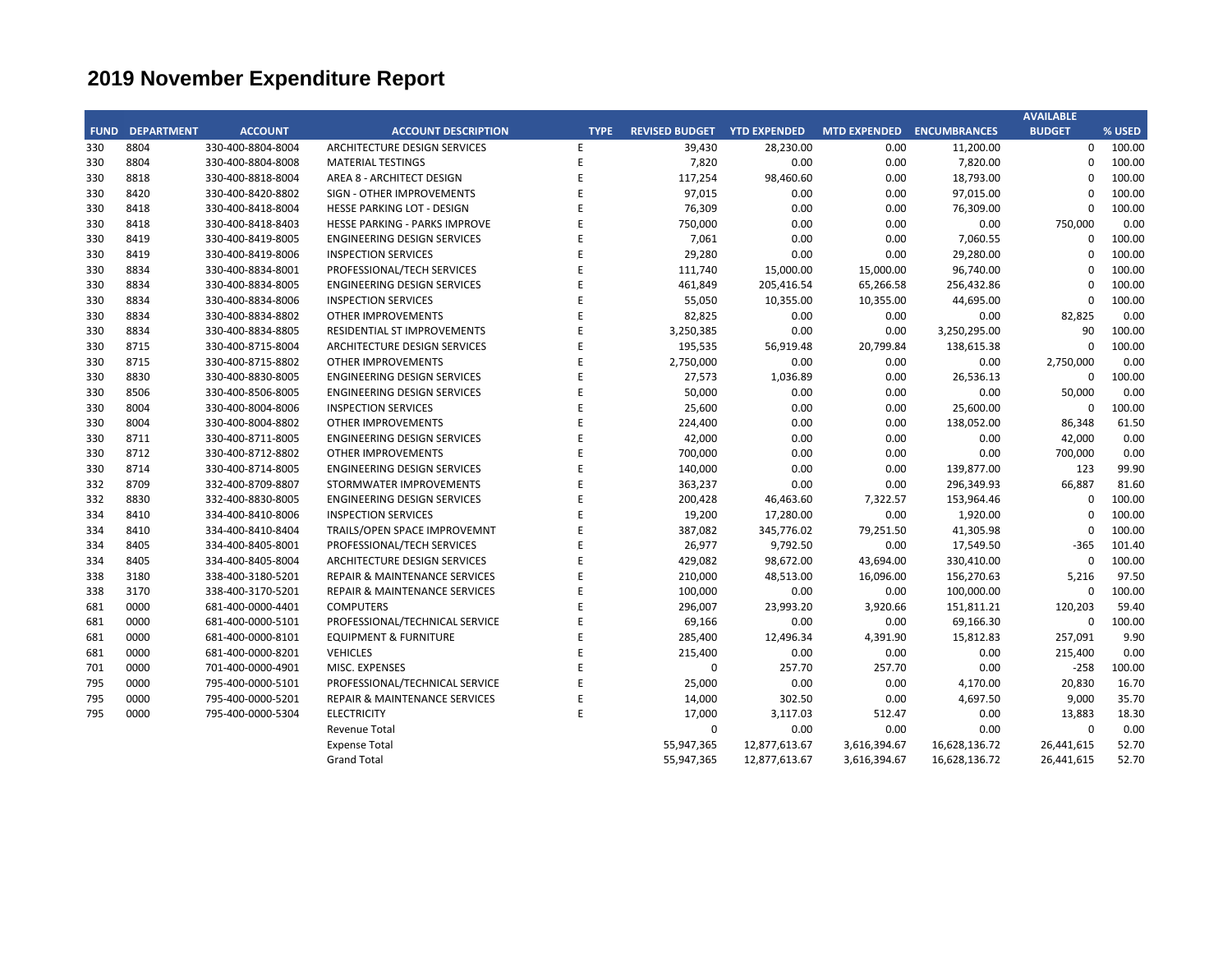# 2019 November Expenditure Report

| FUND | DEPARTMENT | ACCOUNT | ACCOUNT DESCRIPTION | TYPE | REVISED BUDGET | YTD EXPENDED | MTD EXPENDED | ENCUMBRANCES | AVAILABLE BUDGET | % USED |
|---|---|---|---|---|---|---|---|---|---|---|
| 330 | 8804 | 330-400-8804-8004 | ARCHITECTURE DESIGN SERVICES | E | 39,430 | 28,230.00 | 0.00 | 11,200.00 | 0 | 100.00 |
| 330 | 8804 | 330-400-8804-8008 | MATERIAL TESTINGS | E | 7,820 | 0.00 | 0.00 | 7,820.00 | 0 | 100.00 |
| 330 | 8818 | 330-400-8818-8004 | AREA 8 - ARCHITECT DESIGN | E | 117,254 | 98,460.60 | 0.00 | 18,793.00 | 0 | 100.00 |
| 330 | 8420 | 330-400-8420-8802 | SIGN - OTHER IMPROVEMENTS | E | 97,015 | 0.00 | 0.00 | 97,015.00 | 0 | 100.00 |
| 330 | 8418 | 330-400-8418-8004 | HESSE PARKING LOT - DESIGN | E | 76,309 | 0.00 | 0.00 | 76,309.00 | 0 | 100.00 |
| 330 | 8418 | 330-400-8418-8403 | HESSE PARKING - PARKS IMPROVE | E | 750,000 | 0.00 | 0.00 | 0.00 | 750,000 | 0.00 |
| 330 | 8419 | 330-400-8419-8005 | ENGINEERING DESIGN SERVICES | E | 7,061 | 0.00 | 0.00 | 7,060.55 | 0 | 100.00 |
| 330 | 8419 | 330-400-8419-8006 | INSPECTION SERVICES | E | 29,280 | 0.00 | 0.00 | 29,280.00 | 0 | 100.00 |
| 330 | 8834 | 330-400-8834-8001 | PROFESSIONAL/TECH SERVICES | E | 111,740 | 15,000.00 | 15,000.00 | 96,740.00 | 0 | 100.00 |
| 330 | 8834 | 330-400-8834-8005 | ENGINEERING DESIGN SERVICES | E | 461,849 | 205,416.54 | 65,266.58 | 256,432.86 | 0 | 100.00 |
| 330 | 8834 | 330-400-8834-8006 | INSPECTION SERVICES | E | 55,050 | 10,355.00 | 10,355.00 | 44,695.00 | 0 | 100.00 |
| 330 | 8834 | 330-400-8834-8802 | OTHER IMPROVEMENTS | E | 82,825 | 0.00 | 0.00 | 0.00 | 82,825 | 0.00 |
| 330 | 8834 | 330-400-8834-8805 | RESIDENTIAL ST IMPROVEMENTS | E | 3,250,385 | 0.00 | 0.00 | 3,250,295.00 | 90 | 100.00 |
| 330 | 8715 | 330-400-8715-8004 | ARCHITECTURE DESIGN SERVICES | E | 195,535 | 56,919.48 | 20,799.84 | 138,615.38 | 0 | 100.00 |
| 330 | 8715 | 330-400-8715-8802 | OTHER IMPROVEMENTS | E | 2,750,000 | 0.00 | 0.00 | 0.00 | 2,750,000 | 0.00 |
| 330 | 8830 | 330-400-8830-8005 | ENGINEERING DESIGN SERVICES | E | 27,573 | 1,036.89 | 0.00 | 26,536.13 | 0 | 100.00 |
| 330 | 8506 | 330-400-8506-8005 | ENGINEERING DESIGN SERVICES | E | 50,000 | 0.00 | 0.00 | 0.00 | 50,000 | 0.00 |
| 330 | 8004 | 330-400-8004-8006 | INSPECTION SERVICES | E | 25,600 | 0.00 | 0.00 | 25,600.00 | 0 | 100.00 |
| 330 | 8004 | 330-400-8004-8802 | OTHER IMPROVEMENTS | E | 224,400 | 0.00 | 0.00 | 138,052.00 | 86,348 | 61.50 |
| 330 | 8711 | 330-400-8711-8005 | ENGINEERING DESIGN SERVICES | E | 42,000 | 0.00 | 0.00 | 0.00 | 42,000 | 0.00 |
| 330 | 8712 | 330-400-8712-8802 | OTHER IMPROVEMENTS | E | 700,000 | 0.00 | 0.00 | 0.00 | 700,000 | 0.00 |
| 330 | 8714 | 330-400-8714-8005 | ENGINEERING DESIGN SERVICES | E | 140,000 | 0.00 | 0.00 | 139,877.00 | 123 | 99.90 |
| 332 | 8709 | 332-400-8709-8807 | STORMWATER IMPROVEMENTS | E | 363,237 | 0.00 | 0.00 | 296,349.93 | 66,887 | 81.60 |
| 332 | 8830 | 332-400-8830-8005 | ENGINEERING DESIGN SERVICES | E | 200,428 | 46,463.60 | 7,322.57 | 153,964.46 | 0 | 100.00 |
| 334 | 8410 | 334-400-8410-8006 | INSPECTION SERVICES | E | 19,200 | 17,280.00 | 0.00 | 1,920.00 | 0 | 100.00 |
| 334 | 8410 | 334-400-8410-8404 | TRAILS/OPEN SPACE IMPROVEMNT | E | 387,082 | 345,776.02 | 79,251.50 | 41,305.98 | 0 | 100.00 |
| 334 | 8405 | 334-400-8405-8001 | PROFESSIONAL/TECH SERVICES | E | 26,977 | 9,792.50 | 0.00 | 17,549.50 | -365 | 101.40 |
| 334 | 8405 | 334-400-8405-8004 | ARCHITECTURE DESIGN SERVICES | E | 429,082 | 98,672.00 | 43,694.00 | 330,410.00 | 0 | 100.00 |
| 338 | 3180 | 338-400-3180-5201 | REPAIR & MAINTENANCE SERVICES | E | 210,000 | 48,513.00 | 16,096.00 | 156,270.63 | 5,216 | 97.50 |
| 338 | 3170 | 338-400-3170-5201 | REPAIR & MAINTENANCE SERVICES | E | 100,000 | 0.00 | 0.00 | 100,000.00 | 0 | 100.00 |
| 681 | 0000 | 681-400-0000-4401 | COMPUTERS | E | 296,007 | 23,993.20 | 3,920.66 | 151,811.21 | 120,203 | 59.40 |
| 681 | 0000 | 681-400-0000-5101 | PROFESSIONAL/TECHNICAL SERVICE | E | 69,166 | 0.00 | 0.00 | 69,166.30 | 0 | 100.00 |
| 681 | 0000 | 681-400-0000-8101 | EQUIPMENT & FURNITURE | E | 285,400 | 12,496.34 | 4,391.90 | 15,812.83 | 257,091 | 9.90 |
| 681 | 0000 | 681-400-0000-8201 | VEHICLES | E | 215,400 | 0.00 | 0.00 | 0.00 | 215,400 | 0.00 |
| 701 | 0000 | 701-400-0000-4901 | MISC. EXPENSES | E | 0 | 257.70 | 257.70 | 0.00 | -258 | 100.00 |
| 795 | 0000 | 795-400-0000-5101 | PROFESSIONAL/TECHNICAL SERVICE | E | 25,000 | 0.00 | 0.00 | 4,170.00 | 20,830 | 16.70 |
| 795 | 0000 | 795-400-0000-5201 | REPAIR & MAINTENANCE SERVICES | E | 14,000 | 302.50 | 0.00 | 4,697.50 | 9,000 | 35.70 |
| 795 | 0000 | 795-400-0000-5304 | ELECTRICITY | E | 17,000 | 3,117.03 | 512.47 | 0.00 | 13,883 | 18.30 |
| | | | Revenue Total | | 0 | 0.00 | 0.00 | 0.00 | 0 | 0.00 |
| | | | Expense Total | | 55,947,365 | 12,877,613.67 | 3,616,394.67 | 16,628,136.72 | 26,441,615 | 52.70 |
| | | | Grand Total | | 55,947,365 | 12,877,613.67 | 3,616,394.67 | 16,628,136.72 | 26,441,615 | 52.70 |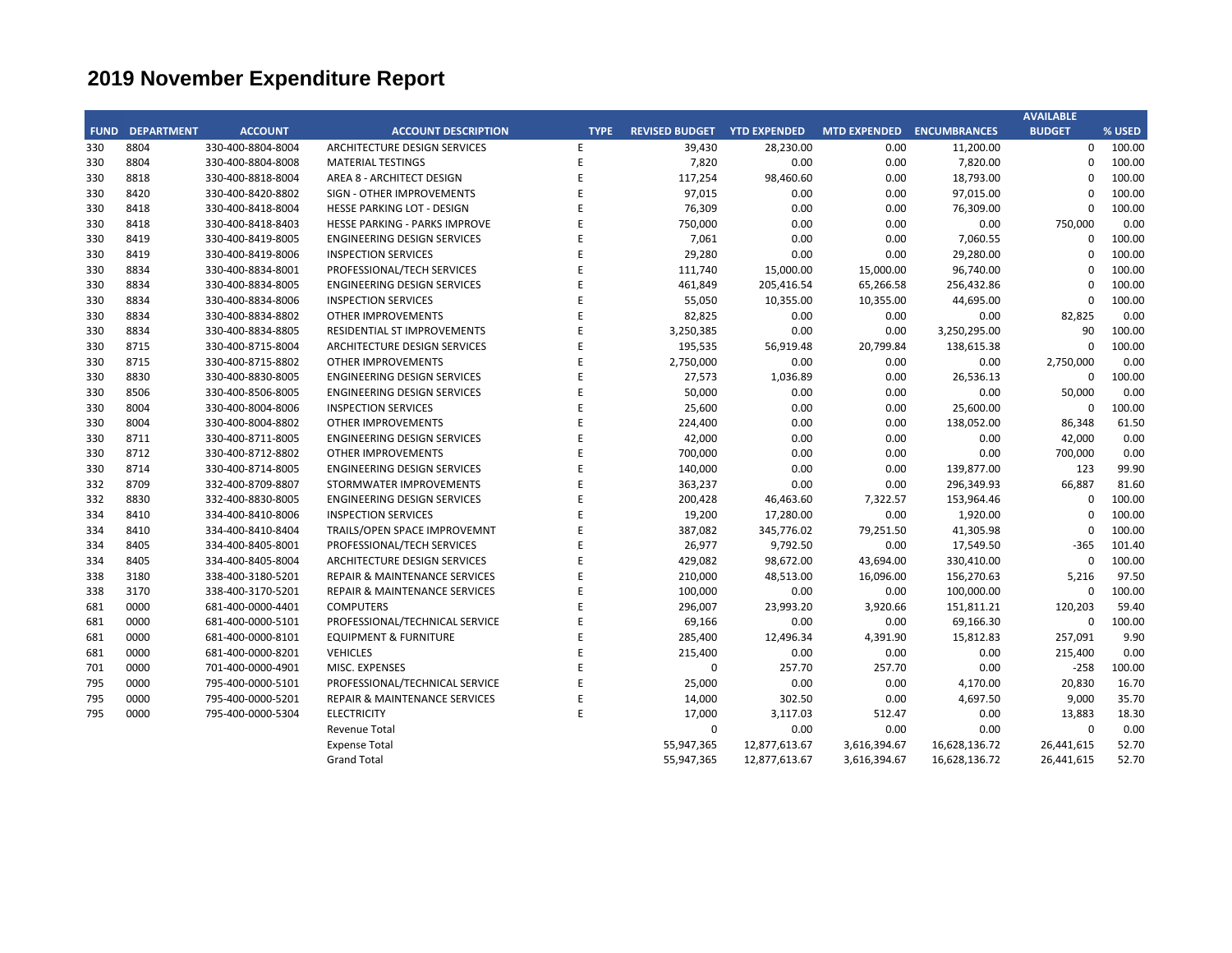# 2019 November Expenditure Report

| FUND | DEPARTMENT | ACCOUNT | ACCOUNT DESCRIPTION | TYPE | REVISED BUDGET | YTD EXPENDED | MTD EXPENDED | ENCUMBRANCES | AVAILABLE BUDGET | % USED |
|---|---|---|---|---|---|---|---|---|---|---|
| 330 | 8804 | 330-400-8804-8004 | ARCHITECTURE DESIGN SERVICES | E | 39,430 | 28,230.00 | 0.00 | 11,200.00 | 0 | 100.00 |
| 330 | 8804 | 330-400-8804-8008 | MATERIAL TESTINGS | E | 7,820 | 0.00 | 0.00 | 7,820.00 | 0 | 100.00 |
| 330 | 8818 | 330-400-8818-8004 | AREA 8 - ARCHITECT DESIGN | E | 117,254 | 98,460.60 | 0.00 | 18,793.00 | 0 | 100.00 |
| 330 | 8420 | 330-400-8420-8802 | SIGN - OTHER IMPROVEMENTS | E | 97,015 | 0.00 | 0.00 | 97,015.00 | 0 | 100.00 |
| 330 | 8418 | 330-400-8418-8004 | HESSE PARKING LOT - DESIGN | E | 76,309 | 0.00 | 0.00 | 76,309.00 | 0 | 100.00 |
| 330 | 8418 | 330-400-8418-8403 | HESSE PARKING - PARKS IMPROVE | E | 750,000 | 0.00 | 0.00 | 0.00 | 750,000 | 0.00 |
| 330 | 8419 | 330-400-8419-8005 | ENGINEERING DESIGN SERVICES | E | 7,061 | 0.00 | 0.00 | 7,060.55 | 0 | 100.00 |
| 330 | 8419 | 330-400-8419-8006 | INSPECTION SERVICES | E | 29,280 | 0.00 | 0.00 | 29,280.00 | 0 | 100.00 |
| 330 | 8834 | 330-400-8834-8001 | PROFESSIONAL/TECH SERVICES | E | 111,740 | 15,000.00 | 15,000.00 | 96,740.00 | 0 | 100.00 |
| 330 | 8834 | 330-400-8834-8005 | ENGINEERING DESIGN SERVICES | E | 461,849 | 205,416.54 | 65,266.58 | 256,432.86 | 0 | 100.00 |
| 330 | 8834 | 330-400-8834-8006 | INSPECTION SERVICES | E | 55,050 | 10,355.00 | 10,355.00 | 44,695.00 | 0 | 100.00 |
| 330 | 8834 | 330-400-8834-8802 | OTHER IMPROVEMENTS | E | 82,825 | 0.00 | 0.00 | 0.00 | 82,825 | 0.00 |
| 330 | 8834 | 330-400-8834-8805 | RESIDENTIAL ST IMPROVEMENTS | E | 3,250,385 | 0.00 | 0.00 | 3,250,295.00 | 90 | 100.00 |
| 330 | 8715 | 330-400-8715-8004 | ARCHITECTURE DESIGN SERVICES | E | 195,535 | 56,919.48 | 20,799.84 | 138,615.38 | 0 | 100.00 |
| 330 | 8715 | 330-400-8715-8802 | OTHER IMPROVEMENTS | E | 2,750,000 | 0.00 | 0.00 | 0.00 | 2,750,000 | 0.00 |
| 330 | 8830 | 330-400-8830-8005 | ENGINEERING DESIGN SERVICES | E | 27,573 | 1,036.89 | 0.00 | 26,536.13 | 0 | 100.00 |
| 330 | 8506 | 330-400-8506-8005 | ENGINEERING DESIGN SERVICES | E | 50,000 | 0.00 | 0.00 | 0.00 | 50,000 | 0.00 |
| 330 | 8004 | 330-400-8004-8006 | INSPECTION SERVICES | E | 25,600 | 0.00 | 0.00 | 25,600.00 | 0 | 100.00 |
| 330 | 8004 | 330-400-8004-8802 | OTHER IMPROVEMENTS | E | 224,400 | 0.00 | 0.00 | 138,052.00 | 86,348 | 61.50 |
| 330 | 8711 | 330-400-8711-8005 | ENGINEERING DESIGN SERVICES | E | 42,000 | 0.00 | 0.00 | 0.00 | 42,000 | 0.00 |
| 330 | 8712 | 330-400-8712-8802 | OTHER IMPROVEMENTS | E | 700,000 | 0.00 | 0.00 | 0.00 | 700,000 | 0.00 |
| 330 | 8714 | 330-400-8714-8005 | ENGINEERING DESIGN SERVICES | E | 140,000 | 0.00 | 0.00 | 139,877.00 | 123 | 99.90 |
| 332 | 8709 | 332-400-8709-8807 | STORMWATER IMPROVEMENTS | E | 363,237 | 0.00 | 0.00 | 296,349.93 | 66,887 | 81.60 |
| 332 | 8830 | 332-400-8830-8005 | ENGINEERING DESIGN SERVICES | E | 200,428 | 46,463.60 | 7,322.57 | 153,964.46 | 0 | 100.00 |
| 334 | 8410 | 334-400-8410-8006 | INSPECTION SERVICES | E | 19,200 | 17,280.00 | 0.00 | 1,920.00 | 0 | 100.00 |
| 334 | 8410 | 334-400-8410-8404 | TRAILS/OPEN SPACE IMPROVEMNT | E | 387,082 | 345,776.02 | 79,251.50 | 41,305.98 | 0 | 100.00 |
| 334 | 8405 | 334-400-8405-8001 | PROFESSIONAL/TECH SERVICES | E | 26,977 | 9,792.50 | 0.00 | 17,549.50 | -365 | 101.40 |
| 334 | 8405 | 334-400-8405-8004 | ARCHITECTURE DESIGN SERVICES | E | 429,082 | 98,672.00 | 43,694.00 | 330,410.00 | 0 | 100.00 |
| 338 | 3180 | 338-400-3180-5201 | REPAIR & MAINTENANCE SERVICES | E | 210,000 | 48,513.00 | 16,096.00 | 156,270.63 | 5,216 | 97.50 |
| 338 | 3170 | 338-400-3170-5201 | REPAIR & MAINTENANCE SERVICES | E | 100,000 | 0.00 | 0.00 | 100,000.00 | 0 | 100.00 |
| 681 | 0000 | 681-400-0000-4401 | COMPUTERS | E | 296,007 | 23,993.20 | 3,920.66 | 151,811.21 | 120,203 | 59.40 |
| 681 | 0000 | 681-400-0000-5101 | PROFESSIONAL/TECHNICAL SERVICE | E | 69,166 | 0.00 | 0.00 | 69,166.30 | 0 | 100.00 |
| 681 | 0000 | 681-400-0000-8101 | EQUIPMENT & FURNITURE | E | 285,400 | 12,496.34 | 4,391.90 | 15,812.83 | 257,091 | 9.90 |
| 681 | 0000 | 681-400-0000-8201 | VEHICLES | E | 215,400 | 0.00 | 0.00 | 0.00 | 215,400 | 0.00 |
| 701 | 0000 | 701-400-0000-4901 | MISC. EXPENSES | E | 0 | 257.70 | 257.70 | 0.00 | -258 | 100.00 |
| 795 | 0000 | 795-400-0000-5101 | PROFESSIONAL/TECHNICAL SERVICE | E | 25,000 | 0.00 | 0.00 | 4,170.00 | 20,830 | 16.70 |
| 795 | 0000 | 795-400-0000-5201 | REPAIR & MAINTENANCE SERVICES | E | 14,000 | 302.50 | 0.00 | 4,697.50 | 9,000 | 35.70 |
| 795 | 0000 | 795-400-0000-5304 | ELECTRICITY | E | 17,000 | 3,117.03 | 512.47 | 0.00 | 13,883 | 18.30 |
| | | | Revenue Total | | 0 | 0.00 | 0.00 | 0.00 | 0 | 0.00 |
| | | | Expense Total | | 55,947,365 | 12,877,613.67 | 3,616,394.67 | 16,628,136.72 | 26,441,615 | 52.70 |
| | | | Grand Total | | 55,947,365 | 12,877,613.67 | 3,616,394.67 | 16,628,136.72 | 26,441,615 | 52.70 |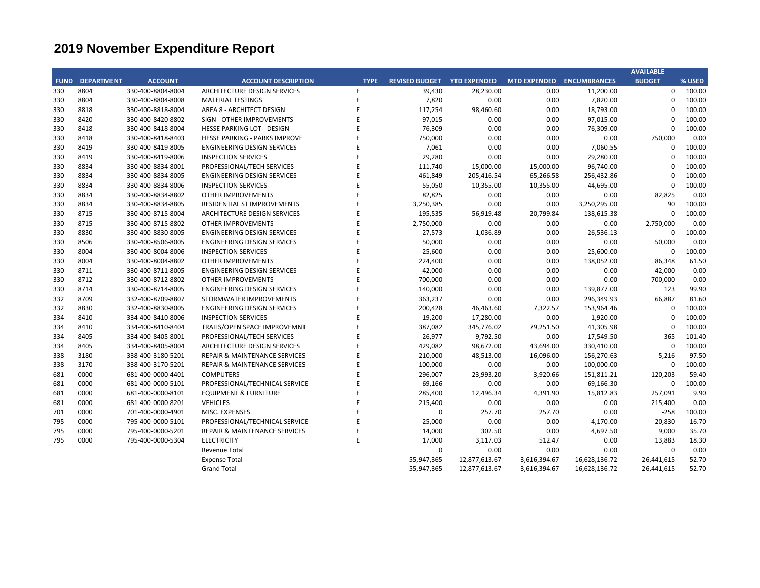# 2019 November Expenditure Report

| FUND | DEPARTMENT | ACCOUNT | ACCOUNT DESCRIPTION | TYPE | REVISED BUDGET | YTD EXPENDED | MTD EXPENDED | ENCUMBRANCES | AVAILABLE BUDGET | % USED |
|---|---|---|---|---|---|---|---|---|---|---|
| 330 | 8804 | 330-400-8804-8004 | ARCHITECTURE DESIGN SERVICES | E | 39,430 | 28,230.00 | 0.00 | 11,200.00 | 0 | 100.00 |
| 330 | 8804 | 330-400-8804-8008 | MATERIAL TESTINGS | E | 7,820 | 0.00 | 0.00 | 7,820.00 | 0 | 100.00 |
| 330 | 8818 | 330-400-8818-8004 | AREA 8 - ARCHITECT DESIGN | E | 117,254 | 98,460.60 | 0.00 | 18,793.00 | 0 | 100.00 |
| 330 | 8420 | 330-400-8420-8802 | SIGN - OTHER IMPROVEMENTS | E | 97,015 | 0.00 | 0.00 | 97,015.00 | 0 | 100.00 |
| 330 | 8418 | 330-400-8418-8004 | HESSE PARKING LOT - DESIGN | E | 76,309 | 0.00 | 0.00 | 76,309.00 | 0 | 100.00 |
| 330 | 8418 | 330-400-8418-8403 | HESSE PARKING - PARKS IMPROVE | E | 750,000 | 0.00 | 0.00 | 0.00 | 750,000 | 0.00 |
| 330 | 8419 | 330-400-8419-8005 | ENGINEERING DESIGN SERVICES | E | 7,061 | 0.00 | 0.00 | 7,060.55 | 0 | 100.00 |
| 330 | 8419 | 330-400-8419-8006 | INSPECTION SERVICES | E | 29,280 | 0.00 | 0.00 | 29,280.00 | 0 | 100.00 |
| 330 | 8834 | 330-400-8834-8001 | PROFESSIONAL/TECH SERVICES | E | 111,740 | 15,000.00 | 15,000.00 | 96,740.00 | 0 | 100.00 |
| 330 | 8834 | 330-400-8834-8005 | ENGINEERING DESIGN SERVICES | E | 461,849 | 205,416.54 | 65,266.58 | 256,432.86 | 0 | 100.00 |
| 330 | 8834 | 330-400-8834-8006 | INSPECTION SERVICES | E | 55,050 | 10,355.00 | 10,355.00 | 44,695.00 | 0 | 100.00 |
| 330 | 8834 | 330-400-8834-8802 | OTHER IMPROVEMENTS | E | 82,825 | 0.00 | 0.00 | 0.00 | 82,825 | 0.00 |
| 330 | 8834 | 330-400-8834-8805 | RESIDENTIAL ST IMPROVEMENTS | E | 3,250,385 | 0.00 | 0.00 | 3,250,295.00 | 90 | 100.00 |
| 330 | 8715 | 330-400-8715-8004 | ARCHITECTURE DESIGN SERVICES | E | 195,535 | 56,919.48 | 20,799.84 | 138,615.38 | 0 | 100.00 |
| 330 | 8715 | 330-400-8715-8802 | OTHER IMPROVEMENTS | E | 2,750,000 | 0.00 | 0.00 | 0.00 | 2,750,000 | 0.00 |
| 330 | 8830 | 330-400-8830-8005 | ENGINEERING DESIGN SERVICES | E | 27,573 | 1,036.89 | 0.00 | 26,536.13 | 0 | 100.00 |
| 330 | 8506 | 330-400-8506-8005 | ENGINEERING DESIGN SERVICES | E | 50,000 | 0.00 | 0.00 | 0.00 | 50,000 | 0.00 |
| 330 | 8004 | 330-400-8004-8006 | INSPECTION SERVICES | E | 25,600 | 0.00 | 0.00 | 25,600.00 | 0 | 100.00 |
| 330 | 8004 | 330-400-8004-8802 | OTHER IMPROVEMENTS | E | 224,400 | 0.00 | 0.00 | 138,052.00 | 86,348 | 61.50 |
| 330 | 8711 | 330-400-8711-8005 | ENGINEERING DESIGN SERVICES | E | 42,000 | 0.00 | 0.00 | 0.00 | 42,000 | 0.00 |
| 330 | 8712 | 330-400-8712-8802 | OTHER IMPROVEMENTS | E | 700,000 | 0.00 | 0.00 | 0.00 | 700,000 | 0.00 |
| 330 | 8714 | 330-400-8714-8005 | ENGINEERING DESIGN SERVICES | E | 140,000 | 0.00 | 0.00 | 139,877.00 | 123 | 99.90 |
| 332 | 8709 | 332-400-8709-8807 | STORMWATER IMPROVEMENTS | E | 363,237 | 0.00 | 0.00 | 296,349.93 | 66,887 | 81.60 |
| 332 | 8830 | 332-400-8830-8005 | ENGINEERING DESIGN SERVICES | E | 200,428 | 46,463.60 | 7,322.57 | 153,964.46 | 0 | 100.00 |
| 334 | 8410 | 334-400-8410-8006 | INSPECTION SERVICES | E | 19,200 | 17,280.00 | 0.00 | 1,920.00 | 0 | 100.00 |
| 334 | 8410 | 334-400-8410-8404 | TRAILS/OPEN SPACE IMPROVEMNT | E | 387,082 | 345,776.02 | 79,251.50 | 41,305.98 | 0 | 100.00 |
| 334 | 8405 | 334-400-8405-8001 | PROFESSIONAL/TECH SERVICES | E | 26,977 | 9,792.50 | 0.00 | 17,549.50 | -365 | 101.40 |
| 334 | 8405 | 334-400-8405-8004 | ARCHITECTURE DESIGN SERVICES | E | 429,082 | 98,672.00 | 43,694.00 | 330,410.00 | 0 | 100.00 |
| 338 | 3180 | 338-400-3180-5201 | REPAIR & MAINTENANCE SERVICES | E | 210,000 | 48,513.00 | 16,096.00 | 156,270.63 | 5,216 | 97.50 |
| 338 | 3170 | 338-400-3170-5201 | REPAIR & MAINTENANCE SERVICES | E | 100,000 | 0.00 | 0.00 | 100,000.00 | 0 | 100.00 |
| 681 | 0000 | 681-400-0000-4401 | COMPUTERS | E | 296,007 | 23,993.20 | 3,920.66 | 151,811.21 | 120,203 | 59.40 |
| 681 | 0000 | 681-400-0000-5101 | PROFESSIONAL/TECHNICAL SERVICE | E | 69,166 | 0.00 | 0.00 | 69,166.30 | 0 | 100.00 |
| 681 | 0000 | 681-400-0000-8101 | EQUIPMENT & FURNITURE | E | 285,400 | 12,496.34 | 4,391.90 | 15,812.83 | 257,091 | 9.90 |
| 681 | 0000 | 681-400-0000-8201 | VEHICLES | E | 215,400 | 0.00 | 0.00 | 0.00 | 215,400 | 0.00 |
| 701 | 0000 | 701-400-0000-4901 | MISC. EXPENSES | E | 0 | 257.70 | 257.70 | 0.00 | -258 | 100.00 |
| 795 | 0000 | 795-400-0000-5101 | PROFESSIONAL/TECHNICAL SERVICE | E | 25,000 | 0.00 | 0.00 | 4,170.00 | 20,830 | 16.70 |
| 795 | 0000 | 795-400-0000-5201 | REPAIR & MAINTENANCE SERVICES | E | 14,000 | 302.50 | 0.00 | 4,697.50 | 9,000 | 35.70 |
| 795 | 0000 | 795-400-0000-5304 | ELECTRICITY | E | 17,000 | 3,117.03 | 512.47 | 0.00 | 13,883 | 18.30 |
| | | | Revenue Total | | 0 | 0.00 | 0.00 | 0.00 | 0 | 0.00 |
| | | | Expense Total | | 55,947,365 | 12,877,613.67 | 3,616,394.67 | 16,628,136.72 | 26,441,615 | 52.70 |
| | | | Grand Total | | 55,947,365 | 12,877,613.67 | 3,616,394.67 | 16,628,136.72 | 26,441,615 | 52.70 |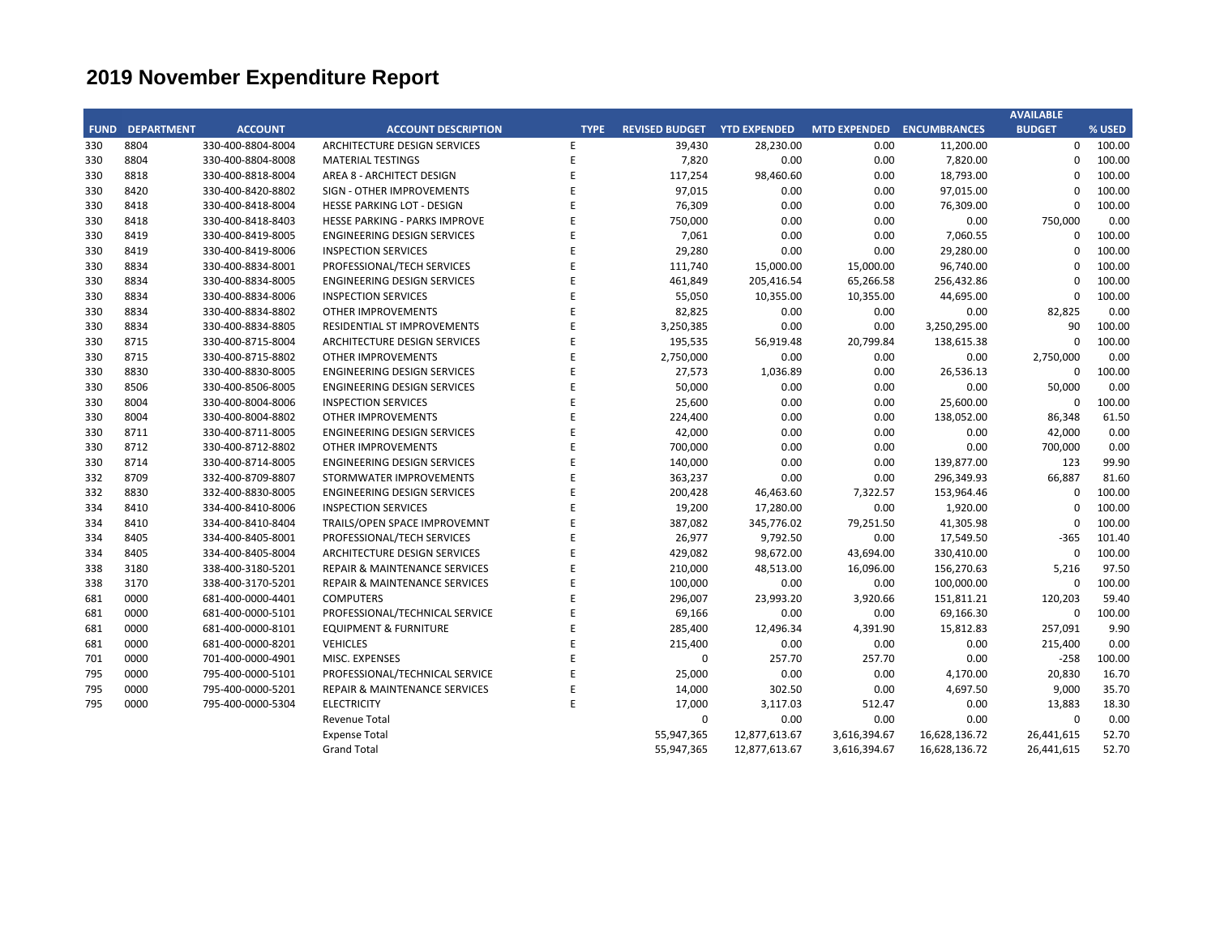# 2019 November Expenditure Report

| FUND | DEPARTMENT | ACCOUNT | ACCOUNT DESCRIPTION | TYPE | REVISED BUDGET | YTD EXPENDED | MTD EXPENDED | ENCUMBRANCES | AVAILABLE BUDGET | % USED |
|---|---|---|---|---|---|---|---|---|---|---|
| 330 | 8804 | 330-400-8804-8004 | ARCHITECTURE DESIGN SERVICES | E | 39,430 | 28,230.00 | 0.00 | 11,200.00 | 0 | 100.00 |
| 330 | 8804 | 330-400-8804-8008 | MATERIAL TESTINGS | E | 7,820 | 0.00 | 0.00 | 7,820.00 | 0 | 100.00 |
| 330 | 8818 | 330-400-8818-8004 | AREA 8 - ARCHITECT DESIGN | E | 117,254 | 98,460.60 | 0.00 | 18,793.00 | 0 | 100.00 |
| 330 | 8420 | 330-400-8420-8802 | SIGN - OTHER IMPROVEMENTS | E | 97,015 | 0.00 | 0.00 | 97,015.00 | 0 | 100.00 |
| 330 | 8418 | 330-400-8418-8004 | HESSE PARKING LOT - DESIGN | E | 76,309 | 0.00 | 0.00 | 76,309.00 | 0 | 100.00 |
| 330 | 8418 | 330-400-8418-8403 | HESSE PARKING - PARKS IMPROVE | E | 750,000 | 0.00 | 0.00 | 0.00 | 750,000 | 0.00 |
| 330 | 8419 | 330-400-8419-8005 | ENGINEERING DESIGN SERVICES | E | 7,061 | 0.00 | 0.00 | 7,060.55 | 0 | 100.00 |
| 330 | 8419 | 330-400-8419-8006 | INSPECTION SERVICES | E | 29,280 | 0.00 | 0.00 | 29,280.00 | 0 | 100.00 |
| 330 | 8834 | 330-400-8834-8001 | PROFESSIONAL/TECH SERVICES | E | 111,740 | 15,000.00 | 15,000.00 | 96,740.00 | 0 | 100.00 |
| 330 | 8834 | 330-400-8834-8005 | ENGINEERING DESIGN SERVICES | E | 461,849 | 205,416.54 | 65,266.58 | 256,432.86 | 0 | 100.00 |
| 330 | 8834 | 330-400-8834-8006 | INSPECTION SERVICES | E | 55,050 | 10,355.00 | 10,355.00 | 44,695.00 | 0 | 100.00 |
| 330 | 8834 | 330-400-8834-8802 | OTHER IMPROVEMENTS | E | 82,825 | 0.00 | 0.00 | 0.00 | 82,825 | 0.00 |
| 330 | 8834 | 330-400-8834-8805 | RESIDENTIAL ST IMPROVEMENTS | E | 3,250,385 | 0.00 | 0.00 | 3,250,295.00 | 90 | 100.00 |
| 330 | 8715 | 330-400-8715-8004 | ARCHITECTURE DESIGN SERVICES | E | 195,535 | 56,919.48 | 20,799.84 | 138,615.38 | 0 | 100.00 |
| 330 | 8715 | 330-400-8715-8802 | OTHER IMPROVEMENTS | E | 2,750,000 | 0.00 | 0.00 | 0.00 | 2,750,000 | 0.00 |
| 330 | 8830 | 330-400-8830-8005 | ENGINEERING DESIGN SERVICES | E | 27,573 | 1,036.89 | 0.00 | 26,536.13 | 0 | 100.00 |
| 330 | 8506 | 330-400-8506-8005 | ENGINEERING DESIGN SERVICES | E | 50,000 | 0.00 | 0.00 | 0.00 | 50,000 | 0.00 |
| 330 | 8004 | 330-400-8004-8006 | INSPECTION SERVICES | E | 25,600 | 0.00 | 0.00 | 25,600.00 | 0 | 100.00 |
| 330 | 8004 | 330-400-8004-8802 | OTHER IMPROVEMENTS | E | 224,400 | 0.00 | 0.00 | 138,052.00 | 86,348 | 61.50 |
| 330 | 8711 | 330-400-8711-8005 | ENGINEERING DESIGN SERVICES | E | 42,000 | 0.00 | 0.00 | 0.00 | 42,000 | 0.00 |
| 330 | 8712 | 330-400-8712-8802 | OTHER IMPROVEMENTS | E | 700,000 | 0.00 | 0.00 | 0.00 | 700,000 | 0.00 |
| 330 | 8714 | 330-400-8714-8005 | ENGINEERING DESIGN SERVICES | E | 140,000 | 0.00 | 0.00 | 139,877.00 | 123 | 99.90 |
| 332 | 8709 | 332-400-8709-8807 | STORMWATER IMPROVEMENTS | E | 363,237 | 0.00 | 0.00 | 296,349.93 | 66,887 | 81.60 |
| 332 | 8830 | 332-400-8830-8005 | ENGINEERING DESIGN SERVICES | E | 200,428 | 46,463.60 | 7,322.57 | 153,964.46 | 0 | 100.00 |
| 334 | 8410 | 334-400-8410-8006 | INSPECTION SERVICES | E | 19,200 | 17,280.00 | 0.00 | 1,920.00 | 0 | 100.00 |
| 334 | 8410 | 334-400-8410-8404 | TRAILS/OPEN SPACE IMPROVEMNT | E | 387,082 | 345,776.02 | 79,251.50 | 41,305.98 | 0 | 100.00 |
| 334 | 8405 | 334-400-8405-8001 | PROFESSIONAL/TECH SERVICES | E | 26,977 | 9,792.50 | 0.00 | 17,549.50 | -365 | 101.40 |
| 334 | 8405 | 334-400-8405-8004 | ARCHITECTURE DESIGN SERVICES | E | 429,082 | 98,672.00 | 43,694.00 | 330,410.00 | 0 | 100.00 |
| 338 | 3180 | 338-400-3180-5201 | REPAIR & MAINTENANCE SERVICES | E | 210,000 | 48,513.00 | 16,096.00 | 156,270.63 | 5,216 | 97.50 |
| 338 | 3170 | 338-400-3170-5201 | REPAIR & MAINTENANCE SERVICES | E | 100,000 | 0.00 | 0.00 | 100,000.00 | 0 | 100.00 |
| 681 | 0000 | 681-400-0000-4401 | COMPUTERS | E | 296,007 | 23,993.20 | 3,920.66 | 151,811.21 | 120,203 | 59.40 |
| 681 | 0000 | 681-400-0000-5101 | PROFESSIONAL/TECHNICAL SERVICE | E | 69,166 | 0.00 | 0.00 | 69,166.30 | 0 | 100.00 |
| 681 | 0000 | 681-400-0000-8101 | EQUIPMENT & FURNITURE | E | 285,400 | 12,496.34 | 4,391.90 | 15,812.83 | 257,091 | 9.90 |
| 681 | 0000 | 681-400-0000-8201 | VEHICLES | E | 215,400 | 0.00 | 0.00 | 0.00 | 215,400 | 0.00 |
| 701 | 0000 | 701-400-0000-4901 | MISC. EXPENSES | E | 0 | 257.70 | 257.70 | 0.00 | -258 | 100.00 |
| 795 | 0000 | 795-400-0000-5101 | PROFESSIONAL/TECHNICAL SERVICE | E | 25,000 | 0.00 | 0.00 | 4,170.00 | 20,830 | 16.70 |
| 795 | 0000 | 795-400-0000-5201 | REPAIR & MAINTENANCE SERVICES | E | 14,000 | 302.50 | 0.00 | 4,697.50 | 9,000 | 35.70 |
| 795 | 0000 | 795-400-0000-5304 | ELECTRICITY | E | 17,000 | 3,117.03 | 512.47 | 0.00 | 13,883 | 18.30 |
| | | | Revenue Total | | 0 | 0.00 | 0.00 | 0.00 | 0 | 0.00 |
| | | | Expense Total | | 55,947,365 | 12,877,613.67 | 3,616,394.67 | 16,628,136.72 | 26,441,615 | 52.70 |
| | | | Grand Total | | 55,947,365 | 12,877,613.67 | 3,616,394.67 | 16,628,136.72 | 26,441,615 | 52.70 |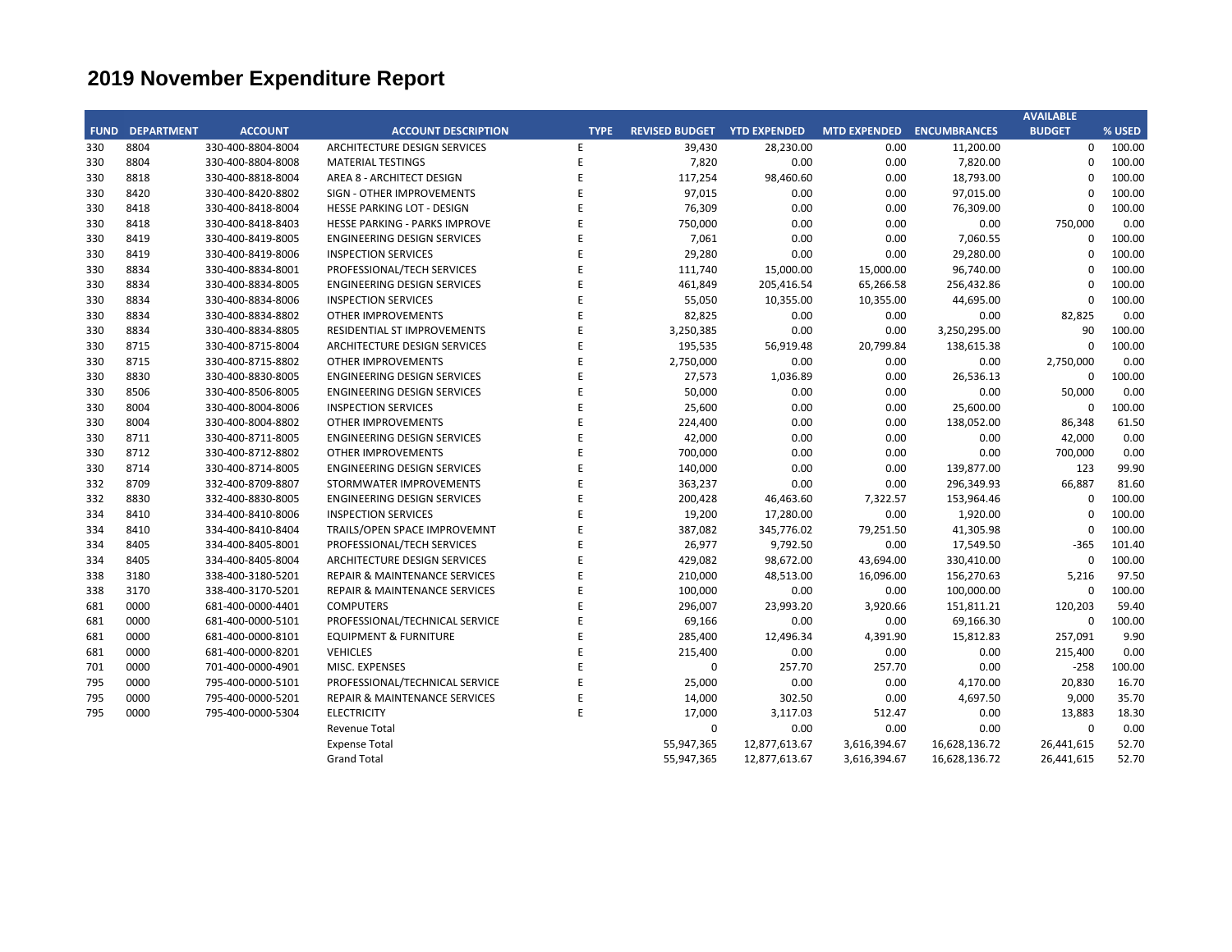# 2019 November Expenditure Report

| FUND | DEPARTMENT | ACCOUNT | ACCOUNT DESCRIPTION | TYPE | REVISED BUDGET | YTD EXPENDED | MTD EXPENDED | ENCUMBRANCES | AVAILABLE BUDGET | % USED |
|---|---|---|---|---|---|---|---|---|---|---|
| 330 | 8804 | 330-400-8804-8004 | ARCHITECTURE DESIGN SERVICES | E | 39,430 | 28,230.00 | 0.00 | 11,200.00 | 0 | 100.00 |
| 330 | 8804 | 330-400-8804-8008 | MATERIAL TESTINGS | E | 7,820 | 0.00 | 0.00 | 7,820.00 | 0 | 100.00 |
| 330 | 8818 | 330-400-8818-8004 | AREA 8 - ARCHITECT DESIGN | E | 117,254 | 98,460.60 | 0.00 | 18,793.00 | 0 | 100.00 |
| 330 | 8420 | 330-400-8420-8802 | SIGN - OTHER IMPROVEMENTS | E | 97,015 | 0.00 | 0.00 | 97,015.00 | 0 | 100.00 |
| 330 | 8418 | 330-400-8418-8004 | HESSE PARKING LOT - DESIGN | E | 76,309 | 0.00 | 0.00 | 76,309.00 | 0 | 100.00 |
| 330 | 8418 | 330-400-8418-8403 | HESSE PARKING - PARKS IMPROVE | E | 750,000 | 0.00 | 0.00 | 0.00 | 750,000 | 0.00 |
| 330 | 8419 | 330-400-8419-8005 | ENGINEERING DESIGN SERVICES | E | 7,061 | 0.00 | 0.00 | 7,060.55 | 0 | 100.00 |
| 330 | 8419 | 330-400-8419-8006 | INSPECTION SERVICES | E | 29,280 | 0.00 | 0.00 | 29,280.00 | 0 | 100.00 |
| 330 | 8834 | 330-400-8834-8001 | PROFESSIONAL/TECH SERVICES | E | 111,740 | 15,000.00 | 15,000.00 | 96,740.00 | 0 | 100.00 |
| 330 | 8834 | 330-400-8834-8005 | ENGINEERING DESIGN SERVICES | E | 461,849 | 205,416.54 | 65,266.58 | 256,432.86 | 0 | 100.00 |
| 330 | 8834 | 330-400-8834-8006 | INSPECTION SERVICES | E | 55,050 | 10,355.00 | 10,355.00 | 44,695.00 | 0 | 100.00 |
| 330 | 8834 | 330-400-8834-8802 | OTHER IMPROVEMENTS | E | 82,825 | 0.00 | 0.00 | 0.00 | 82,825 | 0.00 |
| 330 | 8834 | 330-400-8834-8805 | RESIDENTIAL ST IMPROVEMENTS | E | 3,250,385 | 0.00 | 0.00 | 3,250,295.00 | 90 | 100.00 |
| 330 | 8715 | 330-400-8715-8004 | ARCHITECTURE DESIGN SERVICES | E | 195,535 | 56,919.48 | 20,799.84 | 138,615.38 | 0 | 100.00 |
| 330 | 8715 | 330-400-8715-8802 | OTHER IMPROVEMENTS | E | 2,750,000 | 0.00 | 0.00 | 0.00 | 2,750,000 | 0.00 |
| 330 | 8830 | 330-400-8830-8005 | ENGINEERING DESIGN SERVICES | E | 27,573 | 1,036.89 | 0.00 | 26,536.13 | 0 | 100.00 |
| 330 | 8506 | 330-400-8506-8005 | ENGINEERING DESIGN SERVICES | E | 50,000 | 0.00 | 0.00 | 0.00 | 50,000 | 0.00 |
| 330 | 8004 | 330-400-8004-8006 | INSPECTION SERVICES | E | 25,600 | 0.00 | 0.00 | 25,600.00 | 0 | 100.00 |
| 330 | 8004 | 330-400-8004-8802 | OTHER IMPROVEMENTS | E | 224,400 | 0.00 | 0.00 | 138,052.00 | 86,348 | 61.50 |
| 330 | 8711 | 330-400-8711-8005 | ENGINEERING DESIGN SERVICES | E | 42,000 | 0.00 | 0.00 | 0.00 | 42,000 | 0.00 |
| 330 | 8712 | 330-400-8712-8802 | OTHER IMPROVEMENTS | E | 700,000 | 0.00 | 0.00 | 0.00 | 700,000 | 0.00 |
| 330 | 8714 | 330-400-8714-8005 | ENGINEERING DESIGN SERVICES | E | 140,000 | 0.00 | 0.00 | 139,877.00 | 123 | 99.90 |
| 332 | 8709 | 332-400-8709-8807 | STORMWATER IMPROVEMENTS | E | 363,237 | 0.00 | 0.00 | 296,349.93 | 66,887 | 81.60 |
| 332 | 8830 | 332-400-8830-8005 | ENGINEERING DESIGN SERVICES | E | 200,428 | 46,463.60 | 7,322.57 | 153,964.46 | 0 | 100.00 |
| 334 | 8410 | 334-400-8410-8006 | INSPECTION SERVICES | E | 19,200 | 17,280.00 | 0.00 | 1,920.00 | 0 | 100.00 |
| 334 | 8410 | 334-400-8410-8404 | TRAILS/OPEN SPACE IMPROVEMNT | E | 387,082 | 345,776.02 | 79,251.50 | 41,305.98 | 0 | 100.00 |
| 334 | 8405 | 334-400-8405-8001 | PROFESSIONAL/TECH SERVICES | E | 26,977 | 9,792.50 | 0.00 | 17,549.50 | -365 | 101.40 |
| 334 | 8405 | 334-400-8405-8004 | ARCHITECTURE DESIGN SERVICES | E | 429,082 | 98,672.00 | 43,694.00 | 330,410.00 | 0 | 100.00 |
| 338 | 3180 | 338-400-3180-5201 | REPAIR & MAINTENANCE SERVICES | E | 210,000 | 48,513.00 | 16,096.00 | 156,270.63 | 5,216 | 97.50 |
| 338 | 3170 | 338-400-3170-5201 | REPAIR & MAINTENANCE SERVICES | E | 100,000 | 0.00 | 0.00 | 100,000.00 | 0 | 100.00 |
| 681 | 0000 | 681-400-0000-4401 | COMPUTERS | E | 296,007 | 23,993.20 | 3,920.66 | 151,811.21 | 120,203 | 59.40 |
| 681 | 0000 | 681-400-0000-5101 | PROFESSIONAL/TECHNICAL SERVICE | E | 69,166 | 0.00 | 0.00 | 69,166.30 | 0 | 100.00 |
| 681 | 0000 | 681-400-0000-8101 | EQUIPMENT & FURNITURE | E | 285,400 | 12,496.34 | 4,391.90 | 15,812.83 | 257,091 | 9.90 |
| 681 | 0000 | 681-400-0000-8201 | VEHICLES | E | 215,400 | 0.00 | 0.00 | 0.00 | 215,400 | 0.00 |
| 701 | 0000 | 701-400-0000-4901 | MISC. EXPENSES | E | 0 | 257.70 | 257.70 | 0.00 | -258 | 100.00 |
| 795 | 0000 | 795-400-0000-5101 | PROFESSIONAL/TECHNICAL SERVICE | E | 25,000 | 0.00 | 0.00 | 4,170.00 | 20,830 | 16.70 |
| 795 | 0000 | 795-400-0000-5201 | REPAIR & MAINTENANCE SERVICES | E | 14,000 | 302.50 | 0.00 | 4,697.50 | 9,000 | 35.70 |
| 795 | 0000 | 795-400-0000-5304 | ELECTRICITY | E | 17,000 | 3,117.03 | 512.47 | 0.00 | 13,883 | 18.30 |
| | | | Revenue Total | | 0 | 0.00 | 0.00 | 0.00 | 0 | 0.00 |
| | | | Expense Total | | 55,947,365 | 12,877,613.67 | 3,616,394.67 | 16,628,136.72 | 26,441,615 | 52.70 |
| | | | Grand Total | | 55,947,365 | 12,877,613.67 | 3,616,394.67 | 16,628,136.72 | 26,441,615 | 52.70 |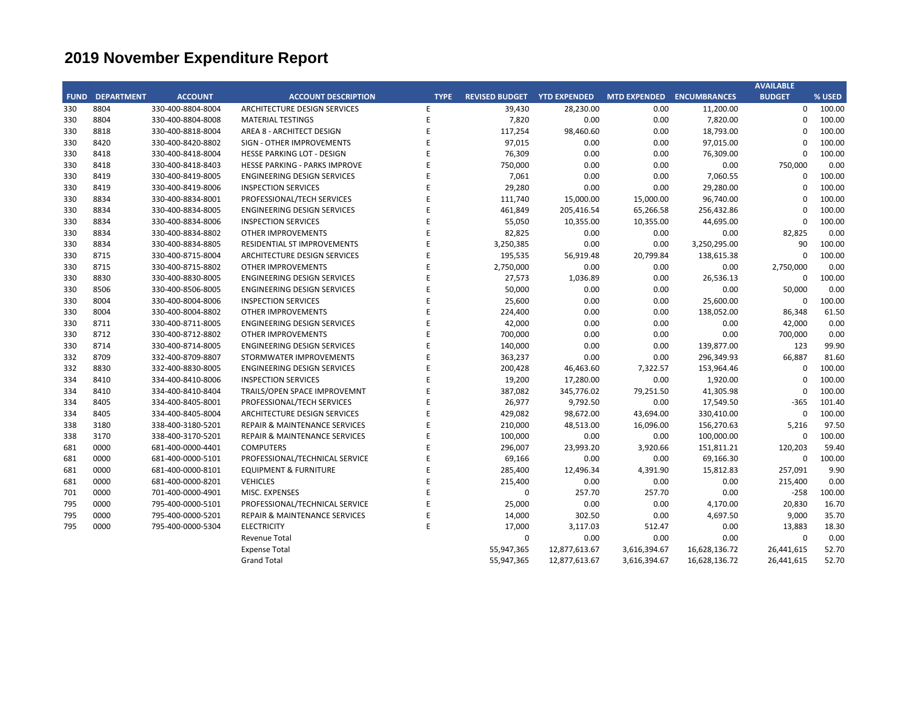# 2019 November Expenditure Report

| FUND | DEPARTMENT | ACCOUNT | ACCOUNT DESCRIPTION | TYPE | REVISED BUDGET | YTD EXPENDED | MTD EXPENDED | ENCUMBRANCES | AVAILABLE BUDGET | % USED |
|---|---|---|---|---|---|---|---|---|---|---|
| 330 | 8804 | 330-400-8804-8004 | ARCHITECTURE DESIGN SERVICES | E | 39,430 | 28,230.00 | 0.00 | 11,200.00 | 0 | 100.00 |
| 330 | 8804 | 330-400-8804-8008 | MATERIAL TESTINGS | E | 7,820 | 0.00 | 0.00 | 7,820.00 | 0 | 100.00 |
| 330 | 8818 | 330-400-8818-8004 | AREA 8 - ARCHITECT DESIGN | E | 117,254 | 98,460.60 | 0.00 | 18,793.00 | 0 | 100.00 |
| 330 | 8420 | 330-400-8420-8802 | SIGN - OTHER IMPROVEMENTS | E | 97,015 | 0.00 | 0.00 | 97,015.00 | 0 | 100.00 |
| 330 | 8418 | 330-400-8418-8004 | HESSE PARKING LOT - DESIGN | E | 76,309 | 0.00 | 0.00 | 76,309.00 | 0 | 100.00 |
| 330 | 8418 | 330-400-8418-8403 | HESSE PARKING - PARKS IMPROVE | E | 750,000 | 0.00 | 0.00 | 0.00 | 750,000 | 0.00 |
| 330 | 8419 | 330-400-8419-8005 | ENGINEERING DESIGN SERVICES | E | 7,061 | 0.00 | 0.00 | 7,060.55 | 0 | 100.00 |
| 330 | 8419 | 330-400-8419-8006 | INSPECTION SERVICES | E | 29,280 | 0.00 | 0.00 | 29,280.00 | 0 | 100.00 |
| 330 | 8834 | 330-400-8834-8001 | PROFESSIONAL/TECH SERVICES | E | 111,740 | 15,000.00 | 15,000.00 | 96,740.00 | 0 | 100.00 |
| 330 | 8834 | 330-400-8834-8005 | ENGINEERING DESIGN SERVICES | E | 461,849 | 205,416.54 | 65,266.58 | 256,432.86 | 0 | 100.00 |
| 330 | 8834 | 330-400-8834-8006 | INSPECTION SERVICES | E | 55,050 | 10,355.00 | 10,355.00 | 44,695.00 | 0 | 100.00 |
| 330 | 8834 | 330-400-8834-8802 | OTHER IMPROVEMENTS | E | 82,825 | 0.00 | 0.00 | 0.00 | 82,825 | 0.00 |
| 330 | 8834 | 330-400-8834-8805 | RESIDENTIAL ST IMPROVEMENTS | E | 3,250,385 | 0.00 | 0.00 | 3,250,295.00 | 90 | 100.00 |
| 330 | 8715 | 330-400-8715-8004 | ARCHITECTURE DESIGN SERVICES | E | 195,535 | 56,919.48 | 20,799.84 | 138,615.38 | 0 | 100.00 |
| 330 | 8715 | 330-400-8715-8802 | OTHER IMPROVEMENTS | E | 2,750,000 | 0.00 | 0.00 | 0.00 | 2,750,000 | 0.00 |
| 330 | 8830 | 330-400-8830-8005 | ENGINEERING DESIGN SERVICES | E | 27,573 | 1,036.89 | 0.00 | 26,536.13 | 0 | 100.00 |
| 330 | 8506 | 330-400-8506-8005 | ENGINEERING DESIGN SERVICES | E | 50,000 | 0.00 | 0.00 | 0.00 | 50,000 | 0.00 |
| 330 | 8004 | 330-400-8004-8006 | INSPECTION SERVICES | E | 25,600 | 0.00 | 0.00 | 25,600.00 | 0 | 100.00 |
| 330 | 8004 | 330-400-8004-8802 | OTHER IMPROVEMENTS | E | 224,400 | 0.00 | 0.00 | 138,052.00 | 86,348 | 61.50 |
| 330 | 8711 | 330-400-8711-8005 | ENGINEERING DESIGN SERVICES | E | 42,000 | 0.00 | 0.00 | 0.00 | 42,000 | 0.00 |
| 330 | 8712 | 330-400-8712-8802 | OTHER IMPROVEMENTS | E | 700,000 | 0.00 | 0.00 | 0.00 | 700,000 | 0.00 |
| 330 | 8714 | 330-400-8714-8005 | ENGINEERING DESIGN SERVICES | E | 140,000 | 0.00 | 0.00 | 139,877.00 | 123 | 99.90 |
| 332 | 8709 | 332-400-8709-8807 | STORMWATER IMPROVEMENTS | E | 363,237 | 0.00 | 0.00 | 296,349.93 | 66,887 | 81.60 |
| 332 | 8830 | 332-400-8830-8005 | ENGINEERING DESIGN SERVICES | E | 200,428 | 46,463.60 | 7,322.57 | 153,964.46 | 0 | 100.00 |
| 334 | 8410 | 334-400-8410-8006 | INSPECTION SERVICES | E | 19,200 | 17,280.00 | 0.00 | 1,920.00 | 0 | 100.00 |
| 334 | 8410 | 334-400-8410-8404 | TRAILS/OPEN SPACE IMPROVEMNT | E | 387,082 | 345,776.02 | 79,251.50 | 41,305.98 | 0 | 100.00 |
| 334 | 8405 | 334-400-8405-8001 | PROFESSIONAL/TECH SERVICES | E | 26,977 | 9,792.50 | 0.00 | 17,549.50 | -365 | 101.40 |
| 334 | 8405 | 334-400-8405-8004 | ARCHITECTURE DESIGN SERVICES | E | 429,082 | 98,672.00 | 43,694.00 | 330,410.00 | 0 | 100.00 |
| 338 | 3180 | 338-400-3180-5201 | REPAIR & MAINTENANCE SERVICES | E | 210,000 | 48,513.00 | 16,096.00 | 156,270.63 | 5,216 | 97.50 |
| 338 | 3170 | 338-400-3170-5201 | REPAIR & MAINTENANCE SERVICES | E | 100,000 | 0.00 | 0.00 | 100,000.00 | 0 | 100.00 |
| 681 | 0000 | 681-400-0000-4401 | COMPUTERS | E | 296,007 | 23,993.20 | 3,920.66 | 151,811.21 | 120,203 | 59.40 |
| 681 | 0000 | 681-400-0000-5101 | PROFESSIONAL/TECHNICAL SERVICE | E | 69,166 | 0.00 | 0.00 | 69,166.30 | 0 | 100.00 |
| 681 | 0000 | 681-400-0000-8101 | EQUIPMENT & FURNITURE | E | 285,400 | 12,496.34 | 4,391.90 | 15,812.83 | 257,091 | 9.90 |
| 681 | 0000 | 681-400-0000-8201 | VEHICLES | E | 215,400 | 0.00 | 0.00 | 0.00 | 215,400 | 0.00 |
| 701 | 0000 | 701-400-0000-4901 | MISC. EXPENSES | E | 0 | 257.70 | 257.70 | 0.00 | -258 | 100.00 |
| 795 | 0000 | 795-400-0000-5101 | PROFESSIONAL/TECHNICAL SERVICE | E | 25,000 | 0.00 | 0.00 | 4,170.00 | 20,830 | 16.70 |
| 795 | 0000 | 795-400-0000-5201 | REPAIR & MAINTENANCE SERVICES | E | 14,000 | 302.50 | 0.00 | 4,697.50 | 9,000 | 35.70 |
| 795 | 0000 | 795-400-0000-5304 | ELECTRICITY | E | 17,000 | 3,117.03 | 512.47 | 0.00 | 13,883 | 18.30 |
| | | | Revenue Total | | 0 | 0.00 | 0.00 | 0.00 | 0 | 0.00 |
| | | | Expense Total | | 55,947,365 | 12,877,613.67 | 3,616,394.67 | 16,628,136.72 | 26,441,615 | 52.70 |
| | | | Grand Total | | 55,947,365 | 12,877,613.67 | 3,616,394.67 | 16,628,136.72 | 26,441,615 | 52.70 |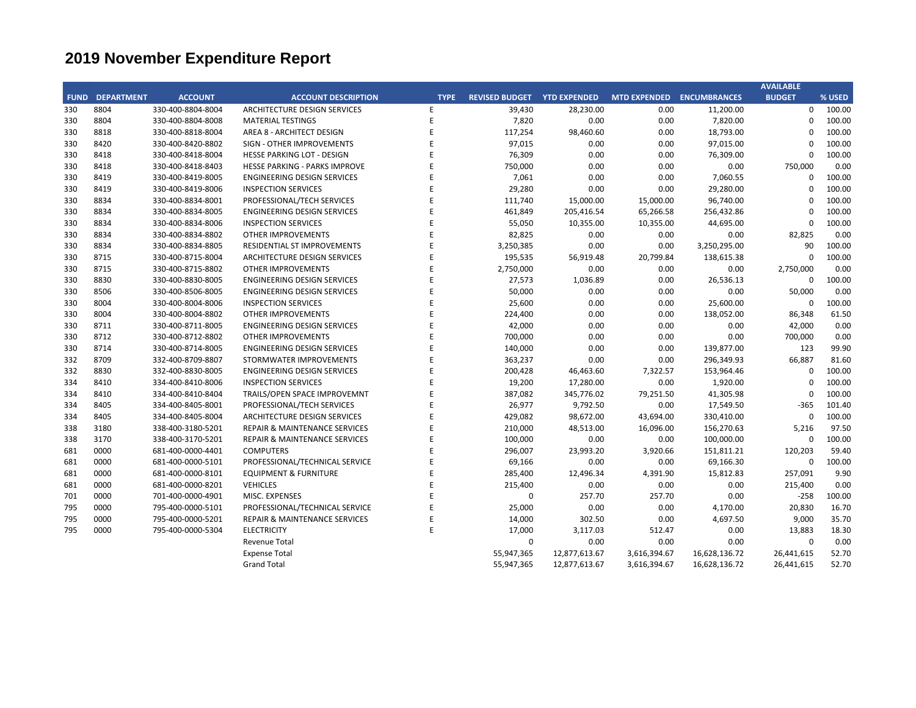# 2019 November Expenditure Report

| FUND | DEPARTMENT | ACCOUNT | ACCOUNT DESCRIPTION | TYPE | REVISED BUDGET | YTD EXPENDED | MTD EXPENDED | ENCUMBRANCES | AVAILABLE BUDGET | % USED |
|---|---|---|---|---|---|---|---|---|---|---|
| 330 | 8804 | 330-400-8804-8004 | ARCHITECTURE DESIGN SERVICES | E | 39,430 | 28,230.00 | 0.00 | 11,200.00 | 0 | 100.00 |
| 330 | 8804 | 330-400-8804-8008 | MATERIAL TESTINGS | E | 7,820 | 0.00 | 0.00 | 7,820.00 | 0 | 100.00 |
| 330 | 8818 | 330-400-8818-8004 | AREA 8 - ARCHITECT DESIGN | E | 117,254 | 98,460.60 | 0.00 | 18,793.00 | 0 | 100.00 |
| 330 | 8420 | 330-400-8420-8802 | SIGN - OTHER IMPROVEMENTS | E | 97,015 | 0.00 | 0.00 | 97,015.00 | 0 | 100.00 |
| 330 | 8418 | 330-400-8418-8004 | HESSE PARKING LOT - DESIGN | E | 76,309 | 0.00 | 0.00 | 76,309.00 | 0 | 100.00 |
| 330 | 8418 | 330-400-8418-8403 | HESSE PARKING - PARKS IMPROVE | E | 750,000 | 0.00 | 0.00 | 0.00 | 750,000 | 0.00 |
| 330 | 8419 | 330-400-8419-8005 | ENGINEERING DESIGN SERVICES | E | 7,061 | 0.00 | 0.00 | 7,060.55 | 0 | 100.00 |
| 330 | 8419 | 330-400-8419-8006 | INSPECTION SERVICES | E | 29,280 | 0.00 | 0.00 | 29,280.00 | 0 | 100.00 |
| 330 | 8834 | 330-400-8834-8001 | PROFESSIONAL/TECH SERVICES | E | 111,740 | 15,000.00 | 15,000.00 | 96,740.00 | 0 | 100.00 |
| 330 | 8834 | 330-400-8834-8005 | ENGINEERING DESIGN SERVICES | E | 461,849 | 205,416.54 | 65,266.58 | 256,432.86 | 0 | 100.00 |
| 330 | 8834 | 330-400-8834-8006 | INSPECTION SERVICES | E | 55,050 | 10,355.00 | 10,355.00 | 44,695.00 | 0 | 100.00 |
| 330 | 8834 | 330-400-8834-8802 | OTHER IMPROVEMENTS | E | 82,825 | 0.00 | 0.00 | 0.00 | 82,825 | 0.00 |
| 330 | 8834 | 330-400-8834-8805 | RESIDENTIAL ST IMPROVEMENTS | E | 3,250,385 | 0.00 | 0.00 | 3,250,295.00 | 90 | 100.00 |
| 330 | 8715 | 330-400-8715-8004 | ARCHITECTURE DESIGN SERVICES | E | 195,535 | 56,919.48 | 20,799.84 | 138,615.38 | 0 | 100.00 |
| 330 | 8715 | 330-400-8715-8802 | OTHER IMPROVEMENTS | E | 2,750,000 | 0.00 | 0.00 | 0.00 | 2,750,000 | 0.00 |
| 330 | 8830 | 330-400-8830-8005 | ENGINEERING DESIGN SERVICES | E | 27,573 | 1,036.89 | 0.00 | 26,536.13 | 0 | 100.00 |
| 330 | 8506 | 330-400-8506-8005 | ENGINEERING DESIGN SERVICES | E | 50,000 | 0.00 | 0.00 | 0.00 | 50,000 | 0.00 |
| 330 | 8004 | 330-400-8004-8006 | INSPECTION SERVICES | E | 25,600 | 0.00 | 0.00 | 25,600.00 | 0 | 100.00 |
| 330 | 8004 | 330-400-8004-8802 | OTHER IMPROVEMENTS | E | 224,400 | 0.00 | 0.00 | 138,052.00 | 86,348 | 61.50 |
| 330 | 8711 | 330-400-8711-8005 | ENGINEERING DESIGN SERVICES | E | 42,000 | 0.00 | 0.00 | 0.00 | 42,000 | 0.00 |
| 330 | 8712 | 330-400-8712-8802 | OTHER IMPROVEMENTS | E | 700,000 | 0.00 | 0.00 | 0.00 | 700,000 | 0.00 |
| 330 | 8714 | 330-400-8714-8005 | ENGINEERING DESIGN SERVICES | E | 140,000 | 0.00 | 0.00 | 139,877.00 | 123 | 99.90 |
| 332 | 8709 | 332-400-8709-8807 | STORMWATER IMPROVEMENTS | E | 363,237 | 0.00 | 0.00 | 296,349.93 | 66,887 | 81.60 |
| 332 | 8830 | 332-400-8830-8005 | ENGINEERING DESIGN SERVICES | E | 200,428 | 46,463.60 | 7,322.57 | 153,964.46 | 0 | 100.00 |
| 334 | 8410 | 334-400-8410-8006 | INSPECTION SERVICES | E | 19,200 | 17,280.00 | 0.00 | 1,920.00 | 0 | 100.00 |
| 334 | 8410 | 334-400-8410-8404 | TRAILS/OPEN SPACE IMPROVEMNT | E | 387,082 | 345,776.02 | 79,251.50 | 41,305.98 | 0 | 100.00 |
| 334 | 8405 | 334-400-8405-8001 | PROFESSIONAL/TECH SERVICES | E | 26,977 | 9,792.50 | 0.00 | 17,549.50 | -365 | 101.40 |
| 334 | 8405 | 334-400-8405-8004 | ARCHITECTURE DESIGN SERVICES | E | 429,082 | 98,672.00 | 43,694.00 | 330,410.00 | 0 | 100.00 |
| 338 | 3180 | 338-400-3180-5201 | REPAIR & MAINTENANCE SERVICES | E | 210,000 | 48,513.00 | 16,096.00 | 156,270.63 | 5,216 | 97.50 |
| 338 | 3170 | 338-400-3170-5201 | REPAIR & MAINTENANCE SERVICES | E | 100,000 | 0.00 | 0.00 | 100,000.00 | 0 | 100.00 |
| 681 | 0000 | 681-400-0000-4401 | COMPUTERS | E | 296,007 | 23,993.20 | 3,920.66 | 151,811.21 | 120,203 | 59.40 |
| 681 | 0000 | 681-400-0000-5101 | PROFESSIONAL/TECHNICAL SERVICE | E | 69,166 | 0.00 | 0.00 | 69,166.30 | 0 | 100.00 |
| 681 | 0000 | 681-400-0000-8101 | EQUIPMENT & FURNITURE | E | 285,400 | 12,496.34 | 4,391.90 | 15,812.83 | 257,091 | 9.90 |
| 681 | 0000 | 681-400-0000-8201 | VEHICLES | E | 215,400 | 0.00 | 0.00 | 0.00 | 215,400 | 0.00 |
| 701 | 0000 | 701-400-0000-4901 | MISC. EXPENSES | E | 0 | 257.70 | 257.70 | 0.00 | -258 | 100.00 |
| 795 | 0000 | 795-400-0000-5101 | PROFESSIONAL/TECHNICAL SERVICE | E | 25,000 | 0.00 | 0.00 | 4,170.00 | 20,830 | 16.70 |
| 795 | 0000 | 795-400-0000-5201 | REPAIR & MAINTENANCE SERVICES | E | 14,000 | 302.50 | 0.00 | 4,697.50 | 9,000 | 35.70 |
| 795 | 0000 | 795-400-0000-5304 | ELECTRICITY | E | 17,000 | 3,117.03 | 512.47 | 0.00 | 13,883 | 18.30 |
| | | | Revenue Total | | 0 | 0.00 | 0.00 | 0.00 | 0 | 0.00 |
| | | | Expense Total | | 55,947,365 | 12,877,613.67 | 3,616,394.67 | 16,628,136.72 | 26,441,615 | 52.70 |
| | | | Grand Total | | 55,947,365 | 12,877,613.67 | 3,616,394.67 | 16,628,136.72 | 26,441,615 | 52.70 |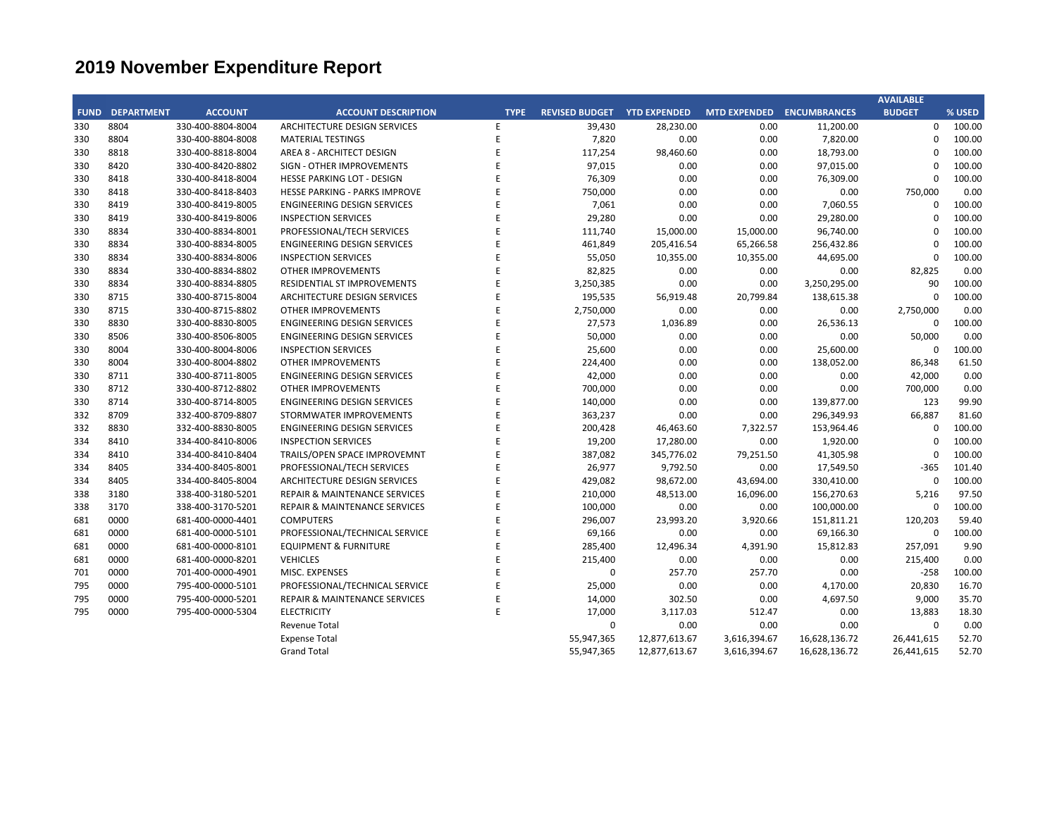# 2019 November Expenditure Report

| FUND | DEPARTMENT | ACCOUNT | ACCOUNT DESCRIPTION | TYPE | REVISED BUDGET | YTD EXPENDED | MTD EXPENDED | ENCUMBRANCES | AVAILABLE BUDGET | % USED |
|---|---|---|---|---|---|---|---|---|---|---|
| 330 | 8804 | 330-400-8804-8004 | ARCHITECTURE DESIGN SERVICES | E | 39,430 | 28,230.00 | 0.00 | 11,200.00 | 0 | 100.00 |
| 330 | 8804 | 330-400-8804-8008 | MATERIAL TESTINGS | E | 7,820 | 0.00 | 0.00 | 7,820.00 | 0 | 100.00 |
| 330 | 8818 | 330-400-8818-8004 | AREA 8 - ARCHITECT DESIGN | E | 117,254 | 98,460.60 | 0.00 | 18,793.00 | 0 | 100.00 |
| 330 | 8420 | 330-400-8420-8802 | SIGN - OTHER IMPROVEMENTS | E | 97,015 | 0.00 | 0.00 | 97,015.00 | 0 | 100.00 |
| 330 | 8418 | 330-400-8418-8004 | HESSE PARKING LOT - DESIGN | E | 76,309 | 0.00 | 0.00 | 76,309.00 | 0 | 100.00 |
| 330 | 8418 | 330-400-8418-8403 | HESSE PARKING - PARKS IMPROVE | E | 750,000 | 0.00 | 0.00 | 0.00 | 750,000 | 0.00 |
| 330 | 8419 | 330-400-8419-8005 | ENGINEERING DESIGN SERVICES | E | 7,061 | 0.00 | 0.00 | 7,060.55 | 0 | 100.00 |
| 330 | 8419 | 330-400-8419-8006 | INSPECTION SERVICES | E | 29,280 | 0.00 | 0.00 | 29,280.00 | 0 | 100.00 |
| 330 | 8834 | 330-400-8834-8001 | PROFESSIONAL/TECH SERVICES | E | 111,740 | 15,000.00 | 15,000.00 | 96,740.00 | 0 | 100.00 |
| 330 | 8834 | 330-400-8834-8005 | ENGINEERING DESIGN SERVICES | E | 461,849 | 205,416.54 | 65,266.58 | 256,432.86 | 0 | 100.00 |
| 330 | 8834 | 330-400-8834-8006 | INSPECTION SERVICES | E | 55,050 | 10,355.00 | 10,355.00 | 44,695.00 | 0 | 100.00 |
| 330 | 8834 | 330-400-8834-8802 | OTHER IMPROVEMENTS | E | 82,825 | 0.00 | 0.00 | 0.00 | 82,825 | 0.00 |
| 330 | 8834 | 330-400-8834-8805 | RESIDENTIAL ST IMPROVEMENTS | E | 3,250,385 | 0.00 | 0.00 | 3,250,295.00 | 90 | 100.00 |
| 330 | 8715 | 330-400-8715-8004 | ARCHITECTURE DESIGN SERVICES | E | 195,535 | 56,919.48 | 20,799.84 | 138,615.38 | 0 | 100.00 |
| 330 | 8715 | 330-400-8715-8802 | OTHER IMPROVEMENTS | E | 2,750,000 | 0.00 | 0.00 | 0.00 | 2,750,000 | 0.00 |
| 330 | 8830 | 330-400-8830-8005 | ENGINEERING DESIGN SERVICES | E | 27,573 | 1,036.89 | 0.00 | 26,536.13 | 0 | 100.00 |
| 330 | 8506 | 330-400-8506-8005 | ENGINEERING DESIGN SERVICES | E | 50,000 | 0.00 | 0.00 | 0.00 | 50,000 | 0.00 |
| 330 | 8004 | 330-400-8004-8006 | INSPECTION SERVICES | E | 25,600 | 0.00 | 0.00 | 25,600.00 | 0 | 100.00 |
| 330 | 8004 | 330-400-8004-8802 | OTHER IMPROVEMENTS | E | 224,400 | 0.00 | 0.00 | 138,052.00 | 86,348 | 61.50 |
| 330 | 8711 | 330-400-8711-8005 | ENGINEERING DESIGN SERVICES | E | 42,000 | 0.00 | 0.00 | 0.00 | 42,000 | 0.00 |
| 330 | 8712 | 330-400-8712-8802 | OTHER IMPROVEMENTS | E | 700,000 | 0.00 | 0.00 | 0.00 | 700,000 | 0.00 |
| 330 | 8714 | 330-400-8714-8005 | ENGINEERING DESIGN SERVICES | E | 140,000 | 0.00 | 0.00 | 139,877.00 | 123 | 99.90 |
| 332 | 8709 | 332-400-8709-8807 | STORMWATER IMPROVEMENTS | E | 363,237 | 0.00 | 0.00 | 296,349.93 | 66,887 | 81.60 |
| 332 | 8830 | 332-400-8830-8005 | ENGINEERING DESIGN SERVICES | E | 200,428 | 46,463.60 | 7,322.57 | 153,964.46 | 0 | 100.00 |
| 334 | 8410 | 334-400-8410-8006 | INSPECTION SERVICES | E | 19,200 | 17,280.00 | 0.00 | 1,920.00 | 0 | 100.00 |
| 334 | 8410 | 334-400-8410-8404 | TRAILS/OPEN SPACE IMPROVEMNT | E | 387,082 | 345,776.02 | 79,251.50 | 41,305.98 | 0 | 100.00 |
| 334 | 8405 | 334-400-8405-8001 | PROFESSIONAL/TECH SERVICES | E | 26,977 | 9,792.50 | 0.00 | 17,549.50 | -365 | 101.40 |
| 334 | 8405 | 334-400-8405-8004 | ARCHITECTURE DESIGN SERVICES | E | 429,082 | 98,672.00 | 43,694.00 | 330,410.00 | 0 | 100.00 |
| 338 | 3180 | 338-400-3180-5201 | REPAIR & MAINTENANCE SERVICES | E | 210,000 | 48,513.00 | 16,096.00 | 156,270.63 | 5,216 | 97.50 |
| 338 | 3170 | 338-400-3170-5201 | REPAIR & MAINTENANCE SERVICES | E | 100,000 | 0.00 | 0.00 | 100,000.00 | 0 | 100.00 |
| 681 | 0000 | 681-400-0000-4401 | COMPUTERS | E | 296,007 | 23,993.20 | 3,920.66 | 151,811.21 | 120,203 | 59.40 |
| 681 | 0000 | 681-400-0000-5101 | PROFESSIONAL/TECHNICAL SERVICE | E | 69,166 | 0.00 | 0.00 | 69,166.30 | 0 | 100.00 |
| 681 | 0000 | 681-400-0000-8101 | EQUIPMENT & FURNITURE | E | 285,400 | 12,496.34 | 4,391.90 | 15,812.83 | 257,091 | 9.90 |
| 681 | 0000 | 681-400-0000-8201 | VEHICLES | E | 215,400 | 0.00 | 0.00 | 0.00 | 215,400 | 0.00 |
| 701 | 0000 | 701-400-0000-4901 | MISC. EXPENSES | E | 0 | 257.70 | 257.70 | 0.00 | -258 | 100.00 |
| 795 | 0000 | 795-400-0000-5101 | PROFESSIONAL/TECHNICAL SERVICE | E | 25,000 | 0.00 | 0.00 | 4,170.00 | 20,830 | 16.70 |
| 795 | 0000 | 795-400-0000-5201 | REPAIR & MAINTENANCE SERVICES | E | 14,000 | 302.50 | 0.00 | 4,697.50 | 9,000 | 35.70 |
| 795 | 0000 | 795-400-0000-5304 | ELECTRICITY | E | 17,000 | 3,117.03 | 512.47 | 0.00 | 13,883 | 18.30 |
| | | | Revenue Total | | 0 | 0.00 | 0.00 | 0.00 | 0 | 0.00 |
| | | | Expense Total | | 55,947,365 | 12,877,613.67 | 3,616,394.67 | 16,628,136.72 | 26,441,615 | 52.70 |
| | | | Grand Total | | 55,947,365 | 12,877,613.67 | 3,616,394.67 | 16,628,136.72 | 26,441,615 | 52.70 |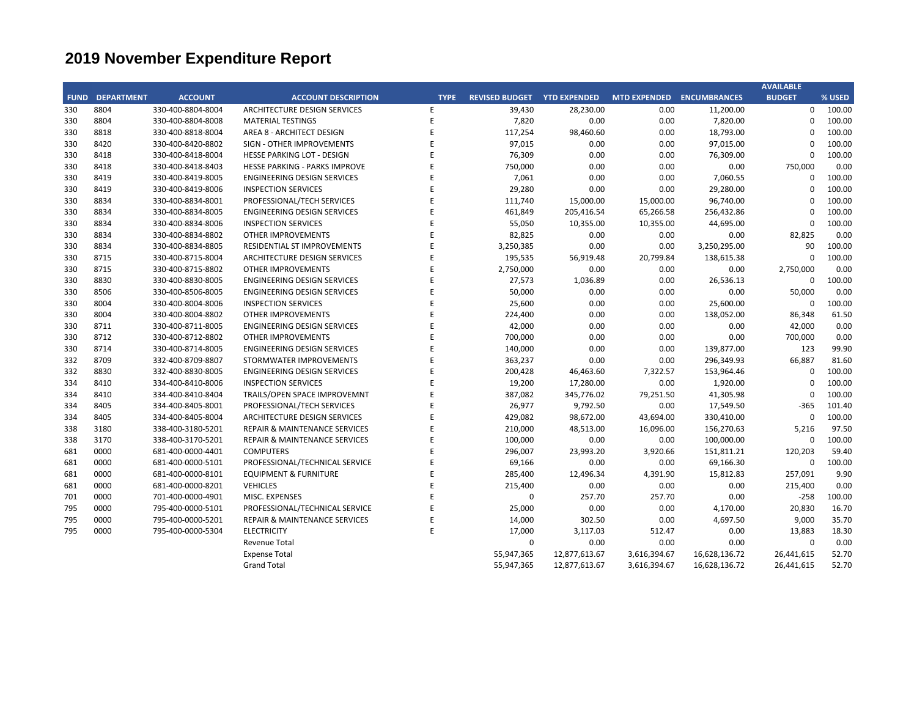# 2019 November Expenditure Report

| FUND | DEPARTMENT | ACCOUNT | ACCOUNT DESCRIPTION | TYPE | REVISED BUDGET | YTD EXPENDED | MTD EXPENDED | ENCUMBRANCES | AVAILABLE BUDGET | % USED |
|---|---|---|---|---|---|---|---|---|---|---|
| 330 | 8804 | 330-400-8804-8004 | ARCHITECTURE DESIGN SERVICES | E | 39,430 | 28,230.00 | 0.00 | 11,200.00 | 0 | 100.00 |
| 330 | 8804 | 330-400-8804-8008 | MATERIAL TESTINGS | E | 7,820 | 0.00 | 0.00 | 7,820.00 | 0 | 100.00 |
| 330 | 8818 | 330-400-8818-8004 | AREA 8 - ARCHITECT DESIGN | E | 117,254 | 98,460.60 | 0.00 | 18,793.00 | 0 | 100.00 |
| 330 | 8420 | 330-400-8420-8802 | SIGN - OTHER IMPROVEMENTS | E | 97,015 | 0.00 | 0.00 | 97,015.00 | 0 | 100.00 |
| 330 | 8418 | 330-400-8418-8004 | HESSE PARKING LOT - DESIGN | E | 76,309 | 0.00 | 0.00 | 76,309.00 | 0 | 100.00 |
| 330 | 8418 | 330-400-8418-8403 | HESSE PARKING - PARKS IMPROVE | E | 750,000 | 0.00 | 0.00 | 0.00 | 750,000 | 0.00 |
| 330 | 8419 | 330-400-8419-8005 | ENGINEERING DESIGN SERVICES | E | 7,061 | 0.00 | 0.00 | 7,060.55 | 0 | 100.00 |
| 330 | 8419 | 330-400-8419-8006 | INSPECTION SERVICES | E | 29,280 | 0.00 | 0.00 | 29,280.00 | 0 | 100.00 |
| 330 | 8834 | 330-400-8834-8001 | PROFESSIONAL/TECH SERVICES | E | 111,740 | 15,000.00 | 15,000.00 | 96,740.00 | 0 | 100.00 |
| 330 | 8834 | 330-400-8834-8005 | ENGINEERING DESIGN SERVICES | E | 461,849 | 205,416.54 | 65,266.58 | 256,432.86 | 0 | 100.00 |
| 330 | 8834 | 330-400-8834-8006 | INSPECTION SERVICES | E | 55,050 | 10,355.00 | 10,355.00 | 44,695.00 | 0 | 100.00 |
| 330 | 8834 | 330-400-8834-8802 | OTHER IMPROVEMENTS | E | 82,825 | 0.00 | 0.00 | 0.00 | 82,825 | 0.00 |
| 330 | 8834 | 330-400-8834-8805 | RESIDENTIAL ST IMPROVEMENTS | E | 3,250,385 | 0.00 | 0.00 | 3,250,295.00 | 90 | 100.00 |
| 330 | 8715 | 330-400-8715-8004 | ARCHITECTURE DESIGN SERVICES | E | 195,535 | 56,919.48 | 20,799.84 | 138,615.38 | 0 | 100.00 |
| 330 | 8715 | 330-400-8715-8802 | OTHER IMPROVEMENTS | E | 2,750,000 | 0.00 | 0.00 | 0.00 | 2,750,000 | 0.00 |
| 330 | 8830 | 330-400-8830-8005 | ENGINEERING DESIGN SERVICES | E | 27,573 | 1,036.89 | 0.00 | 26,536.13 | 0 | 100.00 |
| 330 | 8506 | 330-400-8506-8005 | ENGINEERING DESIGN SERVICES | E | 50,000 | 0.00 | 0.00 | 0.00 | 50,000 | 0.00 |
| 330 | 8004 | 330-400-8004-8006 | INSPECTION SERVICES | E | 25,600 | 0.00 | 0.00 | 25,600.00 | 0 | 100.00 |
| 330 | 8004 | 330-400-8004-8802 | OTHER IMPROVEMENTS | E | 224,400 | 0.00 | 0.00 | 138,052.00 | 86,348 | 61.50 |
| 330 | 8711 | 330-400-8711-8005 | ENGINEERING DESIGN SERVICES | E | 42,000 | 0.00 | 0.00 | 0.00 | 42,000 | 0.00 |
| 330 | 8712 | 330-400-8712-8802 | OTHER IMPROVEMENTS | E | 700,000 | 0.00 | 0.00 | 0.00 | 700,000 | 0.00 |
| 330 | 8714 | 330-400-8714-8005 | ENGINEERING DESIGN SERVICES | E | 140,000 | 0.00 | 0.00 | 139,877.00 | 123 | 99.90 |
| 332 | 8709 | 332-400-8709-8807 | STORMWATER IMPROVEMENTS | E | 363,237 | 0.00 | 0.00 | 296,349.93 | 66,887 | 81.60 |
| 332 | 8830 | 332-400-8830-8005 | ENGINEERING DESIGN SERVICES | E | 200,428 | 46,463.60 | 7,322.57 | 153,964.46 | 0 | 100.00 |
| 334 | 8410 | 334-400-8410-8006 | INSPECTION SERVICES | E | 19,200 | 17,280.00 | 0.00 | 1,920.00 | 0 | 100.00 |
| 334 | 8410 | 334-400-8410-8404 | TRAILS/OPEN SPACE IMPROVEMNT | E | 387,082 | 345,776.02 | 79,251.50 | 41,305.98 | 0 | 100.00 |
| 334 | 8405 | 334-400-8405-8001 | PROFESSIONAL/TECH SERVICES | E | 26,977 | 9,792.50 | 0.00 | 17,549.50 | -365 | 101.40 |
| 334 | 8405 | 334-400-8405-8004 | ARCHITECTURE DESIGN SERVICES | E | 429,082 | 98,672.00 | 43,694.00 | 330,410.00 | 0 | 100.00 |
| 338 | 3180 | 338-400-3180-5201 | REPAIR & MAINTENANCE SERVICES | E | 210,000 | 48,513.00 | 16,096.00 | 156,270.63 | 5,216 | 97.50 |
| 338 | 3170 | 338-400-3170-5201 | REPAIR & MAINTENANCE SERVICES | E | 100,000 | 0.00 | 0.00 | 100,000.00 | 0 | 100.00 |
| 681 | 0000 | 681-400-0000-4401 | COMPUTERS | E | 296,007 | 23,993.20 | 3,920.66 | 151,811.21 | 120,203 | 59.40 |
| 681 | 0000 | 681-400-0000-5101 | PROFESSIONAL/TECHNICAL SERVICE | E | 69,166 | 0.00 | 0.00 | 69,166.30 | 0 | 100.00 |
| 681 | 0000 | 681-400-0000-8101 | EQUIPMENT & FURNITURE | E | 285,400 | 12,496.34 | 4,391.90 | 15,812.83 | 257,091 | 9.90 |
| 681 | 0000 | 681-400-0000-8201 | VEHICLES | E | 215,400 | 0.00 | 0.00 | 0.00 | 215,400 | 0.00 |
| 701 | 0000 | 701-400-0000-4901 | MISC. EXPENSES | E | 0 | 257.70 | 257.70 | 0.00 | -258 | 100.00 |
| 795 | 0000 | 795-400-0000-5101 | PROFESSIONAL/TECHNICAL SERVICE | E | 25,000 | 0.00 | 0.00 | 4,170.00 | 20,830 | 16.70 |
| 795 | 0000 | 795-400-0000-5201 | REPAIR & MAINTENANCE SERVICES | E | 14,000 | 302.50 | 0.00 | 4,697.50 | 9,000 | 35.70 |
| 795 | 0000 | 795-400-0000-5304 | ELECTRICITY | E | 17,000 | 3,117.03 | 512.47 | 0.00 | 13,883 | 18.30 |
| | | | Revenue Total | | 0 | 0.00 | 0.00 | 0.00 | 0 | 0.00 |
| | | | Expense Total | | 55,947,365 | 12,877,613.67 | 3,616,394.67 | 16,628,136.72 | 26,441,615 | 52.70 |
| | | | Grand Total | | 55,947,365 | 12,877,613.67 | 3,616,394.67 | 16,628,136.72 | 26,441,615 | 52.70 |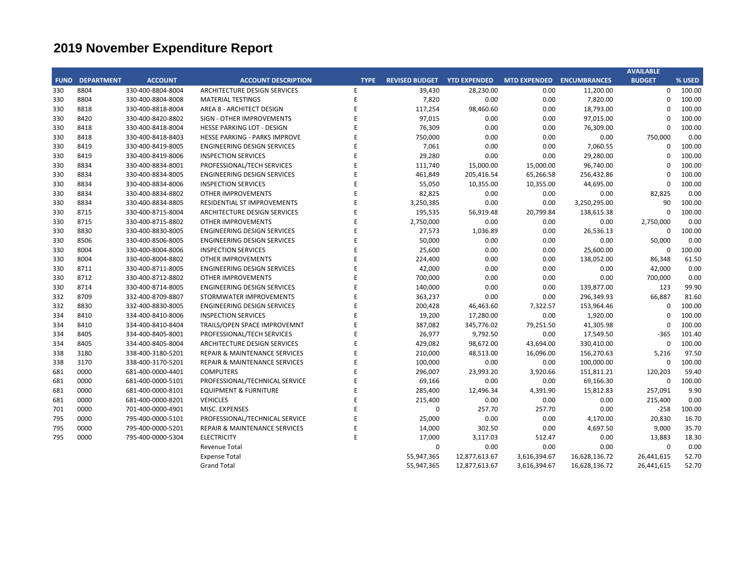# 2019 November Expenditure Report

| FUND | DEPARTMENT | ACCOUNT | ACCOUNT DESCRIPTION | TYPE | REVISED BUDGET | YTD EXPENDED | MTD EXPENDED | ENCUMBRANCES | AVAILABLE BUDGET | % USED |
|---|---|---|---|---|---|---|---|---|---|---|
| 330 | 8804 | 330-400-8804-8004 | ARCHITECTURE DESIGN SERVICES | E | 39,430 | 28,230.00 | 0.00 | 11,200.00 | 0 | 100.00 |
| 330 | 8804 | 330-400-8804-8008 | MATERIAL TESTINGS | E | 7,820 | 0.00 | 0.00 | 7,820.00 | 0 | 100.00 |
| 330 | 8818 | 330-400-8818-8004 | AREA 8 - ARCHITECT DESIGN | E | 117,254 | 98,460.60 | 0.00 | 18,793.00 | 0 | 100.00 |
| 330 | 8420 | 330-400-8420-8802 | SIGN - OTHER IMPROVEMENTS | E | 97,015 | 0.00 | 0.00 | 97,015.00 | 0 | 100.00 |
| 330 | 8418 | 330-400-8418-8004 | HESSE PARKING LOT - DESIGN | E | 76,309 | 0.00 | 0.00 | 76,309.00 | 0 | 100.00 |
| 330 | 8418 | 330-400-8418-8403 | HESSE PARKING - PARKS IMPROVE | E | 750,000 | 0.00 | 0.00 | 0.00 | 750,000 | 0.00 |
| 330 | 8419 | 330-400-8419-8005 | ENGINEERING DESIGN SERVICES | E | 7,061 | 0.00 | 0.00 | 7,060.55 | 0 | 100.00 |
| 330 | 8419 | 330-400-8419-8006 | INSPECTION SERVICES | E | 29,280 | 0.00 | 0.00 | 29,280.00 | 0 | 100.00 |
| 330 | 8834 | 330-400-8834-8001 | PROFESSIONAL/TECH SERVICES | E | 111,740 | 15,000.00 | 15,000.00 | 96,740.00 | 0 | 100.00 |
| 330 | 8834 | 330-400-8834-8005 | ENGINEERING DESIGN SERVICES | E | 461,849 | 205,416.54 | 65,266.58 | 256,432.86 | 0 | 100.00 |
| 330 | 8834 | 330-400-8834-8006 | INSPECTION SERVICES | E | 55,050 | 10,355.00 | 10,355.00 | 44,695.00 | 0 | 100.00 |
| 330 | 8834 | 330-400-8834-8802 | OTHER IMPROVEMENTS | E | 82,825 | 0.00 | 0.00 | 0.00 | 82,825 | 0.00 |
| 330 | 8834 | 330-400-8834-8805 | RESIDENTIAL ST IMPROVEMENTS | E | 3,250,385 | 0.00 | 0.00 | 3,250,295.00 | 90 | 100.00 |
| 330 | 8715 | 330-400-8715-8004 | ARCHITECTURE DESIGN SERVICES | E | 195,535 | 56,919.48 | 20,799.84 | 138,615.38 | 0 | 100.00 |
| 330 | 8715 | 330-400-8715-8802 | OTHER IMPROVEMENTS | E | 2,750,000 | 0.00 | 0.00 | 0.00 | 2,750,000 | 0.00 |
| 330 | 8830 | 330-400-8830-8005 | ENGINEERING DESIGN SERVICES | E | 27,573 | 1,036.89 | 0.00 | 26,536.13 | 0 | 100.00 |
| 330 | 8506 | 330-400-8506-8005 | ENGINEERING DESIGN SERVICES | E | 50,000 | 0.00 | 0.00 | 0.00 | 50,000 | 0.00 |
| 330 | 8004 | 330-400-8004-8006 | INSPECTION SERVICES | E | 25,600 | 0.00 | 0.00 | 25,600.00 | 0 | 100.00 |
| 330 | 8004 | 330-400-8004-8802 | OTHER IMPROVEMENTS | E | 224,400 | 0.00 | 0.00 | 138,052.00 | 86,348 | 61.50 |
| 330 | 8711 | 330-400-8711-8005 | ENGINEERING DESIGN SERVICES | E | 42,000 | 0.00 | 0.00 | 0.00 | 42,000 | 0.00 |
| 330 | 8712 | 330-400-8712-8802 | OTHER IMPROVEMENTS | E | 700,000 | 0.00 | 0.00 | 0.00 | 700,000 | 0.00 |
| 330 | 8714 | 330-400-8714-8005 | ENGINEERING DESIGN SERVICES | E | 140,000 | 0.00 | 0.00 | 139,877.00 | 123 | 99.90 |
| 332 | 8709 | 332-400-8709-8807 | STORMWATER IMPROVEMENTS | E | 363,237 | 0.00 | 0.00 | 296,349.93 | 66,887 | 81.60 |
| 332 | 8830 | 332-400-8830-8005 | ENGINEERING DESIGN SERVICES | E | 200,428 | 46,463.60 | 7,322.57 | 153,964.46 | 0 | 100.00 |
| 334 | 8410 | 334-400-8410-8006 | INSPECTION SERVICES | E | 19,200 | 17,280.00 | 0.00 | 1,920.00 | 0 | 100.00 |
| 334 | 8410 | 334-400-8410-8404 | TRAILS/OPEN SPACE IMPROVEMNT | E | 387,082 | 345,776.02 | 79,251.50 | 41,305.98 | 0 | 100.00 |
| 334 | 8405 | 334-400-8405-8001 | PROFESSIONAL/TECH SERVICES | E | 26,977 | 9,792.50 | 0.00 | 17,549.50 | -365 | 101.40 |
| 334 | 8405 | 334-400-8405-8004 | ARCHITECTURE DESIGN SERVICES | E | 429,082 | 98,672.00 | 43,694.00 | 330,410.00 | 0 | 100.00 |
| 338 | 3180 | 338-400-3180-5201 | REPAIR & MAINTENANCE SERVICES | E | 210,000 | 48,513.00 | 16,096.00 | 156,270.63 | 5,216 | 97.50 |
| 338 | 3170 | 338-400-3170-5201 | REPAIR & MAINTENANCE SERVICES | E | 100,000 | 0.00 | 0.00 | 100,000.00 | 0 | 100.00 |
| 681 | 0000 | 681-400-0000-4401 | COMPUTERS | E | 296,007 | 23,993.20 | 3,920.66 | 151,811.21 | 120,203 | 59.40 |
| 681 | 0000 | 681-400-0000-5101 | PROFESSIONAL/TECHNICAL SERVICE | E | 69,166 | 0.00 | 0.00 | 69,166.30 | 0 | 100.00 |
| 681 | 0000 | 681-400-0000-8101 | EQUIPMENT & FURNITURE | E | 285,400 | 12,496.34 | 4,391.90 | 15,812.83 | 257,091 | 9.90 |
| 681 | 0000 | 681-400-0000-8201 | VEHICLES | E | 215,400 | 0.00 | 0.00 | 0.00 | 215,400 | 0.00 |
| 701 | 0000 | 701-400-0000-4901 | MISC. EXPENSES | E | 0 | 257.70 | 257.70 | 0.00 | -258 | 100.00 |
| 795 | 0000 | 795-400-0000-5101 | PROFESSIONAL/TECHNICAL SERVICE | E | 25,000 | 0.00 | 0.00 | 4,170.00 | 20,830 | 16.70 |
| 795 | 0000 | 795-400-0000-5201 | REPAIR & MAINTENANCE SERVICES | E | 14,000 | 302.50 | 0.00 | 4,697.50 | 9,000 | 35.70 |
| 795 | 0000 | 795-400-0000-5304 | ELECTRICITY | E | 17,000 | 3,117.03 | 512.47 | 0.00 | 13,883 | 18.30 |
| | | | Revenue Total | | 0 | 0.00 | 0.00 | 0.00 | 0 | 0.00 |
| | | | Expense Total | | 55,947,365 | 12,877,613.67 | 3,616,394.67 | 16,628,136.72 | 26,441,615 | 52.70 |
| | | | Grand Total | | 55,947,365 | 12,877,613.67 | 3,616,394.67 | 16,628,136.72 | 26,441,615 | 52.70 |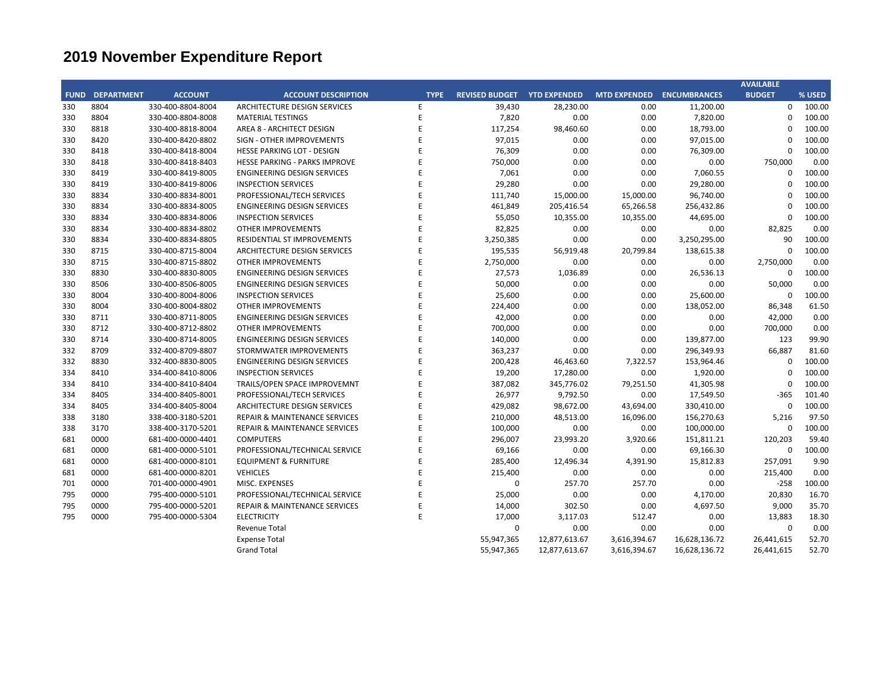# 2019 November Expenditure Report

| FUND | DEPARTMENT | ACCOUNT | ACCOUNT DESCRIPTION | TYPE | REVISED BUDGET | YTD EXPENDED | MTD EXPENDED | ENCUMBRANCES | AVAILABLE BUDGET | % USED |
|---|---|---|---|---|---|---|---|---|---|---|
| 330 | 8804 | 330-400-8804-8004 | ARCHITECTURE DESIGN SERVICES | E | 39,430 | 28,230.00 | 0.00 | 11,200.00 | 0 | 100.00 |
| 330 | 8804 | 330-400-8804-8008 | MATERIAL TESTINGS | E | 7,820 | 0.00 | 0.00 | 7,820.00 | 0 | 100.00 |
| 330 | 8818 | 330-400-8818-8004 | AREA 8 - ARCHITECT DESIGN | E | 117,254 | 98,460.60 | 0.00 | 18,793.00 | 0 | 100.00 |
| 330 | 8420 | 330-400-8420-8802 | SIGN - OTHER IMPROVEMENTS | E | 97,015 | 0.00 | 0.00 | 97,015.00 | 0 | 100.00 |
| 330 | 8418 | 330-400-8418-8004 | HESSE PARKING LOT - DESIGN | E | 76,309 | 0.00 | 0.00 | 76,309.00 | 0 | 100.00 |
| 330 | 8418 | 330-400-8418-8403 | HESSE PARKING - PARKS IMPROVE | E | 750,000 | 0.00 | 0.00 | 0.00 | 750,000 | 0.00 |
| 330 | 8419 | 330-400-8419-8005 | ENGINEERING DESIGN SERVICES | E | 7,061 | 0.00 | 0.00 | 7,060.55 | 0 | 100.00 |
| 330 | 8419 | 330-400-8419-8006 | INSPECTION SERVICES | E | 29,280 | 0.00 | 0.00 | 29,280.00 | 0 | 100.00 |
| 330 | 8834 | 330-400-8834-8001 | PROFESSIONAL/TECH SERVICES | E | 111,740 | 15,000.00 | 15,000.00 | 96,740.00 | 0 | 100.00 |
| 330 | 8834 | 330-400-8834-8005 | ENGINEERING DESIGN SERVICES | E | 461,849 | 205,416.54 | 65,266.58 | 256,432.86 | 0 | 100.00 |
| 330 | 8834 | 330-400-8834-8006 | INSPECTION SERVICES | E | 55,050 | 10,355.00 | 10,355.00 | 44,695.00 | 0 | 100.00 |
| 330 | 8834 | 330-400-8834-8802 | OTHER IMPROVEMENTS | E | 82,825 | 0.00 | 0.00 | 0.00 | 82,825 | 0.00 |
| 330 | 8834 | 330-400-8834-8805 | RESIDENTIAL ST IMPROVEMENTS | E | 3,250,385 | 0.00 | 0.00 | 3,250,295.00 | 90 | 100.00 |
| 330 | 8715 | 330-400-8715-8004 | ARCHITECTURE DESIGN SERVICES | E | 195,535 | 56,919.48 | 20,799.84 | 138,615.38 | 0 | 100.00 |
| 330 | 8715 | 330-400-8715-8802 | OTHER IMPROVEMENTS | E | 2,750,000 | 0.00 | 0.00 | 0.00 | 2,750,000 | 0.00 |
| 330 | 8830 | 330-400-8830-8005 | ENGINEERING DESIGN SERVICES | E | 27,573 | 1,036.89 | 0.00 | 26,536.13 | 0 | 100.00 |
| 330 | 8506 | 330-400-8506-8005 | ENGINEERING DESIGN SERVICES | E | 50,000 | 0.00 | 0.00 | 0.00 | 50,000 | 0.00 |
| 330 | 8004 | 330-400-8004-8006 | INSPECTION SERVICES | E | 25,600 | 0.00 | 0.00 | 25,600.00 | 0 | 100.00 |
| 330 | 8004 | 330-400-8004-8802 | OTHER IMPROVEMENTS | E | 224,400 | 0.00 | 0.00 | 138,052.00 | 86,348 | 61.50 |
| 330 | 8711 | 330-400-8711-8005 | ENGINEERING DESIGN SERVICES | E | 42,000 | 0.00 | 0.00 | 0.00 | 42,000 | 0.00 |
| 330 | 8712 | 330-400-8712-8802 | OTHER IMPROVEMENTS | E | 700,000 | 0.00 | 0.00 | 0.00 | 700,000 | 0.00 |
| 330 | 8714 | 330-400-8714-8005 | ENGINEERING DESIGN SERVICES | E | 140,000 | 0.00 | 0.00 | 139,877.00 | 123 | 99.90 |
| 332 | 8709 | 332-400-8709-8807 | STORMWATER IMPROVEMENTS | E | 363,237 | 0.00 | 0.00 | 296,349.93 | 66,887 | 81.60 |
| 332 | 8830 | 332-400-8830-8005 | ENGINEERING DESIGN SERVICES | E | 200,428 | 46,463.60 | 7,322.57 | 153,964.46 | 0 | 100.00 |
| 334 | 8410 | 334-400-8410-8006 | INSPECTION SERVICES | E | 19,200 | 17,280.00 | 0.00 | 1,920.00 | 0 | 100.00 |
| 334 | 8410 | 334-400-8410-8404 | TRAILS/OPEN SPACE IMPROVEMNT | E | 387,082 | 345,776.02 | 79,251.50 | 41,305.98 | 0 | 100.00 |
| 334 | 8405 | 334-400-8405-8001 | PROFESSIONAL/TECH SERVICES | E | 26,977 | 9,792.50 | 0.00 | 17,549.50 | -365 | 101.40 |
| 334 | 8405 | 334-400-8405-8004 | ARCHITECTURE DESIGN SERVICES | E | 429,082 | 98,672.00 | 43,694.00 | 330,410.00 | 0 | 100.00 |
| 338 | 3180 | 338-400-3180-5201 | REPAIR & MAINTENANCE SERVICES | E | 210,000 | 48,513.00 | 16,096.00 | 156,270.63 | 5,216 | 97.50 |
| 338 | 3170 | 338-400-3170-5201 | REPAIR & MAINTENANCE SERVICES | E | 100,000 | 0.00 | 0.00 | 100,000.00 | 0 | 100.00 |
| 681 | 0000 | 681-400-0000-4401 | COMPUTERS | E | 296,007 | 23,993.20 | 3,920.66 | 151,811.21 | 120,203 | 59.40 |
| 681 | 0000 | 681-400-0000-5101 | PROFESSIONAL/TECHNICAL SERVICE | E | 69,166 | 0.00 | 0.00 | 69,166.30 | 0 | 100.00 |
| 681 | 0000 | 681-400-0000-8101 | EQUIPMENT & FURNITURE | E | 285,400 | 12,496.34 | 4,391.90 | 15,812.83 | 257,091 | 9.90 |
| 681 | 0000 | 681-400-0000-8201 | VEHICLES | E | 215,400 | 0.00 | 0.00 | 0.00 | 215,400 | 0.00 |
| 701 | 0000 | 701-400-0000-4901 | MISC. EXPENSES | E | 0 | 257.70 | 257.70 | 0.00 | -258 | 100.00 |
| 795 | 0000 | 795-400-0000-5101 | PROFESSIONAL/TECHNICAL SERVICE | E | 25,000 | 0.00 | 0.00 | 4,170.00 | 20,830 | 16.70 |
| 795 | 0000 | 795-400-0000-5201 | REPAIR & MAINTENANCE SERVICES | E | 14,000 | 302.50 | 0.00 | 4,697.50 | 9,000 | 35.70 |
| 795 | 0000 | 795-400-0000-5304 | ELECTRICITY | E | 17,000 | 3,117.03 | 512.47 | 0.00 | 13,883 | 18.30 |
| | | | Revenue Total | | 0 | 0.00 | 0.00 | 0.00 | 0 | 0.00 |
| | | | Expense Total | | 55,947,365 | 12,877,613.67 | 3,616,394.67 | 16,628,136.72 | 26,441,615 | 52.70 |
| | | | Grand Total | | 55,947,365 | 12,877,613.67 | 3,616,394.67 | 16,628,136.72 | 26,441,615 | 52.70 |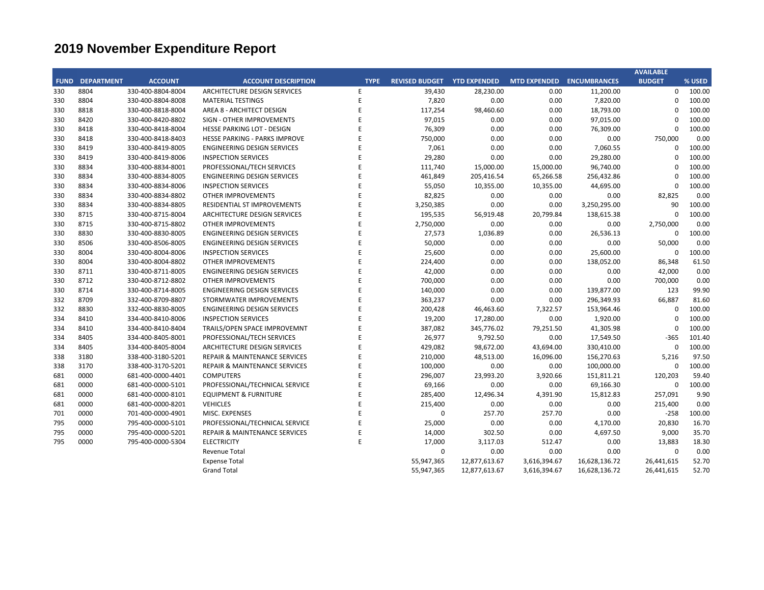# 2019 November Expenditure Report

| FUND | DEPARTMENT | ACCOUNT | ACCOUNT DESCRIPTION | TYPE | REVISED BUDGET | YTD EXPENDED | MTD EXPENDED | ENCUMBRANCES | AVAILABLE BUDGET | % USED |
|---|---|---|---|---|---|---|---|---|---|---|
| 330 | 8804 | 330-400-8804-8004 | ARCHITECTURE DESIGN SERVICES | E | 39,430 | 28,230.00 | 0.00 | 11,200.00 | 0 | 100.00 |
| 330 | 8804 | 330-400-8804-8008 | MATERIAL TESTINGS | E | 7,820 | 0.00 | 0.00 | 7,820.00 | 0 | 100.00 |
| 330 | 8818 | 330-400-8818-8004 | AREA 8 - ARCHITECT DESIGN | E | 117,254 | 98,460.60 | 0.00 | 18,793.00 | 0 | 100.00 |
| 330 | 8420 | 330-400-8420-8802 | SIGN - OTHER IMPROVEMENTS | E | 97,015 | 0.00 | 0.00 | 97,015.00 | 0 | 100.00 |
| 330 | 8418 | 330-400-8418-8004 | HESSE PARKING LOT - DESIGN | E | 76,309 | 0.00 | 0.00 | 76,309.00 | 0 | 100.00 |
| 330 | 8418 | 330-400-8418-8403 | HESSE PARKING - PARKS IMPROVE | E | 750,000 | 0.00 | 0.00 | 0.00 | 750,000 | 0.00 |
| 330 | 8419 | 330-400-8419-8005 | ENGINEERING DESIGN SERVICES | E | 7,061 | 0.00 | 0.00 | 7,060.55 | 0 | 100.00 |
| 330 | 8419 | 330-400-8419-8006 | INSPECTION SERVICES | E | 29,280 | 0.00 | 0.00 | 29,280.00 | 0 | 100.00 |
| 330 | 8834 | 330-400-8834-8001 | PROFESSIONAL/TECH SERVICES | E | 111,740 | 15,000.00 | 15,000.00 | 96,740.00 | 0 | 100.00 |
| 330 | 8834 | 330-400-8834-8005 | ENGINEERING DESIGN SERVICES | E | 461,849 | 205,416.54 | 65,266.58 | 256,432.86 | 0 | 100.00 |
| 330 | 8834 | 330-400-8834-8006 | INSPECTION SERVICES | E | 55,050 | 10,355.00 | 10,355.00 | 44,695.00 | 0 | 100.00 |
| 330 | 8834 | 330-400-8834-8802 | OTHER IMPROVEMENTS | E | 82,825 | 0.00 | 0.00 | 0.00 | 82,825 | 0.00 |
| 330 | 8834 | 330-400-8834-8805 | RESIDENTIAL ST IMPROVEMENTS | E | 3,250,385 | 0.00 | 0.00 | 3,250,295.00 | 90 | 100.00 |
| 330 | 8715 | 330-400-8715-8004 | ARCHITECTURE DESIGN SERVICES | E | 195,535 | 56,919.48 | 20,799.84 | 138,615.38 | 0 | 100.00 |
| 330 | 8715 | 330-400-8715-8802 | OTHER IMPROVEMENTS | E | 2,750,000 | 0.00 | 0.00 | 0.00 | 2,750,000 | 0.00 |
| 330 | 8830 | 330-400-8830-8005 | ENGINEERING DESIGN SERVICES | E | 27,573 | 1,036.89 | 0.00 | 26,536.13 | 0 | 100.00 |
| 330 | 8506 | 330-400-8506-8005 | ENGINEERING DESIGN SERVICES | E | 50,000 | 0.00 | 0.00 | 0.00 | 50,000 | 0.00 |
| 330 | 8004 | 330-400-8004-8006 | INSPECTION SERVICES | E | 25,600 | 0.00 | 0.00 | 25,600.00 | 0 | 100.00 |
| 330 | 8004 | 330-400-8004-8802 | OTHER IMPROVEMENTS | E | 224,400 | 0.00 | 0.00 | 138,052.00 | 86,348 | 61.50 |
| 330 | 8711 | 330-400-8711-8005 | ENGINEERING DESIGN SERVICES | E | 42,000 | 0.00 | 0.00 | 0.00 | 42,000 | 0.00 |
| 330 | 8712 | 330-400-8712-8802 | OTHER IMPROVEMENTS | E | 700,000 | 0.00 | 0.00 | 0.00 | 700,000 | 0.00 |
| 330 | 8714 | 330-400-8714-8005 | ENGINEERING DESIGN SERVICES | E | 140,000 | 0.00 | 0.00 | 139,877.00 | 123 | 99.90 |
| 332 | 8709 | 332-400-8709-8807 | STORMWATER IMPROVEMENTS | E | 363,237 | 0.00 | 0.00 | 296,349.93 | 66,887 | 81.60 |
| 332 | 8830 | 332-400-8830-8005 | ENGINEERING DESIGN SERVICES | E | 200,428 | 46,463.60 | 7,322.57 | 153,964.46 | 0 | 100.00 |
| 334 | 8410 | 334-400-8410-8006 | INSPECTION SERVICES | E | 19,200 | 17,280.00 | 0.00 | 1,920.00 | 0 | 100.00 |
| 334 | 8410 | 334-400-8410-8404 | TRAILS/OPEN SPACE IMPROVEMNT | E | 387,082 | 345,776.02 | 79,251.50 | 41,305.98 | 0 | 100.00 |
| 334 | 8405 | 334-400-8405-8001 | PROFESSIONAL/TECH SERVICES | E | 26,977 | 9,792.50 | 0.00 | 17,549.50 | -365 | 101.40 |
| 334 | 8405 | 334-400-8405-8004 | ARCHITECTURE DESIGN SERVICES | E | 429,082 | 98,672.00 | 43,694.00 | 330,410.00 | 0 | 100.00 |
| 338 | 3180 | 338-400-3180-5201 | REPAIR & MAINTENANCE SERVICES | E | 210,000 | 48,513.00 | 16,096.00 | 156,270.63 | 5,216 | 97.50 |
| 338 | 3170 | 338-400-3170-5201 | REPAIR & MAINTENANCE SERVICES | E | 100,000 | 0.00 | 0.00 | 100,000.00 | 0 | 100.00 |
| 681 | 0000 | 681-400-0000-4401 | COMPUTERS | E | 296,007 | 23,993.20 | 3,920.66 | 151,811.21 | 120,203 | 59.40 |
| 681 | 0000 | 681-400-0000-5101 | PROFESSIONAL/TECHNICAL SERVICE | E | 69,166 | 0.00 | 0.00 | 69,166.30 | 0 | 100.00 |
| 681 | 0000 | 681-400-0000-8101 | EQUIPMENT & FURNITURE | E | 285,400 | 12,496.34 | 4,391.90 | 15,812.83 | 257,091 | 9.90 |
| 681 | 0000 | 681-400-0000-8201 | VEHICLES | E | 215,400 | 0.00 | 0.00 | 0.00 | 215,400 | 0.00 |
| 701 | 0000 | 701-400-0000-4901 | MISC. EXPENSES | E | 0 | 257.70 | 257.70 | 0.00 | -258 | 100.00 |
| 795 | 0000 | 795-400-0000-5101 | PROFESSIONAL/TECHNICAL SERVICE | E | 25,000 | 0.00 | 0.00 | 4,170.00 | 20,830 | 16.70 |
| 795 | 0000 | 795-400-0000-5201 | REPAIR & MAINTENANCE SERVICES | E | 14,000 | 302.50 | 0.00 | 4,697.50 | 9,000 | 35.70 |
| 795 | 0000 | 795-400-0000-5304 | ELECTRICITY | E | 17,000 | 3,117.03 | 512.47 | 0.00 | 13,883 | 18.30 |
| | | | Revenue Total | | 0 | 0.00 | 0.00 | 0.00 | 0 | 0.00 |
| | | | Expense Total | | 55,947,365 | 12,877,613.67 | 3,616,394.67 | 16,628,136.72 | 26,441,615 | 52.70 |
| | | | Grand Total | | 55,947,365 | 12,877,613.67 | 3,616,394.67 | 16,628,136.72 | 26,441,615 | 52.70 |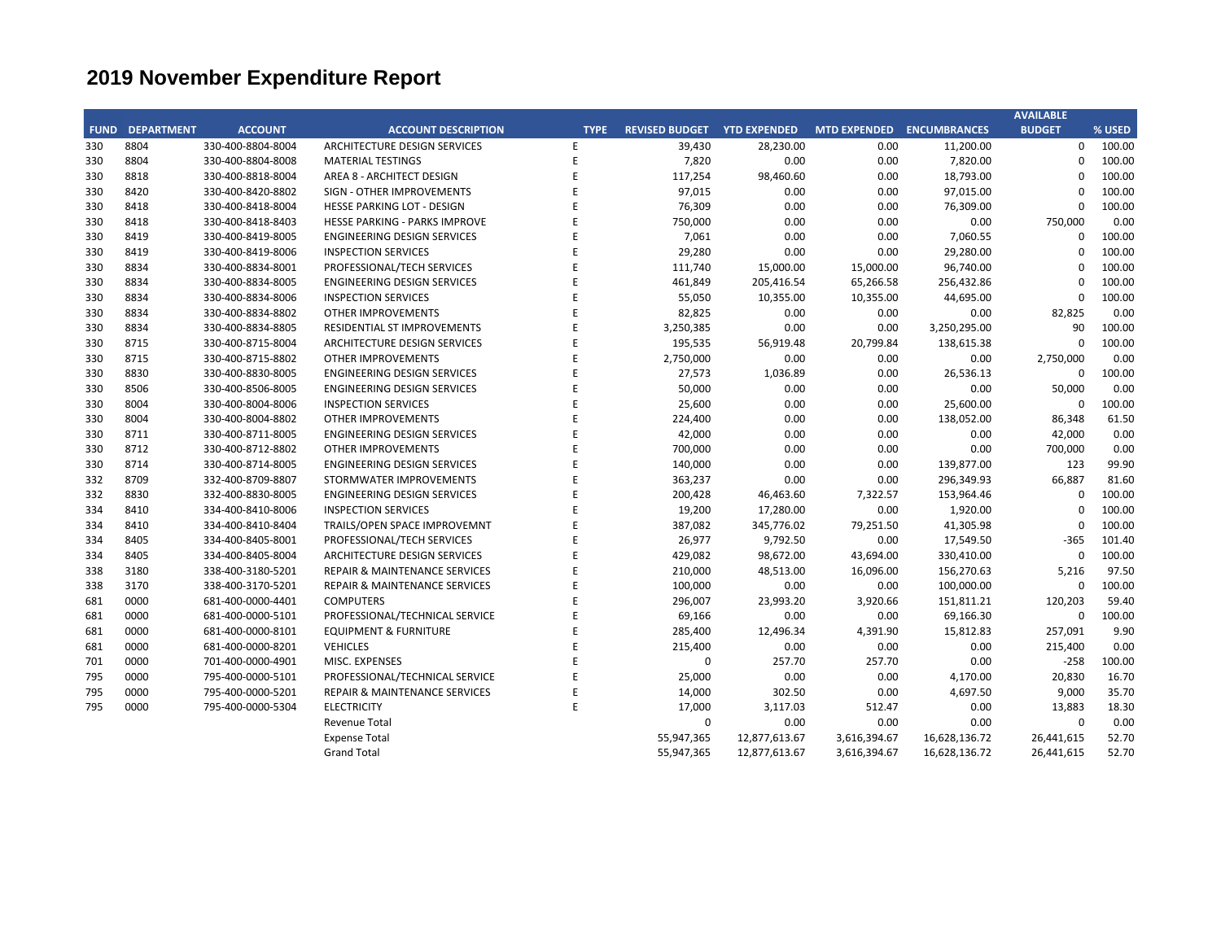# 2019 November Expenditure Report

| FUND | DEPARTMENT | ACCOUNT | ACCOUNT DESCRIPTION | TYPE | REVISED BUDGET | YTD EXPENDED | MTD EXPENDED | ENCUMBRANCES | AVAILABLE BUDGET | % USED |
|---|---|---|---|---|---|---|---|---|---|---|
| 330 | 8804 | 330-400-8804-8004 | ARCHITECTURE DESIGN SERVICES | E | 39,430 | 28,230.00 | 0.00 | 11,200.00 | 0 | 100.00 |
| 330 | 8804 | 330-400-8804-8008 | MATERIAL TESTINGS | E | 7,820 | 0.00 | 0.00 | 7,820.00 | 0 | 100.00 |
| 330 | 8818 | 330-400-8818-8004 | AREA 8 - ARCHITECT DESIGN | E | 117,254 | 98,460.60 | 0.00 | 18,793.00 | 0 | 100.00 |
| 330 | 8420 | 330-400-8420-8802 | SIGN - OTHER IMPROVEMENTS | E | 97,015 | 0.00 | 0.00 | 97,015.00 | 0 | 100.00 |
| 330 | 8418 | 330-400-8418-8004 | HESSE PARKING LOT - DESIGN | E | 76,309 | 0.00 | 0.00 | 76,309.00 | 0 | 100.00 |
| 330 | 8418 | 330-400-8418-8403 | HESSE PARKING - PARKS IMPROVE | E | 750,000 | 0.00 | 0.00 | 0.00 | 750,000 | 0.00 |
| 330 | 8419 | 330-400-8419-8005 | ENGINEERING DESIGN SERVICES | E | 7,061 | 0.00 | 0.00 | 7,060.55 | 0 | 100.00 |
| 330 | 8419 | 330-400-8419-8006 | INSPECTION SERVICES | E | 29,280 | 0.00 | 0.00 | 29,280.00 | 0 | 100.00 |
| 330 | 8834 | 330-400-8834-8001 | PROFESSIONAL/TECH SERVICES | E | 111,740 | 15,000.00 | 15,000.00 | 96,740.00 | 0 | 100.00 |
| 330 | 8834 | 330-400-8834-8005 | ENGINEERING DESIGN SERVICES | E | 461,849 | 205,416.54 | 65,266.58 | 256,432.86 | 0 | 100.00 |
| 330 | 8834 | 330-400-8834-8006 | INSPECTION SERVICES | E | 55,050 | 10,355.00 | 10,355.00 | 44,695.00 | 0 | 100.00 |
| 330 | 8834 | 330-400-8834-8802 | OTHER IMPROVEMENTS | E | 82,825 | 0.00 | 0.00 | 0.00 | 82,825 | 0.00 |
| 330 | 8834 | 330-400-8834-8805 | RESIDENTIAL ST IMPROVEMENTS | E | 3,250,385 | 0.00 | 0.00 | 3,250,295.00 | 90 | 100.00 |
| 330 | 8715 | 330-400-8715-8004 | ARCHITECTURE DESIGN SERVICES | E | 195,535 | 56,919.48 | 20,799.84 | 138,615.38 | 0 | 100.00 |
| 330 | 8715 | 330-400-8715-8802 | OTHER IMPROVEMENTS | E | 2,750,000 | 0.00 | 0.00 | 0.00 | 2,750,000 | 0.00 |
| 330 | 8830 | 330-400-8830-8005 | ENGINEERING DESIGN SERVICES | E | 27,573 | 1,036.89 | 0.00 | 26,536.13 | 0 | 100.00 |
| 330 | 8506 | 330-400-8506-8005 | ENGINEERING DESIGN SERVICES | E | 50,000 | 0.00 | 0.00 | 0.00 | 50,000 | 0.00 |
| 330 | 8004 | 330-400-8004-8006 | INSPECTION SERVICES | E | 25,600 | 0.00 | 0.00 | 25,600.00 | 0 | 100.00 |
| 330 | 8004 | 330-400-8004-8802 | OTHER IMPROVEMENTS | E | 224,400 | 0.00 | 0.00 | 138,052.00 | 86,348 | 61.50 |
| 330 | 8711 | 330-400-8711-8005 | ENGINEERING DESIGN SERVICES | E | 42,000 | 0.00 | 0.00 | 0.00 | 42,000 | 0.00 |
| 330 | 8712 | 330-400-8712-8802 | OTHER IMPROVEMENTS | E | 700,000 | 0.00 | 0.00 | 0.00 | 700,000 | 0.00 |
| 330 | 8714 | 330-400-8714-8005 | ENGINEERING DESIGN SERVICES | E | 140,000 | 0.00 | 0.00 | 139,877.00 | 123 | 99.90 |
| 332 | 8709 | 332-400-8709-8807 | STORMWATER IMPROVEMENTS | E | 363,237 | 0.00 | 0.00 | 296,349.93 | 66,887 | 81.60 |
| 332 | 8830 | 332-400-8830-8005 | ENGINEERING DESIGN SERVICES | E | 200,428 | 46,463.60 | 7,322.57 | 153,964.46 | 0 | 100.00 |
| 334 | 8410 | 334-400-8410-8006 | INSPECTION SERVICES | E | 19,200 | 17,280.00 | 0.00 | 1,920.00 | 0 | 100.00 |
| 334 | 8410 | 334-400-8410-8404 | TRAILS/OPEN SPACE IMPROVEMNT | E | 387,082 | 345,776.02 | 79,251.50 | 41,305.98 | 0 | 100.00 |
| 334 | 8405 | 334-400-8405-8001 | PROFESSIONAL/TECH SERVICES | E | 26,977 | 9,792.50 | 0.00 | 17,549.50 | -365 | 101.40 |
| 334 | 8405 | 334-400-8405-8004 | ARCHITECTURE DESIGN SERVICES | E | 429,082 | 98,672.00 | 43,694.00 | 330,410.00 | 0 | 100.00 |
| 338 | 3180 | 338-400-3180-5201 | REPAIR & MAINTENANCE SERVICES | E | 210,000 | 48,513.00 | 16,096.00 | 156,270.63 | 5,216 | 97.50 |
| 338 | 3170 | 338-400-3170-5201 | REPAIR & MAINTENANCE SERVICES | E | 100,000 | 0.00 | 0.00 | 100,000.00 | 0 | 100.00 |
| 681 | 0000 | 681-400-0000-4401 | COMPUTERS | E | 296,007 | 23,993.20 | 3,920.66 | 151,811.21 | 120,203 | 59.40 |
| 681 | 0000 | 681-400-0000-5101 | PROFESSIONAL/TECHNICAL SERVICE | E | 69,166 | 0.00 | 0.00 | 69,166.30 | 0 | 100.00 |
| 681 | 0000 | 681-400-0000-8101 | EQUIPMENT & FURNITURE | E | 285,400 | 12,496.34 | 4,391.90 | 15,812.83 | 257,091 | 9.90 |
| 681 | 0000 | 681-400-0000-8201 | VEHICLES | E | 215,400 | 0.00 | 0.00 | 0.00 | 215,400 | 0.00 |
| 701 | 0000 | 701-400-0000-4901 | MISC. EXPENSES | E | 0 | 257.70 | 257.70 | 0.00 | -258 | 100.00 |
| 795 | 0000 | 795-400-0000-5101 | PROFESSIONAL/TECHNICAL SERVICE | E | 25,000 | 0.00 | 0.00 | 4,170.00 | 20,830 | 16.70 |
| 795 | 0000 | 795-400-0000-5201 | REPAIR & MAINTENANCE SERVICES | E | 14,000 | 302.50 | 0.00 | 4,697.50 | 9,000 | 35.70 |
| 795 | 0000 | 795-400-0000-5304 | ELECTRICITY | E | 17,000 | 3,117.03 | 512.47 | 0.00 | 13,883 | 18.30 |
| | | | Revenue Total | | 0 | 0.00 | 0.00 | 0.00 | 0 | 0.00 |
| | | | Expense Total | | 55,947,365 | 12,877,613.67 | 3,616,394.67 | 16,628,136.72 | 26,441,615 | 52.70 |
| | | | Grand Total | | 55,947,365 | 12,877,613.67 | 3,616,394.67 | 16,628,136.72 | 26,441,615 | 52.70 |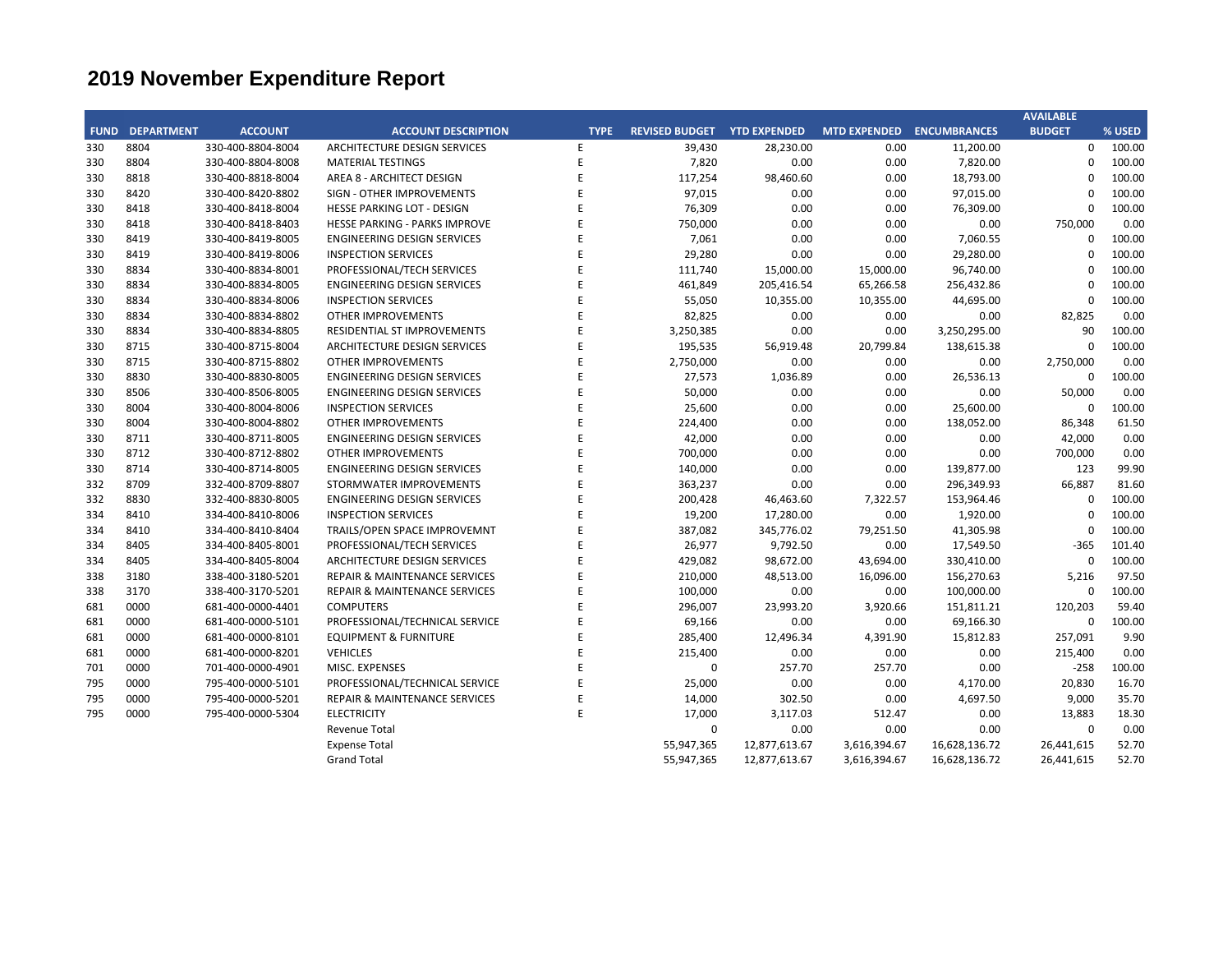# 2019 November Expenditure Report

| FUND | DEPARTMENT | ACCOUNT | ACCOUNT DESCRIPTION | TYPE | REVISED BUDGET | YTD EXPENDED | MTD EXPENDED | ENCUMBRANCES | AVAILABLE BUDGET | % USED |
|---|---|---|---|---|---|---|---|---|---|---|
| 330 | 8804 | 330-400-8804-8004 | ARCHITECTURE DESIGN SERVICES | E | 39,430 | 28,230.00 | 0.00 | 11,200.00 | 0 | 100.00 |
| 330 | 8804 | 330-400-8804-8008 | MATERIAL TESTINGS | E | 7,820 | 0.00 | 0.00 | 7,820.00 | 0 | 100.00 |
| 330 | 8818 | 330-400-8818-8004 | AREA 8 - ARCHITECT DESIGN | E | 117,254 | 98,460.60 | 0.00 | 18,793.00 | 0 | 100.00 |
| 330 | 8420 | 330-400-8420-8802 | SIGN - OTHER IMPROVEMENTS | E | 97,015 | 0.00 | 0.00 | 97,015.00 | 0 | 100.00 |
| 330 | 8418 | 330-400-8418-8004 | HESSE PARKING LOT - DESIGN | E | 76,309 | 0.00 | 0.00 | 76,309.00 | 0 | 100.00 |
| 330 | 8418 | 330-400-8418-8403 | HESSE PARKING - PARKS IMPROVE | E | 750,000 | 0.00 | 0.00 | 0.00 | 750,000 | 0.00 |
| 330 | 8419 | 330-400-8419-8005 | ENGINEERING DESIGN SERVICES | E | 7,061 | 0.00 | 0.00 | 7,060.55 | 0 | 100.00 |
| 330 | 8419 | 330-400-8419-8006 | INSPECTION SERVICES | E | 29,280 | 0.00 | 0.00 | 29,280.00 | 0 | 100.00 |
| 330 | 8834 | 330-400-8834-8001 | PROFESSIONAL/TECH SERVICES | E | 111,740 | 15,000.00 | 15,000.00 | 96,740.00 | 0 | 100.00 |
| 330 | 8834 | 330-400-8834-8005 | ENGINEERING DESIGN SERVICES | E | 461,849 | 205,416.54 | 65,266.58 | 256,432.86 | 0 | 100.00 |
| 330 | 8834 | 330-400-8834-8006 | INSPECTION SERVICES | E | 55,050 | 10,355.00 | 10,355.00 | 44,695.00 | 0 | 100.00 |
| 330 | 8834 | 330-400-8834-8802 | OTHER IMPROVEMENTS | E | 82,825 | 0.00 | 0.00 | 0.00 | 82,825 | 0.00 |
| 330 | 8834 | 330-400-8834-8805 | RESIDENTIAL ST IMPROVEMENTS | E | 3,250,385 | 0.00 | 0.00 | 3,250,295.00 | 90 | 100.00 |
| 330 | 8715 | 330-400-8715-8004 | ARCHITECTURE DESIGN SERVICES | E | 195,535 | 56,919.48 | 20,799.84 | 138,615.38 | 0 | 100.00 |
| 330 | 8715 | 330-400-8715-8802 | OTHER IMPROVEMENTS | E | 2,750,000 | 0.00 | 0.00 | 0.00 | 2,750,000 | 0.00 |
| 330 | 8830 | 330-400-8830-8005 | ENGINEERING DESIGN SERVICES | E | 27,573 | 1,036.89 | 0.00 | 26,536.13 | 0 | 100.00 |
| 330 | 8506 | 330-400-8506-8005 | ENGINEERING DESIGN SERVICES | E | 50,000 | 0.00 | 0.00 | 0.00 | 50,000 | 0.00 |
| 330 | 8004 | 330-400-8004-8006 | INSPECTION SERVICES | E | 25,600 | 0.00 | 0.00 | 25,600.00 | 0 | 100.00 |
| 330 | 8004 | 330-400-8004-8802 | OTHER IMPROVEMENTS | E | 224,400 | 0.00 | 0.00 | 138,052.00 | 86,348 | 61.50 |
| 330 | 8711 | 330-400-8711-8005 | ENGINEERING DESIGN SERVICES | E | 42,000 | 0.00 | 0.00 | 0.00 | 42,000 | 0.00 |
| 330 | 8712 | 330-400-8712-8802 | OTHER IMPROVEMENTS | E | 700,000 | 0.00 | 0.00 | 0.00 | 700,000 | 0.00 |
| 330 | 8714 | 330-400-8714-8005 | ENGINEERING DESIGN SERVICES | E | 140,000 | 0.00 | 0.00 | 139,877.00 | 123 | 99.90 |
| 332 | 8709 | 332-400-8709-8807 | STORMWATER IMPROVEMENTS | E | 363,237 | 0.00 | 0.00 | 296,349.93 | 66,887 | 81.60 |
| 332 | 8830 | 332-400-8830-8005 | ENGINEERING DESIGN SERVICES | E | 200,428 | 46,463.60 | 7,322.57 | 153,964.46 | 0 | 100.00 |
| 334 | 8410 | 334-400-8410-8006 | INSPECTION SERVICES | E | 19,200 | 17,280.00 | 0.00 | 1,920.00 | 0 | 100.00 |
| 334 | 8410 | 334-400-8410-8404 | TRAILS/OPEN SPACE IMPROVEMNT | E | 387,082 | 345,776.02 | 79,251.50 | 41,305.98 | 0 | 100.00 |
| 334 | 8405 | 334-400-8405-8001 | PROFESSIONAL/TECH SERVICES | E | 26,977 | 9,792.50 | 0.00 | 17,549.50 | -365 | 101.40 |
| 334 | 8405 | 334-400-8405-8004 | ARCHITECTURE DESIGN SERVICES | E | 429,082 | 98,672.00 | 43,694.00 | 330,410.00 | 0 | 100.00 |
| 338 | 3180 | 338-400-3180-5201 | REPAIR & MAINTENANCE SERVICES | E | 210,000 | 48,513.00 | 16,096.00 | 156,270.63 | 5,216 | 97.50 |
| 338 | 3170 | 338-400-3170-5201 | REPAIR & MAINTENANCE SERVICES | E | 100,000 | 0.00 | 0.00 | 100,000.00 | 0 | 100.00 |
| 681 | 0000 | 681-400-0000-4401 | COMPUTERS | E | 296,007 | 23,993.20 | 3,920.66 | 151,811.21 | 120,203 | 59.40 |
| 681 | 0000 | 681-400-0000-5101 | PROFESSIONAL/TECHNICAL SERVICE | E | 69,166 | 0.00 | 0.00 | 69,166.30 | 0 | 100.00 |
| 681 | 0000 | 681-400-0000-8101 | EQUIPMENT & FURNITURE | E | 285,400 | 12,496.34 | 4,391.90 | 15,812.83 | 257,091 | 9.90 |
| 681 | 0000 | 681-400-0000-8201 | VEHICLES | E | 215,400 | 0.00 | 0.00 | 0.00 | 215,400 | 0.00 |
| 701 | 0000 | 701-400-0000-4901 | MISC. EXPENSES | E | 0 | 257.70 | 257.70 | 0.00 | -258 | 100.00 |
| 795 | 0000 | 795-400-0000-5101 | PROFESSIONAL/TECHNICAL SERVICE | E | 25,000 | 0.00 | 0.00 | 4,170.00 | 20,830 | 16.70 |
| 795 | 0000 | 795-400-0000-5201 | REPAIR & MAINTENANCE SERVICES | E | 14,000 | 302.50 | 0.00 | 4,697.50 | 9,000 | 35.70 |
| 795 | 0000 | 795-400-0000-5304 | ELECTRICITY | E | 17,000 | 3,117.03 | 512.47 | 0.00 | 13,883 | 18.30 |
| | | | Revenue Total | | 0 | 0.00 | 0.00 | 0.00 | 0 | 0.00 |
| | | | Expense Total | | 55,947,365 | 12,877,613.67 | 3,616,394.67 | 16,628,136.72 | 26,441,615 | 52.70 |
| | | | Grand Total | | 55,947,365 | 12,877,613.67 | 3,616,394.67 | 16,628,136.72 | 26,441,615 | 52.70 |